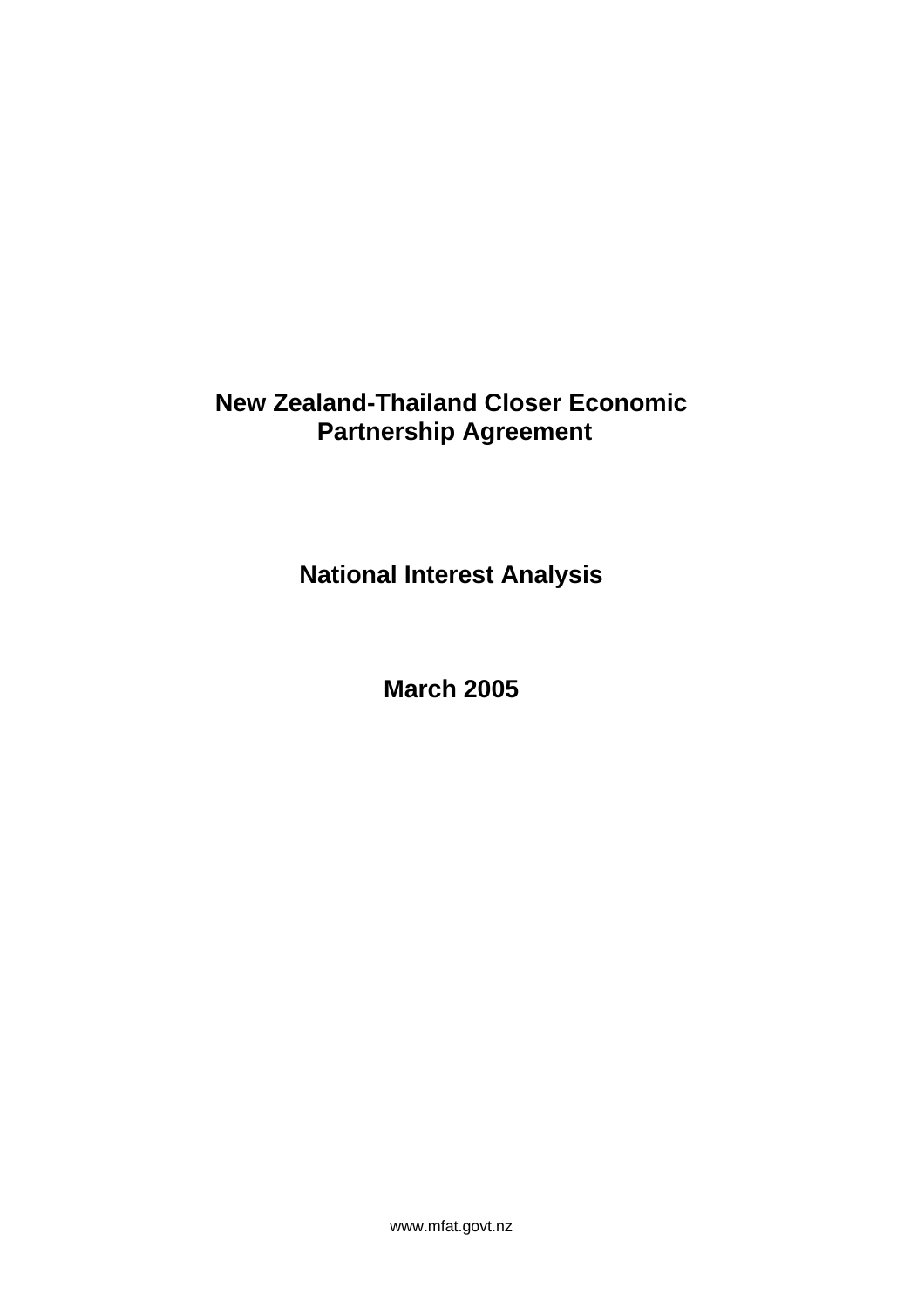# New Zealand-Thailand Closer Economic Partnership Agreement

## National Interest Analysis

## March 2005

www.mfat.govt.nz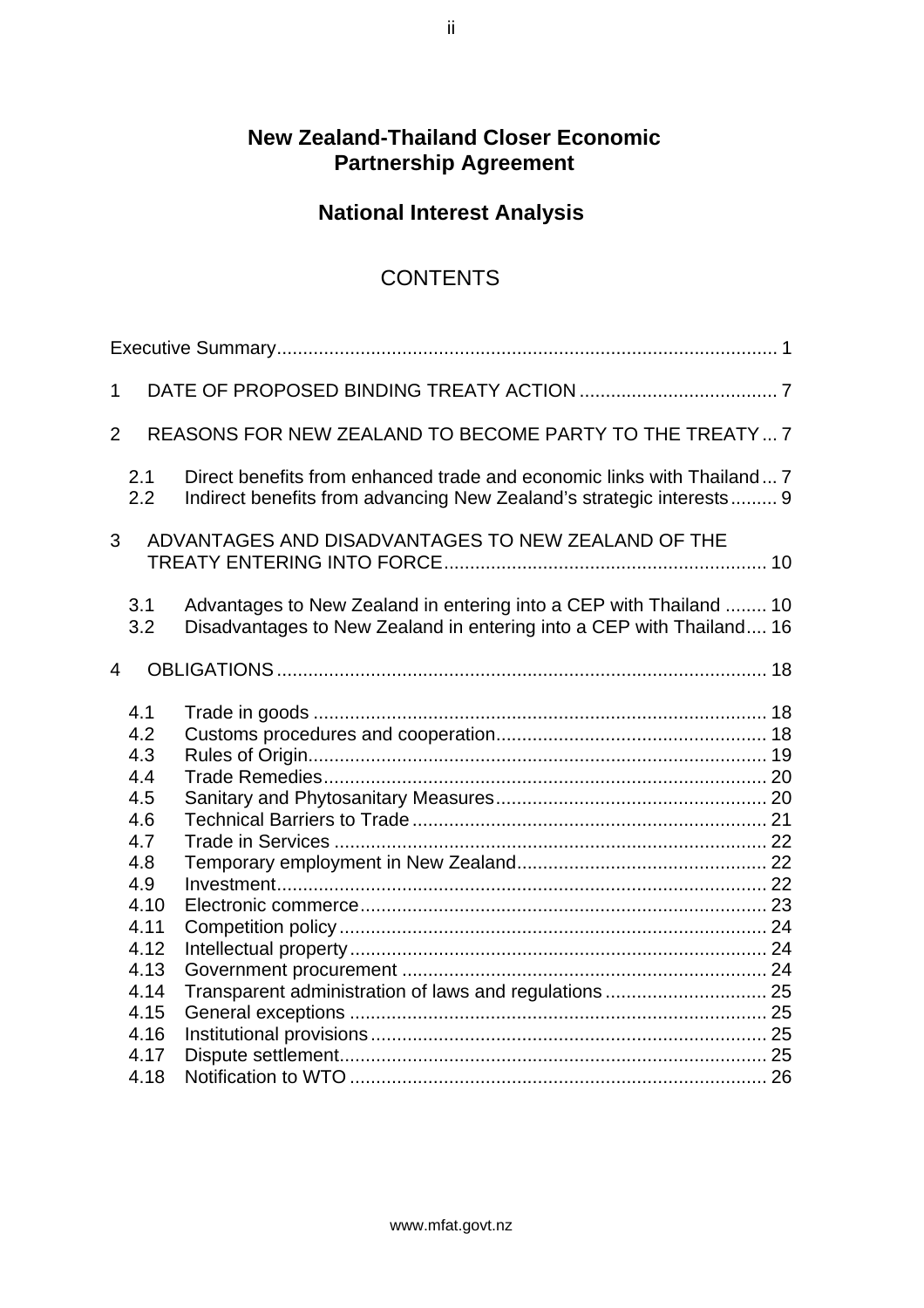# New Zealand-Thailand Closer Economic Partnership Agreement

## National Interest Analysis

## CONTENTS

Executive Summary ........................................................................................ 1

1 DATE OF PROPOSED BINDING TREATY ACTION ...................................... 7

2 REASONS FOR NEW ZEALAND TO BECOME PARTY TO THE TREATY ... 7

- 2.1 Direct benefits from enhanced trade and economic links with Thailand ... 7
- 2.2 Indirect benefits from advancing New Zealand's strategic interests ......... 9

3 ADVANTAGES AND DISADVANTAGES TO NEW ZEALAND OF THE TREATY ENTERING INTO FORCE .............................................................. 10

- 3.1 Advantages to New Zealand in entering into a CEP with Thailand ........ 10
- 3.2 Disadvantages to New Zealand in entering into a CEP with Thailand .... 16

4 OBLIGATIONS ............................................................................................. 18

- 4.1 Trade in goods ...................................................................................... 18
- 4.2 Customs procedures and cooperation .................................................... 18
- 4.3 Rules of Origin ....................................................................................... 19
- 4.4 Trade Remedies ..................................................................................... 20
- 4.5 Sanitary and Phytosanitary Measures .................................................... 20
- 4.6 Technical Barriers to Trade .................................................................... 21
- 4.7 Trade in Services ................................................................................... 22
- 4.8 Temporary employment in New Zealand ................................................ 22
- 4.9 Investment .............................................................................................. 22
- 4.10 Electronic commerce ............................................................................. 23
- 4.11 Competition policy .................................................................................. 24
- 4.12 Intellectual property ................................................................................ 24
- 4.13 Government procurement ...................................................................... 24
- 4.14 Transparent administration of laws and regulations ............................... 25
- 4.15 General exceptions ................................................................................ 25
- 4.16 Institutional provisions ............................................................................ 25
- 4.17 Dispute settlement .................................................................................. 25
- 4.18 Notification to WTO ................................................................................ 26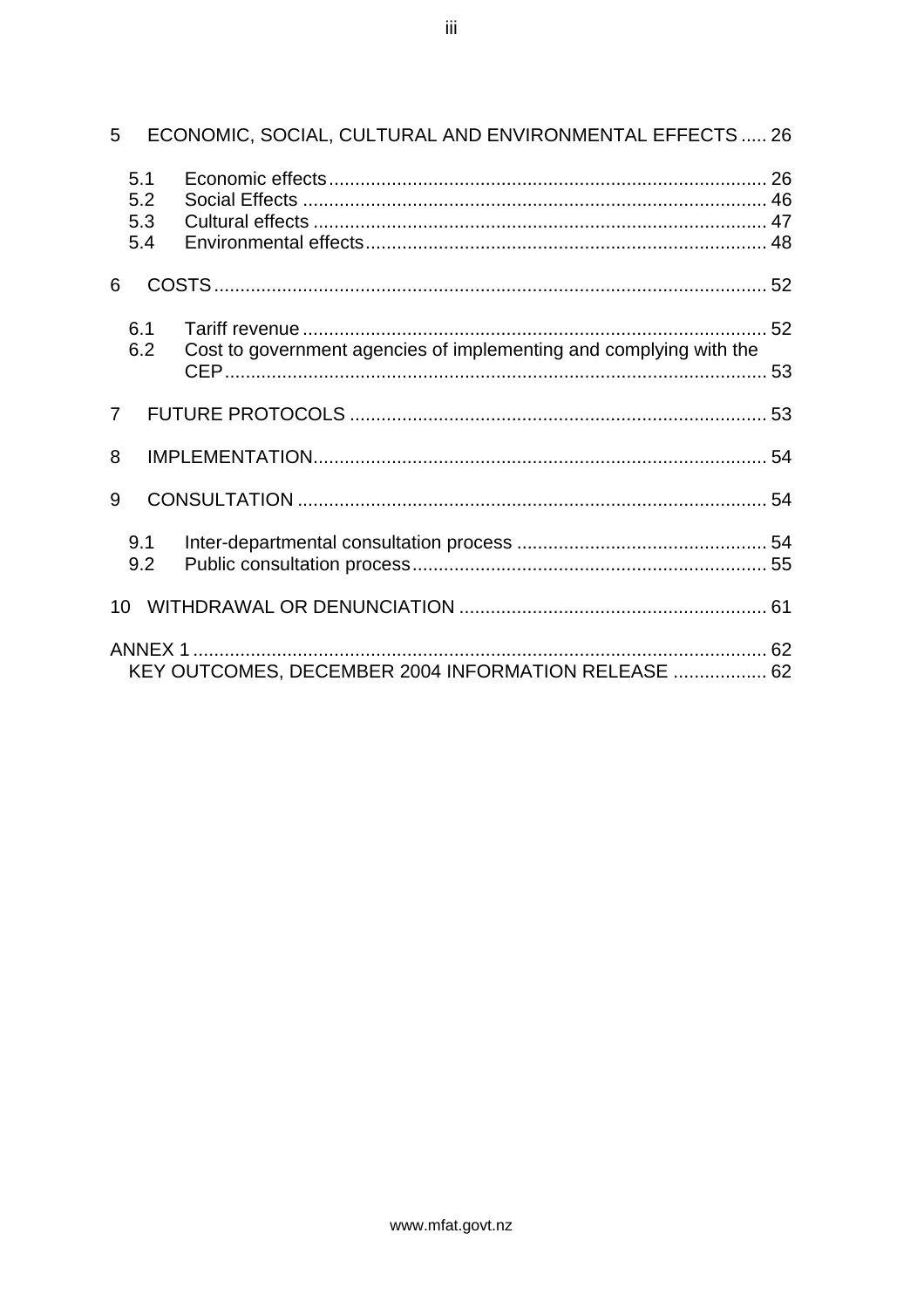5 ECONOMIC, SOCIAL, CULTURAL AND ENVIRONMENTAL EFFECTS ..... 26

- 5.1 Economic effects .................................................................................... 26
- 5.2 Social Effects ......................................................................................... 46
- 5.3 Cultural effects ....................................................................................... 47
- 5.4 Environmental effects ............................................................................. 48

6 COSTS ......................................................................................................... 52

- 6.1 Tariff revenue ......................................................................................... 52
- 6.2 Cost to government agencies of implementing and complying with the CEP ........................................................................................................ 53

7 FUTURE PROTOCOLS ............................................................................... 53

8 IMPLEMENTATION...................................................................................... 54

9 CONSULTATION ......................................................................................... 54

- 9.1 Inter-departmental consultation process ................................................ 54
- 9.2 Public consultation process .................................................................... 55

10 WITHDRAWAL OR DENUNCIATION .......................................................... 61

ANNEX 1 ............................................................................................................ 62

KEY OUTCOMES, DECEMBER 2004 INFORMATION RELEASE .................. 62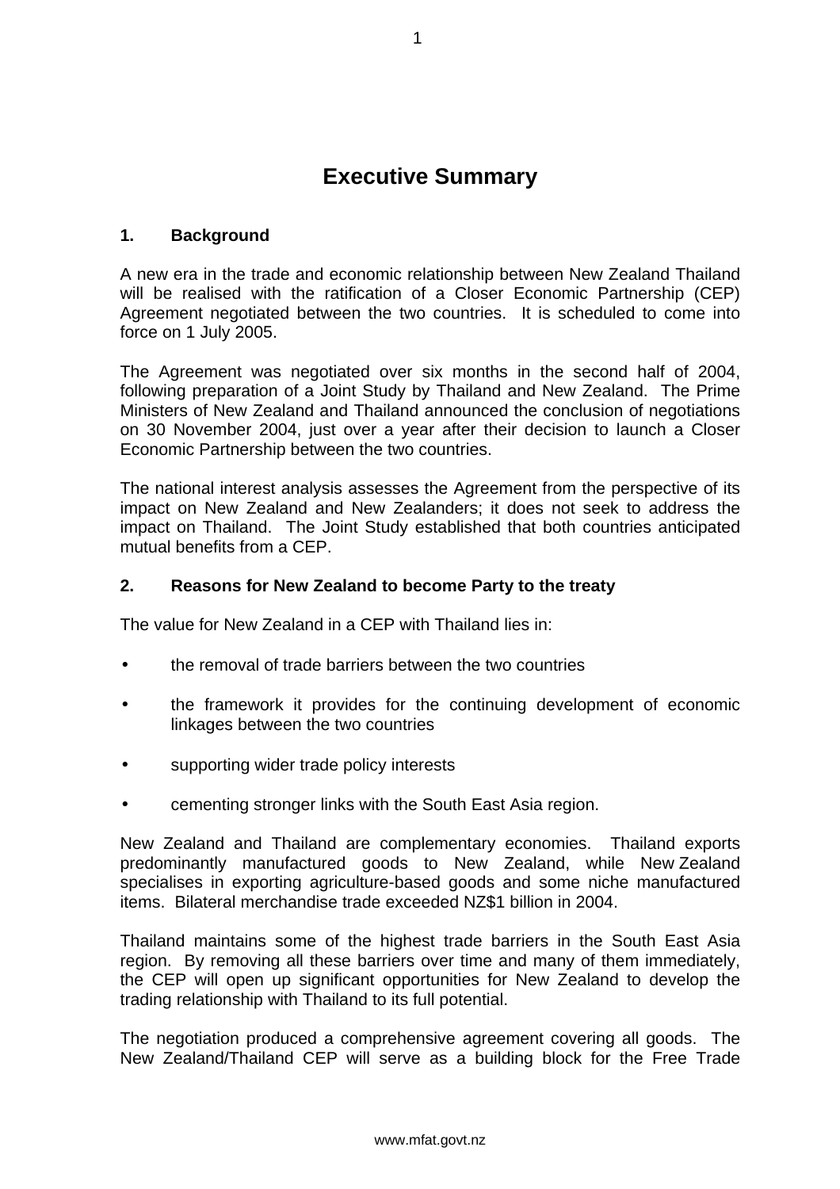# Executive Summary

### 1. Background

A new era in the trade and economic relationship between New Zealand Thailand will be realised with the ratification of a Closer Economic Partnership (CEP) Agreement negotiated between the two countries. It is scheduled to come into force on 1 July 2005.

The Agreement was negotiated over six months in the second half of 2004, following preparation of a Joint Study by Thailand and New Zealand. The Prime Ministers of New Zealand and Thailand announced the conclusion of negotiations on 30 November 2004, just over a year after their decision to launch a Closer Economic Partnership between the two countries.

The national interest analysis assesses the Agreement from the perspective of its impact on New Zealand and New Zealanders; it does not seek to address the impact on Thailand. The Joint Study established that both countries anticipated mutual benefits from a CEP.

### 2. Reasons for New Zealand to become Party to the treaty

The value for New Zealand in a CEP with Thailand lies in:

- the removal of trade barriers between the two countries
- the framework it provides for the continuing development of economic linkages between the two countries
- supporting wider trade policy interests
- cementing stronger links with the South East Asia region.

New Zealand and Thailand are complementary economies. Thailand exports predominantly manufactured goods to New Zealand, while New Zealand specialises in exporting agriculture-based goods and some niche manufactured items. Bilateral merchandise trade exceeded NZ$1 billion in 2004.

Thailand maintains some of the highest trade barriers in the South East Asia region. By removing all these barriers over time and many of them immediately, the CEP will open up significant opportunities for New Zealand to develop the trading relationship with Thailand to its full potential.

The negotiation produced a comprehensive agreement covering all goods. The New Zealand/Thailand CEP will serve as a building block for the Free Trade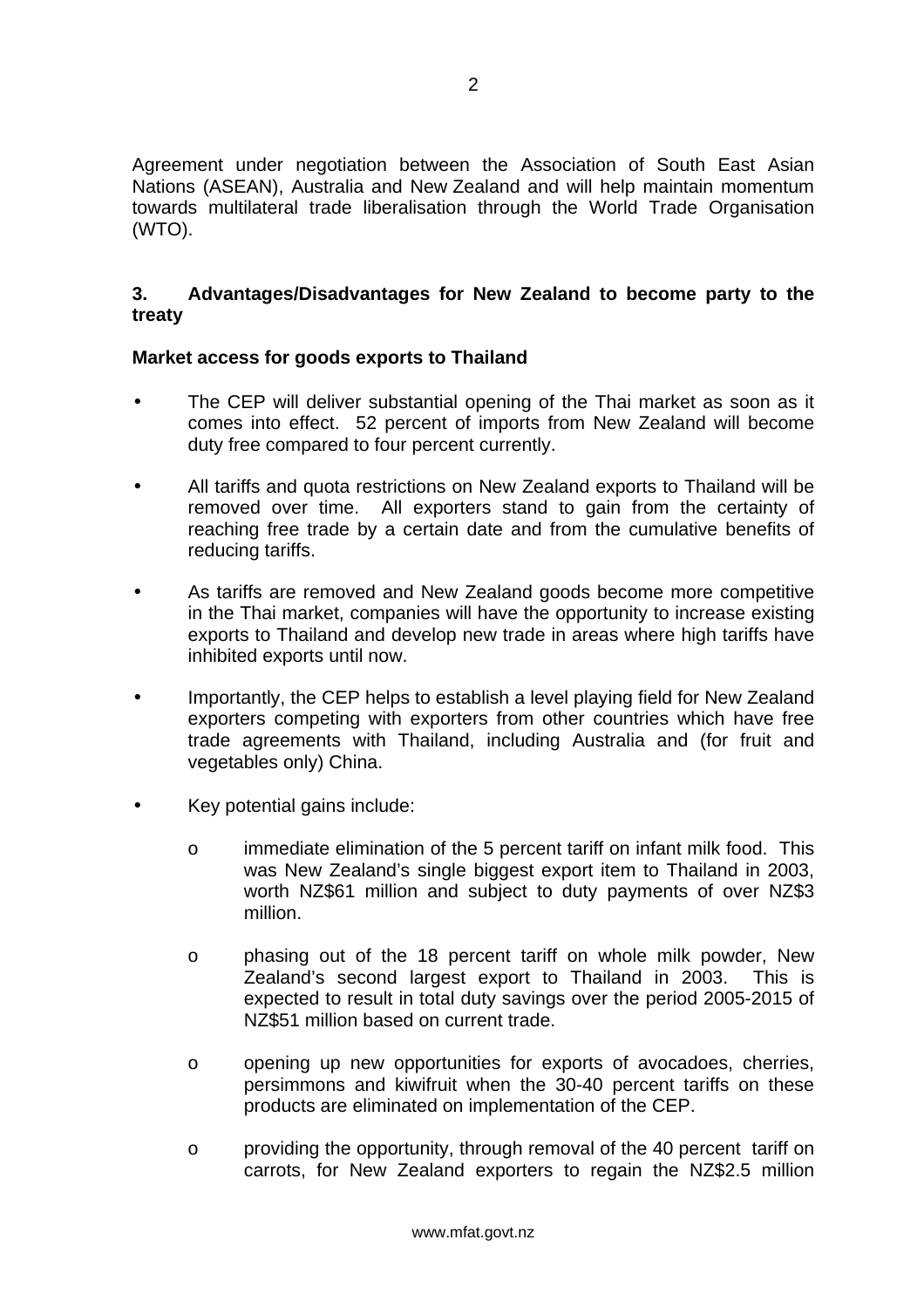Agreement under negotiation between the Association of South East Asian Nations (ASEAN), Australia and New Zealand and will help maintain momentum towards multilateral trade liberalisation through the World Trade Organisation (WTO).

### 3. Advantages/Disadvantages for New Zealand to become party to the treaty

**Market access for goods exports to Thailand**

- The CEP will deliver substantial opening of the Thai market as soon as it comes into effect. 52 percent of imports from New Zealand will become duty free compared to four percent currently.
- All tariffs and quota restrictions on New Zealand exports to Thailand will be removed over time. All exporters stand to gain from the certainty of reaching free trade by a certain date and from the cumulative benefits of reducing tariffs.
- As tariffs are removed and New Zealand goods become more competitive in the Thai market, companies will have the opportunity to increase existing exports to Thailand and develop new trade in areas where high tariffs have inhibited exports until now.
- Importantly, the CEP helps to establish a level playing field for New Zealand exporters competing with exporters from other countries which have free trade agreements with Thailand, including Australia and (for fruit and vegetables only) China.
- Key potential gains include:
  - immediate elimination of the 5 percent tariff on infant milk food. This was New Zealand's single biggest export item to Thailand in 2003, worth NZ$61 million and subject to duty payments of over NZ$3 million.
  - phasing out of the 18 percent tariff on whole milk powder, New Zealand's second largest export to Thailand in 2003. This is expected to result in total duty savings over the period 2005-2015 of NZ$51 million based on current trade.
  - opening up new opportunities for exports of avocadoes, cherries, persimmons and kiwifruit when the 30-40 percent tariffs on these products are eliminated on implementation of the CEP.
  - providing the opportunity, through removal of the 40 percent tariff on carrots, for New Zealand exporters to regain the NZ$2.5 million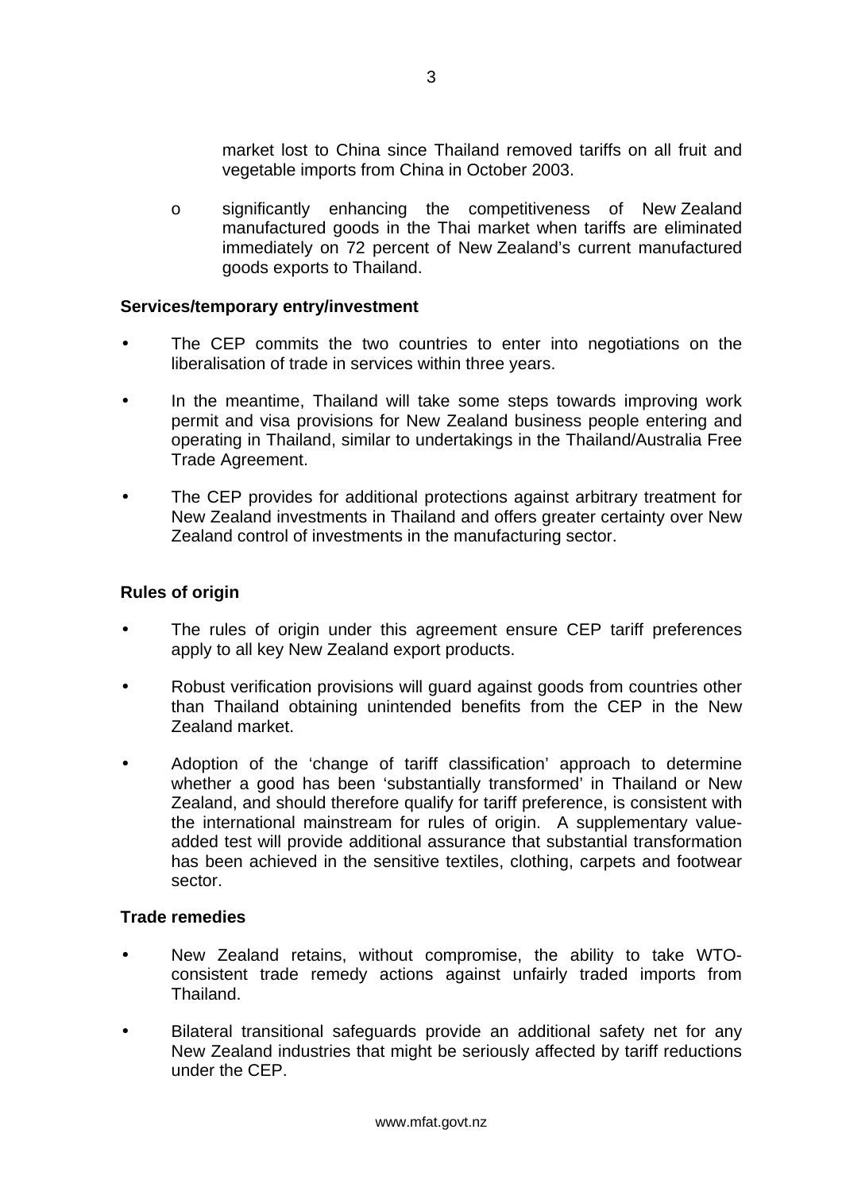market lost to China since Thailand removed tariffs on all fruit and vegetable imports from China in October 2003.

  - o significantly enhancing the competitiveness of New Zealand manufactured goods in the Thai market when tariffs are eliminated immediately on 72 percent of New Zealand's current manufactured goods exports to Thailand.

**Services/temporary entry/investment**

- The CEP commits the two countries to enter into negotiations on the liberalisation of trade in services within three years.
- In the meantime, Thailand will take some steps towards improving work permit and visa provisions for New Zealand business people entering and operating in Thailand, similar to undertakings in the Thailand/Australia Free Trade Agreement.
- The CEP provides for additional protections against arbitrary treatment for New Zealand investments in Thailand and offers greater certainty over New Zealand control of investments in the manufacturing sector.

**Rules of origin**

- The rules of origin under this agreement ensure CEP tariff preferences apply to all key New Zealand export products.
- Robust verification provisions will guard against goods from countries other than Thailand obtaining unintended benefits from the CEP in the New Zealand market.
- Adoption of the 'change of tariff classification' approach to determine whether a good has been 'substantially transformed' in Thailand or New Zealand, and should therefore qualify for tariff preference, is consistent with the international mainstream for rules of origin. A supplementary value-added test will provide additional assurance that substantial transformation has been achieved in the sensitive textiles, clothing, carpets and footwear sector.

**Trade remedies**

- New Zealand retains, without compromise, the ability to take WTO-consistent trade remedy actions against unfairly traded imports from Thailand.
- Bilateral transitional safeguards provide an additional safety net for any New Zealand industries that might be seriously affected by tariff reductions under the CEP.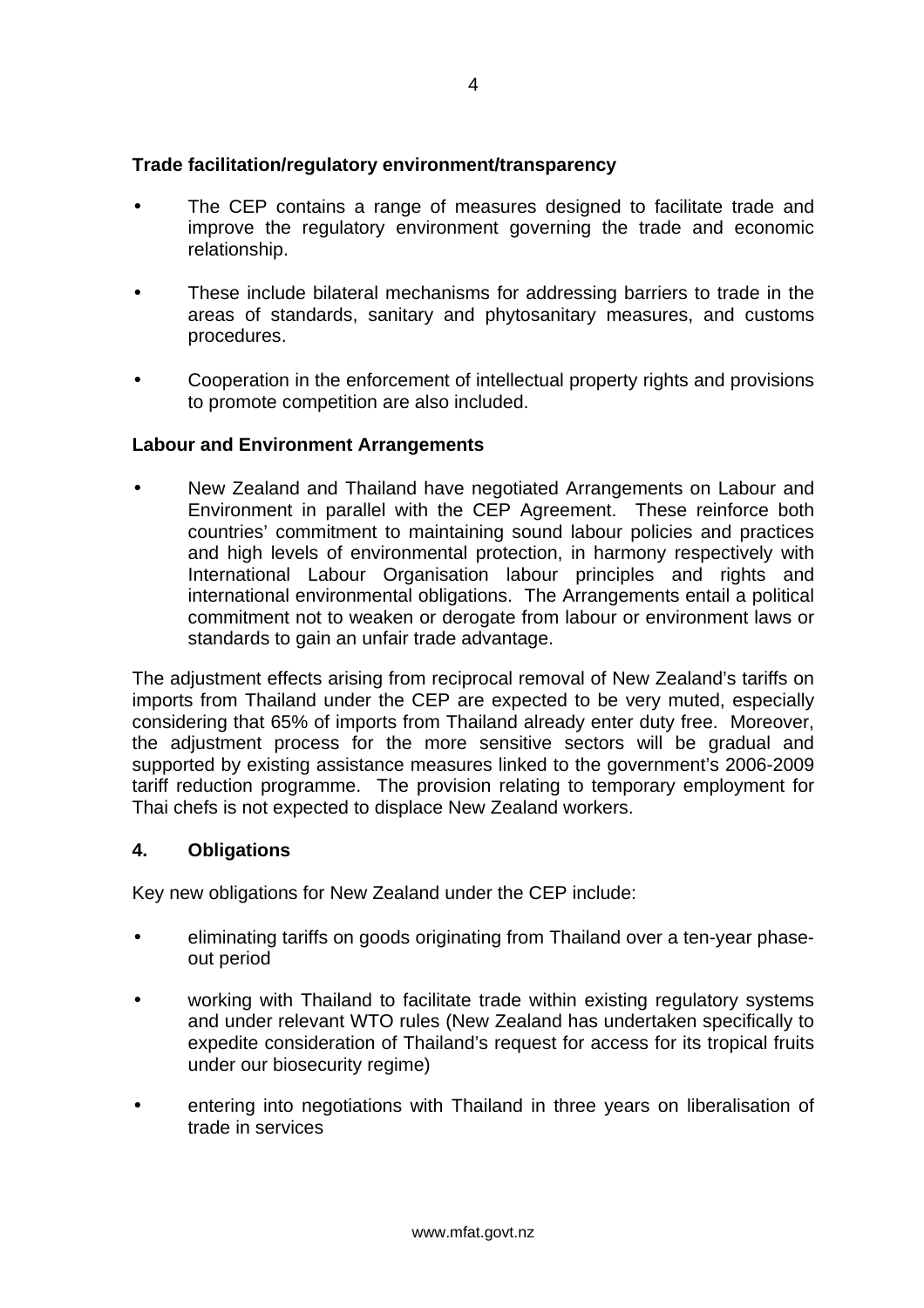**Trade facilitation/regulatory environment/transparency**

- The CEP contains a range of measures designed to facilitate trade and improve the regulatory environment governing the trade and economic relationship.
- These include bilateral mechanisms for addressing barriers to trade in the areas of standards, sanitary and phytosanitary measures, and customs procedures.
- Cooperation in the enforcement of intellectual property rights and provisions to promote competition are also included.

**Labour and Environment Arrangements**

- New Zealand and Thailand have negotiated Arrangements on Labour and Environment in parallel with the CEP Agreement. These reinforce both countries' commitment to maintaining sound labour policies and practices and high levels of environmental protection, in harmony respectively with International Labour Organisation labour principles and rights and international environmental obligations. The Arrangements entail a political commitment not to weaken or derogate from labour or environment laws or standards to gain an unfair trade advantage.

The adjustment effects arising from reciprocal removal of New Zealand's tariffs on imports from Thailand under the CEP are expected to be very muted, especially considering that 65% of imports from Thailand already enter duty free. Moreover, the adjustment process for the more sensitive sectors will be gradual and supported by existing assistance measures linked to the government's 2006-2009 tariff reduction programme. The provision relating to temporary employment for Thai chefs is not expected to displace New Zealand workers.

## 4. Obligations

Key new obligations for New Zealand under the CEP include:

- eliminating tariffs on goods originating from Thailand over a ten-year phase-out period
- working with Thailand to facilitate trade within existing regulatory systems and under relevant WTO rules (New Zealand has undertaken specifically to expedite consideration of Thailand's request for access for its tropical fruits under our biosecurity regime)
- entering into negotiations with Thailand in three years on liberalisation of trade in services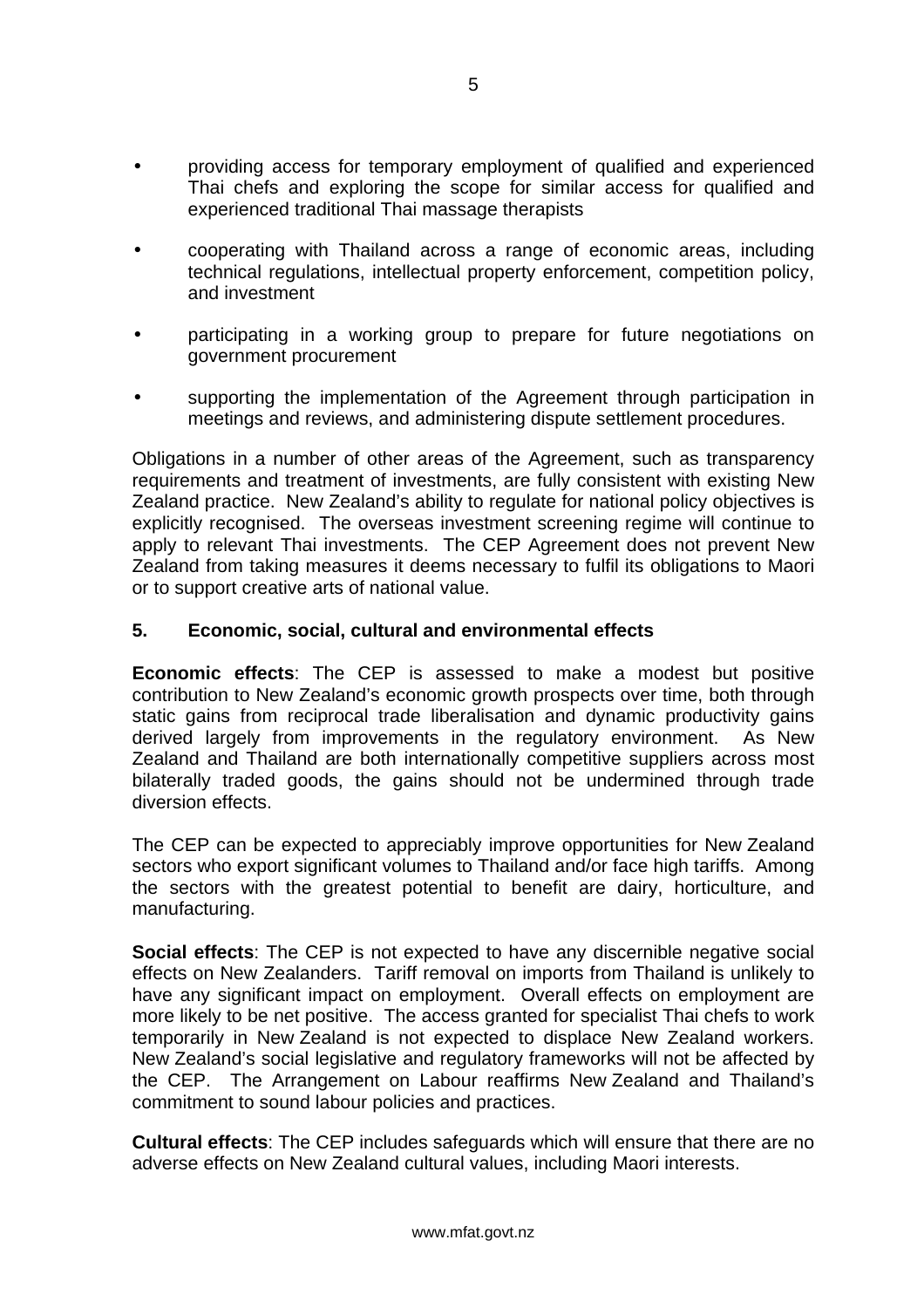- providing access for temporary employment of qualified and experienced Thai chefs and exploring the scope for similar access for qualified and experienced traditional Thai massage therapists

- cooperating with Thailand across a range of economic areas, including technical regulations, intellectual property enforcement, competition policy, and investment

- participating in a working group to prepare for future negotiations on government procurement

- supporting the implementation of the Agreement through participation in meetings and reviews, and administering dispute settlement procedures.

Obligations in a number of other areas of the Agreement, such as transparency requirements and treatment of investments, are fully consistent with existing New Zealand practice. New Zealand's ability to regulate for national policy objectives is explicitly recognised. The overseas investment screening regime will continue to apply to relevant Thai investments. The CEP Agreement does not prevent New Zealand from taking measures it deems necessary to fulfil its obligations to Maori or to support creative arts of national value.

## 5. Economic, social, cultural and environmental effects

**Economic effects**: The CEP is assessed to make a modest but positive contribution to New Zealand's economic growth prospects over time, both through static gains from reciprocal trade liberalisation and dynamic productivity gains derived largely from improvements in the regulatory environment. As New Zealand and Thailand are both internationally competitive suppliers across most bilaterally traded goods, the gains should not be undermined through trade diversion effects.

The CEP can be expected to appreciably improve opportunities for New Zealand sectors who export significant volumes to Thailand and/or face high tariffs. Among the sectors with the greatest potential to benefit are dairy, horticulture, and manufacturing.

**Social effects**: The CEP is not expected to have any discernible negative social effects on New Zealanders. Tariff removal on imports from Thailand is unlikely to have any significant impact on employment. Overall effects on employment are more likely to be net positive. The access granted for specialist Thai chefs to work temporarily in New Zealand is not expected to displace New Zealand workers. New Zealand's social legislative and regulatory frameworks will not be affected by the CEP. The Arrangement on Labour reaffirms New Zealand and Thailand's commitment to sound labour policies and practices.

**Cultural effects**: The CEP includes safeguards which will ensure that there are no adverse effects on New Zealand cultural values, including Maori interests.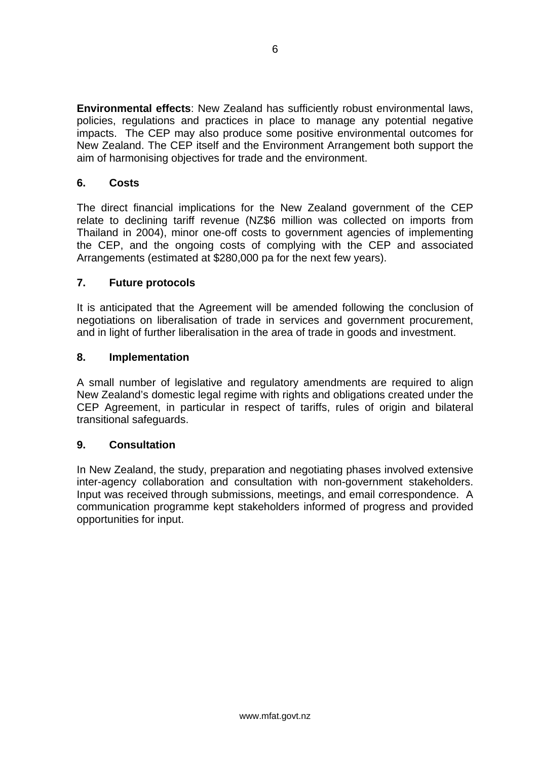**Environmental effects**: New Zealand has sufficiently robust environmental laws, policies, regulations and practices in place to manage any potential negative impacts. The CEP may also produce some positive environmental outcomes for New Zealand. The CEP itself and the Environment Arrangement both support the aim of harmonising objectives for trade and the environment.

## 6. Costs

The direct financial implications for the New Zealand government of the CEP relate to declining tariff revenue (NZ$6 million was collected on imports from Thailand in 2004), minor one-off costs to government agencies of implementing the CEP, and the ongoing costs of complying with the CEP and associated Arrangements (estimated at $280,000 pa for the next few years).

## 7. Future protocols

It is anticipated that the Agreement will be amended following the conclusion of negotiations on liberalisation of trade in services and government procurement, and in light of further liberalisation in the area of trade in goods and investment.

## 8. Implementation

A small number of legislative and regulatory amendments are required to align New Zealand's domestic legal regime with rights and obligations created under the CEP Agreement, in particular in respect of tariffs, rules of origin and bilateral transitional safeguards.

## 9. Consultation

In New Zealand, the study, preparation and negotiating phases involved extensive inter-agency collaboration and consultation with non-government stakeholders. Input was received through submissions, meetings, and email correspondence. A communication programme kept stakeholders informed of progress and provided opportunities for input.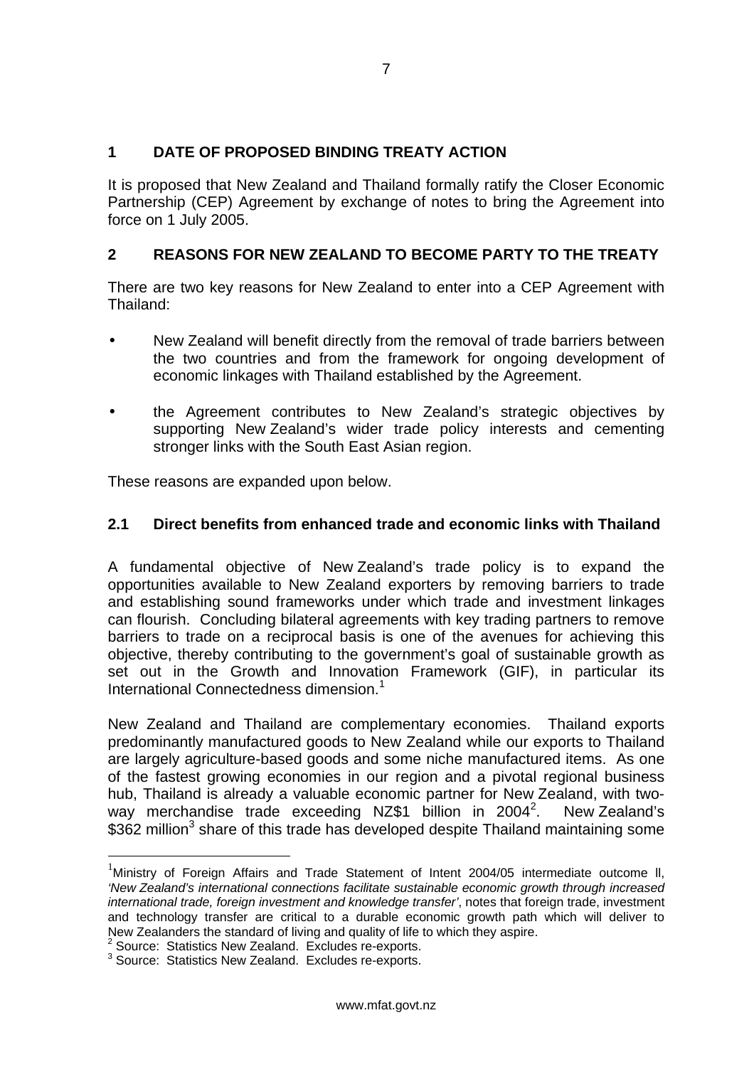## 1 DATE OF PROPOSED BINDING TREATY ACTION

It is proposed that New Zealand and Thailand formally ratify the Closer Economic Partnership (CEP) Agreement by exchange of notes to bring the Agreement into force on 1 July 2005.

## 2 REASONS FOR NEW ZEALAND TO BECOME PARTY TO THE TREATY

There are two key reasons for New Zealand to enter into a CEP Agreement with Thailand:

- New Zealand will benefit directly from the removal of trade barriers between the two countries and from the framework for ongoing development of economic linkages with Thailand established by the Agreement.
- the Agreement contributes to New Zealand's strategic objectives by supporting New Zealand's wider trade policy interests and cementing stronger links with the South East Asian region.

These reasons are expanded upon below.

### 2.1 Direct benefits from enhanced trade and economic links with Thailand

A fundamental objective of New Zealand's trade policy is to expand the opportunities available to New Zealand exporters by removing barriers to trade and establishing sound frameworks under which trade and investment linkages can flourish. Concluding bilateral agreements with key trading partners to remove barriers to trade on a reciprocal basis is one of the avenues for achieving this objective, thereby contributing to the government's goal of sustainable growth as set out in the Growth and Innovation Framework (GIF), in particular its International Connectedness dimension.[1]

New Zealand and Thailand are complementary economies. Thailand exports predominantly manufactured goods to New Zealand while our exports to Thailand are largely agriculture-based goods and some niche manufactured items. As one of the fastest growing economies in our region and a pivotal regional business hub, Thailand is already a valuable economic partner for New Zealand, with two-way merchandise trade exceeding NZ$1 billion in 2004[2]. New Zealand's $362 million[3] share of this trade has developed despite Thailand maintaining some

---

[1] Ministry of Foreign Affairs and Trade Statement of Intent 2004/05 intermediate outcome ll, *'New Zealand's international connections facilitate sustainable economic growth through increased international trade, foreign investment and knowledge transfer'*, notes that foreign trade, investment and technology transfer are critical to a durable economic growth path which will deliver to New Zealanders the standard of living and quality of life to which they aspire.

[2] Source: Statistics New Zealand. Excludes re-exports.

[3] Source: Statistics New Zealand. Excludes re-exports.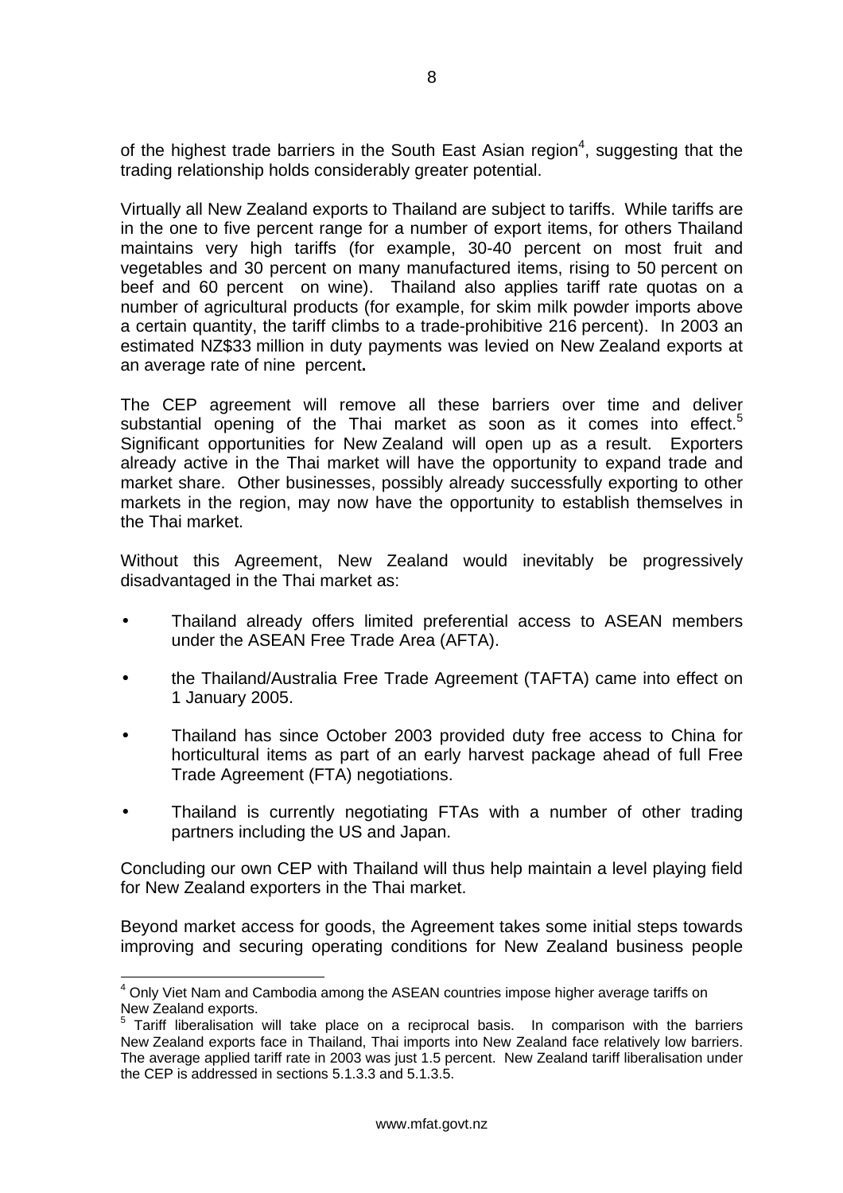of the highest trade barriers in the South East Asian region[4], suggesting that the trading relationship holds considerably greater potential.

Virtually all New Zealand exports to Thailand are subject to tariffs. While tariffs are in the one to five percent range for a number of export items, for others Thailand maintains very high tariffs (for example, 30-40 percent on most fruit and vegetables and 30 percent on many manufactured items, rising to 50 percent on beef and 60 percent on wine). Thailand also applies tariff rate quotas on a number of agricultural products (for example, for skim milk powder imports above a certain quantity, the tariff climbs to a trade-prohibitive 216 percent). In 2003 an estimated NZ$33 million in duty payments was levied on New Zealand exports at an average rate of nine percent**.**

The CEP agreement will remove all these barriers over time and deliver substantial opening of the Thai market as soon as it comes into effect.[5] Significant opportunities for New Zealand will open up as a result. Exporters already active in the Thai market will have the opportunity to expand trade and market share. Other businesses, possibly already successfully exporting to other markets in the region, may now have the opportunity to establish themselves in the Thai market.

Without this Agreement, New Zealand would inevitably be progressively disadvantaged in the Thai market as:

- Thailand already offers limited preferential access to ASEAN members under the ASEAN Free Trade Area (AFTA).
- the Thailand/Australia Free Trade Agreement (TAFTA) came into effect on 1 January 2005.
- Thailand has since October 2003 provided duty free access to China for horticultural items as part of an early harvest package ahead of full Free Trade Agreement (FTA) negotiations.
- Thailand is currently negotiating FTAs with a number of other trading partners including the US and Japan.

Concluding our own CEP with Thailand will thus help maintain a level playing field for New Zealand exporters in the Thai market.

Beyond market access for goods, the Agreement takes some initial steps towards improving and securing operating conditions for New Zealand business people

---

[4] Only Viet Nam and Cambodia among the ASEAN countries impose higher average tariffs on New Zealand exports.

[5] Tariff liberalisation will take place on a reciprocal basis. In comparison with the barriers New Zealand exports face in Thailand, Thai imports into New Zealand face relatively low barriers. The average applied tariff rate in 2003 was just 1.5 percent. New Zealand tariff liberalisation under the CEP is addressed in sections 5.1.3.3 and 5.1.3.5.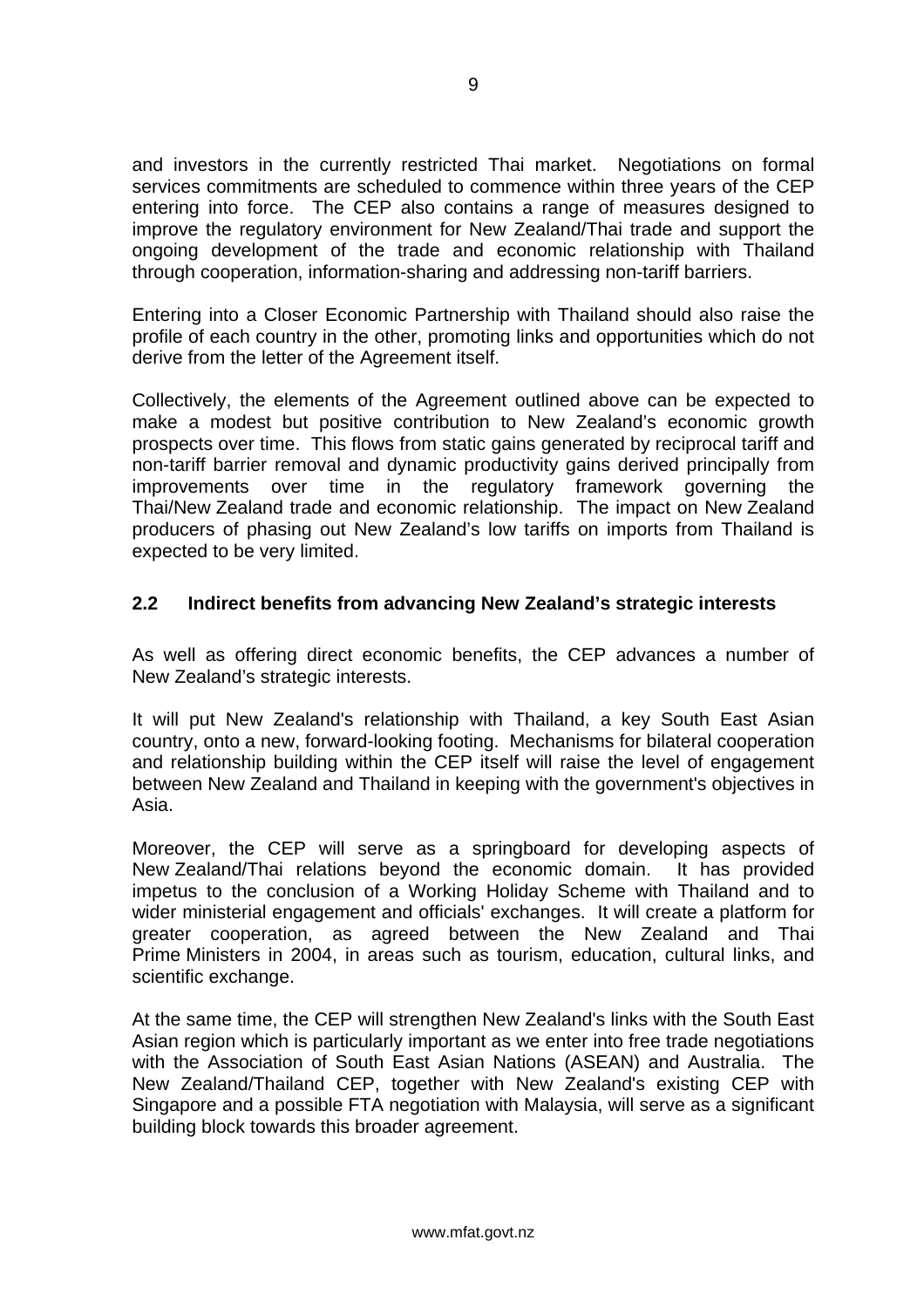and investors in the currently restricted Thai market. Negotiations on formal services commitments are scheduled to commence within three years of the CEP entering into force. The CEP also contains a range of measures designed to improve the regulatory environment for New Zealand/Thai trade and support the ongoing development of the trade and economic relationship with Thailand through cooperation, information-sharing and addressing non-tariff barriers.

Entering into a Closer Economic Partnership with Thailand should also raise the profile of each country in the other, promoting links and opportunities which do not derive from the letter of the Agreement itself.

Collectively, the elements of the Agreement outlined above can be expected to make a modest but positive contribution to New Zealand's economic growth prospects over time. This flows from static gains generated by reciprocal tariff and non-tariff barrier removal and dynamic productivity gains derived principally from improvements over time in the regulatory framework governing the Thai/New Zealand trade and economic relationship. The impact on New Zealand producers of phasing out New Zealand's low tariffs on imports from Thailand is expected to be very limited.

## 2.2 Indirect benefits from advancing New Zealand's strategic interests

As well as offering direct economic benefits, the CEP advances a number of New Zealand's strategic interests.

It will put New Zealand's relationship with Thailand, a key South East Asian country, onto a new, forward-looking footing. Mechanisms for bilateral cooperation and relationship building within the CEP itself will raise the level of engagement between New Zealand and Thailand in keeping with the government's objectives in Asia.

Moreover, the CEP will serve as a springboard for developing aspects of New Zealand/Thai relations beyond the economic domain. It has provided impetus to the conclusion of a Working Holiday Scheme with Thailand and to wider ministerial engagement and officials' exchanges. It will create a platform for greater cooperation, as agreed between the New Zealand and Thai Prime Ministers in 2004, in areas such as tourism, education, cultural links, and scientific exchange.

At the same time, the CEP will strengthen New Zealand's links with the South East Asian region which is particularly important as we enter into free trade negotiations with the Association of South East Asian Nations (ASEAN) and Australia. The New Zealand/Thailand CEP, together with New Zealand's existing CEP with Singapore and a possible FTA negotiation with Malaysia, will serve as a significant building block towards this broader agreement.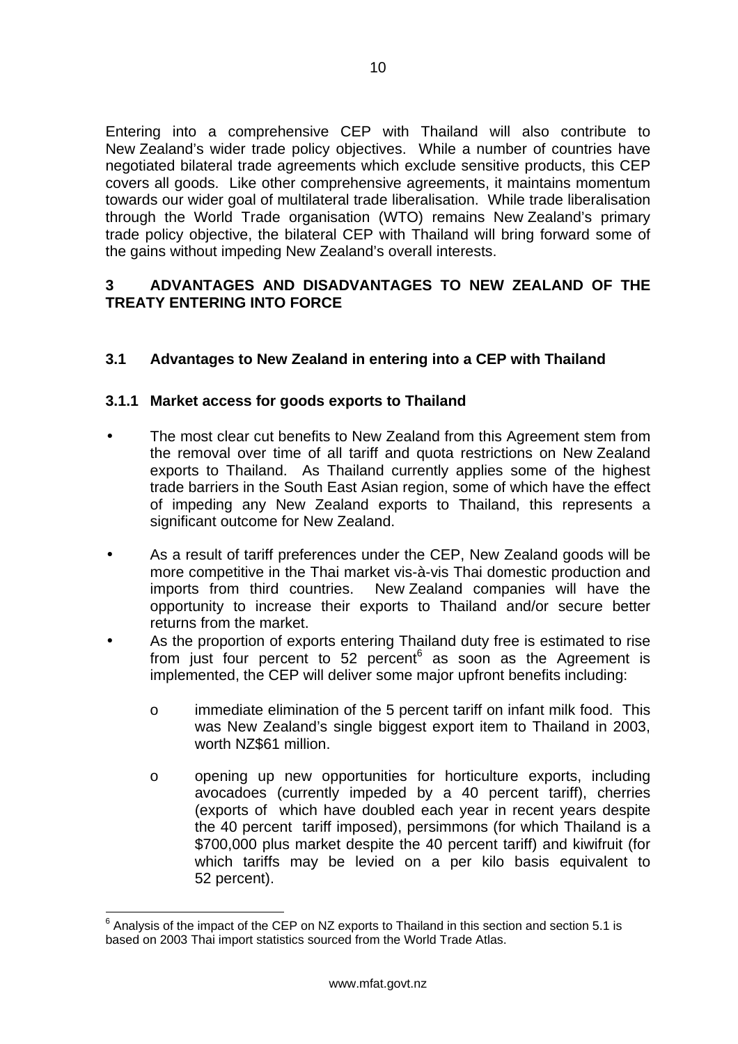Entering into a comprehensive CEP with Thailand will also contribute to New Zealand's wider trade policy objectives. While a number of countries have negotiated bilateral trade agreements which exclude sensitive products, this CEP covers all goods. Like other comprehensive agreements, it maintains momentum towards our wider goal of multilateral trade liberalisation. While trade liberalisation through the World Trade organisation (WTO) remains New Zealand's primary trade policy objective, the bilateral CEP with Thailand will bring forward some of the gains without impeding New Zealand's overall interests.

## 3 ADVANTAGES AND DISADVANTAGES TO NEW ZEALAND OF THE TREATY ENTERING INTO FORCE

### 3.1 Advantages to New Zealand in entering into a CEP with Thailand

#### 3.1.1 Market access for goods exports to Thailand

- The most clear cut benefits to New Zealand from this Agreement stem from the removal over time of all tariff and quota restrictions on New Zealand exports to Thailand. As Thailand currently applies some of the highest trade barriers in the South East Asian region, some of which have the effect of impeding any New Zealand exports to Thailand, this represents a significant outcome for New Zealand.
- As a result of tariff preferences under the CEP, New Zealand goods will be more competitive in the Thai market vis-à-vis Thai domestic production and imports from third countries. New Zealand companies will have the opportunity to increase their exports to Thailand and/or secure better returns from the market.
- As the proportion of exports entering Thailand duty free is estimated to rise from just four percent to 52 percent[6] as soon as the Agreement is implemented, the CEP will deliver some major upfront benefits including:
  - immediate elimination of the 5 percent tariff on infant milk food. This was New Zealand's single biggest export item to Thailand in 2003, worth NZ$61 million.
  - opening up new opportunities for horticulture exports, including avocadoes (currently impeded by a 40 percent tariff), cherries (exports of which have doubled each year in recent years despite the 40 percent tariff imposed), persimmons (for which Thailand is a $700,000 plus market despite the 40 percent tariff) and kiwifruit (for which tariffs may be levied on a per kilo basis equivalent to 52 percent).

[6] Analysis of the impact of the CEP on NZ exports to Thailand in this section and section 5.1 is based on 2003 Thai import statistics sourced from the World Trade Atlas.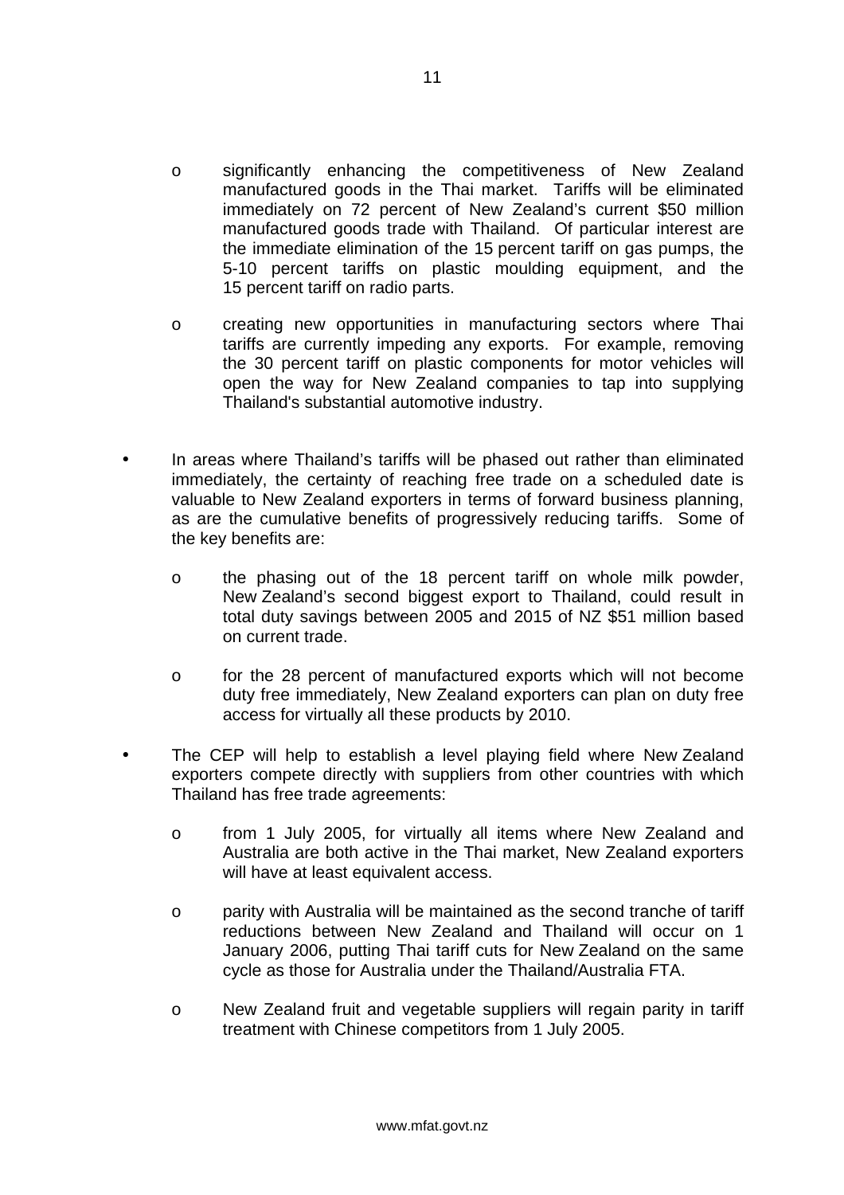- significantly enhancing the competitiveness of New Zealand manufactured goods in the Thai market. Tariffs will be eliminated immediately on 72 percent of New Zealand's current $50 million manufactured goods trade with Thailand. Of particular interest are the immediate elimination of the 15 percent tariff on gas pumps, the 5-10 percent tariffs on plastic moulding equipment, and the 15 percent tariff on radio parts.

  - creating new opportunities in manufacturing sectors where Thai tariffs are currently impeding any exports. For example, removing the 30 percent tariff on plastic components for motor vehicles will open the way for New Zealand companies to tap into supplying Thailand's substantial automotive industry.

- In areas where Thailand's tariffs will be phased out rather than eliminated immediately, the certainty of reaching free trade on a scheduled date is valuable to New Zealand exporters in terms of forward business planning, as are the cumulative benefits of progressively reducing tariffs. Some of the key benefits are:

  - the phasing out of the 18 percent tariff on whole milk powder, New Zealand's second biggest export to Thailand, could result in total duty savings between 2005 and 2015 of NZ $51 million based on current trade.

  - for the 28 percent of manufactured exports which will not become duty free immediately, New Zealand exporters can plan on duty free access for virtually all these products by 2010.

- The CEP will help to establish a level playing field where New Zealand exporters compete directly with suppliers from other countries with which Thailand has free trade agreements:

  - from 1 July 2005, for virtually all items where New Zealand and Australia are both active in the Thai market, New Zealand exporters will have at least equivalent access.

  - parity with Australia will be maintained as the second tranche of tariff reductions between New Zealand and Thailand will occur on 1 January 2006, putting Thai tariff cuts for New Zealand on the same cycle as those for Australia under the Thailand/Australia FTA.

  - New Zealand fruit and vegetable suppliers will regain parity in tariff treatment with Chinese competitors from 1 July 2005.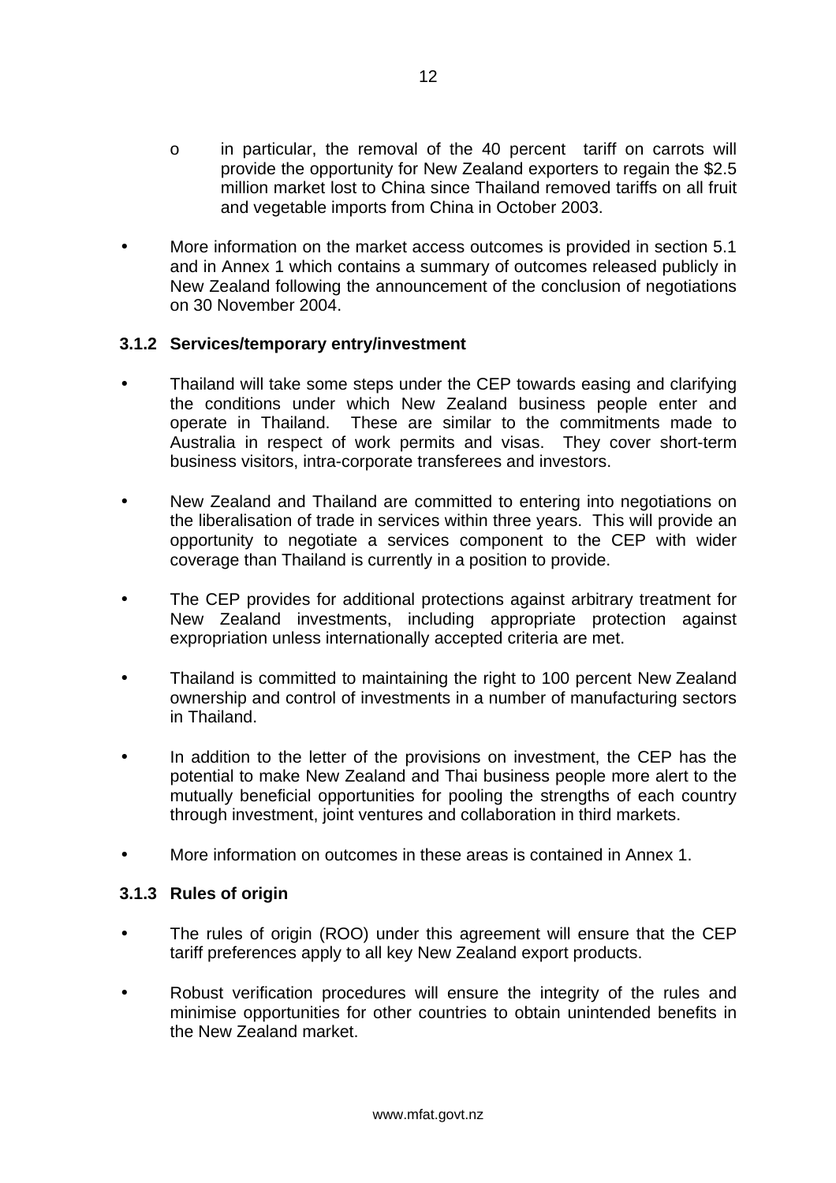- in particular, the removal of the 40 percent tariff on carrots will provide the opportunity for New Zealand exporters to regain the $2.5 million market lost to China since Thailand removed tariffs on all fruit and vegetable imports from China in October 2003.

- More information on the market access outcomes is provided in section 5.1 and in Annex 1 which contains a summary of outcomes released publicly in New Zealand following the announcement of the conclusion of negotiations on 30 November 2004.

### 3.1.2 Services/temporary entry/investment

- Thailand will take some steps under the CEP towards easing and clarifying the conditions under which New Zealand business people enter and operate in Thailand. These are similar to the commitments made to Australia in respect of work permits and visas. They cover short-term business visitors, intra-corporate transferees and investors.

- New Zealand and Thailand are committed to entering into negotiations on the liberalisation of trade in services within three years. This will provide an opportunity to negotiate a services component to the CEP with wider coverage than Thailand is currently in a position to provide.

- The CEP provides for additional protections against arbitrary treatment for New Zealand investments, including appropriate protection against expropriation unless internationally accepted criteria are met.

- Thailand is committed to maintaining the right to 100 percent New Zealand ownership and control of investments in a number of manufacturing sectors in Thailand.

- In addition to the letter of the provisions on investment, the CEP has the potential to make New Zealand and Thai business people more alert to the mutually beneficial opportunities for pooling the strengths of each country through investment, joint ventures and collaboration in third markets.

- More information on outcomes in these areas is contained in Annex 1.

### 3.1.3 Rules of origin

- The rules of origin (ROO) under this agreement will ensure that the CEP tariff preferences apply to all key New Zealand export products.

- Robust verification procedures will ensure the integrity of the rules and minimise opportunities for other countries to obtain unintended benefits in the New Zealand market.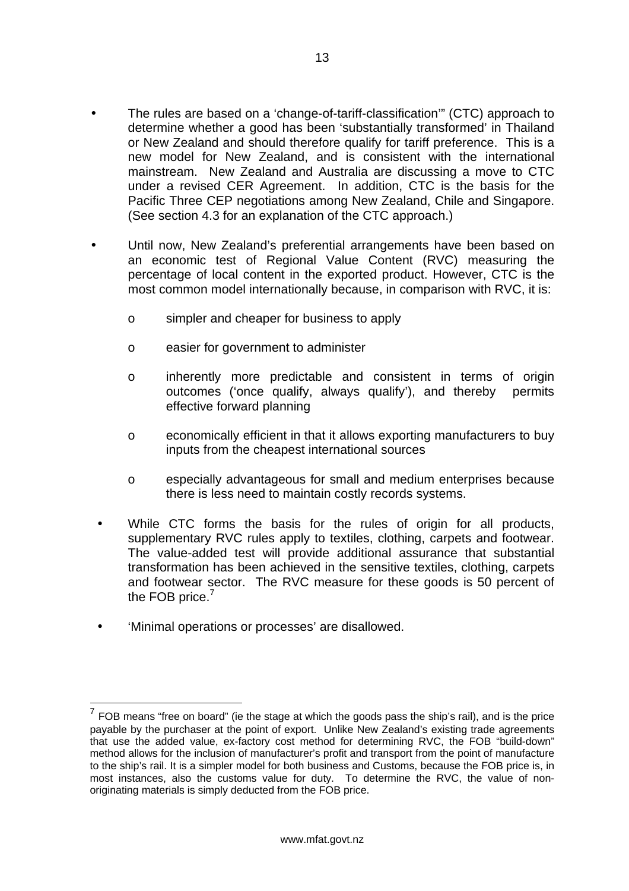- The rules are based on a 'change-of-tariff-classification'" (CTC) approach to determine whether a good has been 'substantially transformed' in Thailand or New Zealand and should therefore qualify for tariff preference. This is a new model for New Zealand, and is consistent with the international mainstream. New Zealand and Australia are discussing a move to CTC under a revised CER Agreement. In addition, CTC is the basis for the Pacific Three CEP negotiations among New Zealand, Chile and Singapore. (See section 4.3 for an explanation of the CTC approach.)

- Until now, New Zealand's preferential arrangements have been based on an economic test of Regional Value Content (RVC) measuring the percentage of local content in the exported product. However, CTC is the most common model internationally because, in comparison with RVC, it is:

  - simpler and cheaper for business to apply
  - easier for government to administer
  - inherently more predictable and consistent in terms of origin outcomes ('once qualify, always qualify'), and thereby permits effective forward planning
  - economically efficient in that it allows exporting manufacturers to buy inputs from the cheapest international sources
  - especially advantageous for small and medium enterprises because there is less need to maintain costly records systems.

- While CTC forms the basis for the rules of origin for all products, supplementary RVC rules apply to textiles, clothing, carpets and footwear. The value-added test will provide additional assurance that substantial transformation has been achieved in the sensitive textiles, clothing, carpets and footwear sector. The RVC measure for these goods is 50 percent of the FOB price.[7]

- 'Minimal operations or processes' are disallowed.

[7] FOB means "free on board" (ie the stage at which the goods pass the ship's rail), and is the price payable by the purchaser at the point of export. Unlike New Zealand's existing trade agreements that use the added value, ex-factory cost method for determining RVC, the FOB "build-down" method allows for the inclusion of manufacturer's profit and transport from the point of manufacture to the ship's rail. It is a simpler model for both business and Customs, because the FOB price is, in most instances, also the customs value for duty. To determine the RVC, the value of non-originating materials is simply deducted from the FOB price.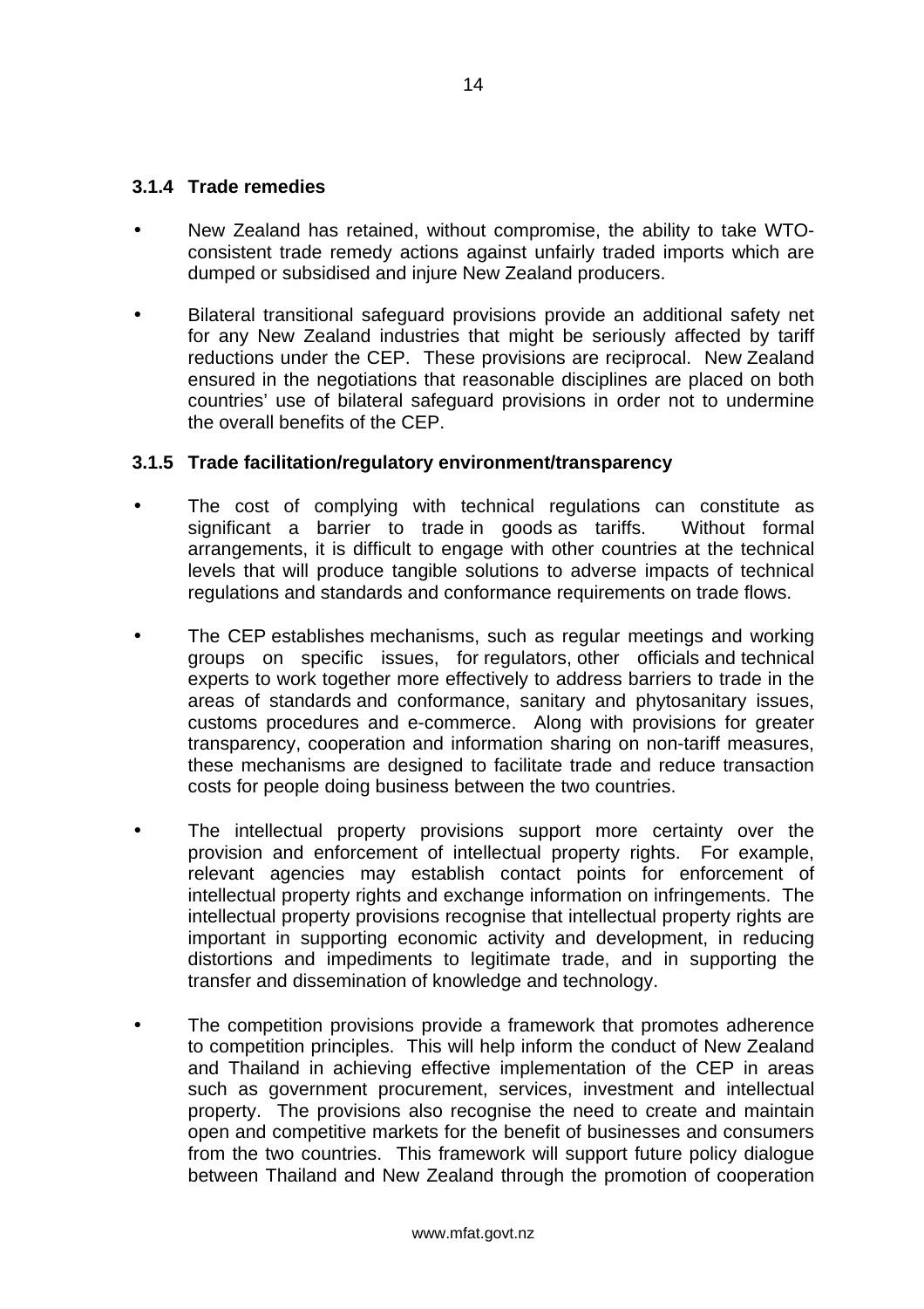### 3.1.4 Trade remedies

- New Zealand has retained, without compromise, the ability to take WTO-consistent trade remedy actions against unfairly traded imports which are dumped or subsidised and injure New Zealand producers.

- Bilateral transitional safeguard provisions provide an additional safety net for any New Zealand industries that might be seriously affected by tariff reductions under the CEP. These provisions are reciprocal. New Zealand ensured in the negotiations that reasonable disciplines are placed on both countries' use of bilateral safeguard provisions in order not to undermine the overall benefits of the CEP.

### 3.1.5 Trade facilitation/regulatory environment/transparency

- The cost of complying with technical regulations can constitute as significant a barrier to trade in goods as tariffs. Without formal arrangements, it is difficult to engage with other countries at the technical levels that will produce tangible solutions to adverse impacts of technical regulations and standards and conformance requirements on trade flows.

- The CEP establishes mechanisms, such as regular meetings and working groups on specific issues, for regulators, other officials and technical experts to work together more effectively to address barriers to trade in the areas of standards and conformance, sanitary and phytosanitary issues, customs procedures and e-commerce. Along with provisions for greater transparency, cooperation and information sharing on non-tariff measures, these mechanisms are designed to facilitate trade and reduce transaction costs for people doing business between the two countries.

- The intellectual property provisions support more certainty over the provision and enforcement of intellectual property rights. For example, relevant agencies may establish contact points for enforcement of intellectual property rights and exchange information on infringements. The intellectual property provisions recognise that intellectual property rights are important in supporting economic activity and development, in reducing distortions and impediments to legitimate trade, and in supporting the transfer and dissemination of knowledge and technology.

- The competition provisions provide a framework that promotes adherence to competition principles. This will help inform the conduct of New Zealand and Thailand in achieving effective implementation of the CEP in areas such as government procurement, services, investment and intellectual property. The provisions also recognise the need to create and maintain open and competitive markets for the benefit of businesses and consumers from the two countries. This framework will support future policy dialogue between Thailand and New Zealand through the promotion of cooperation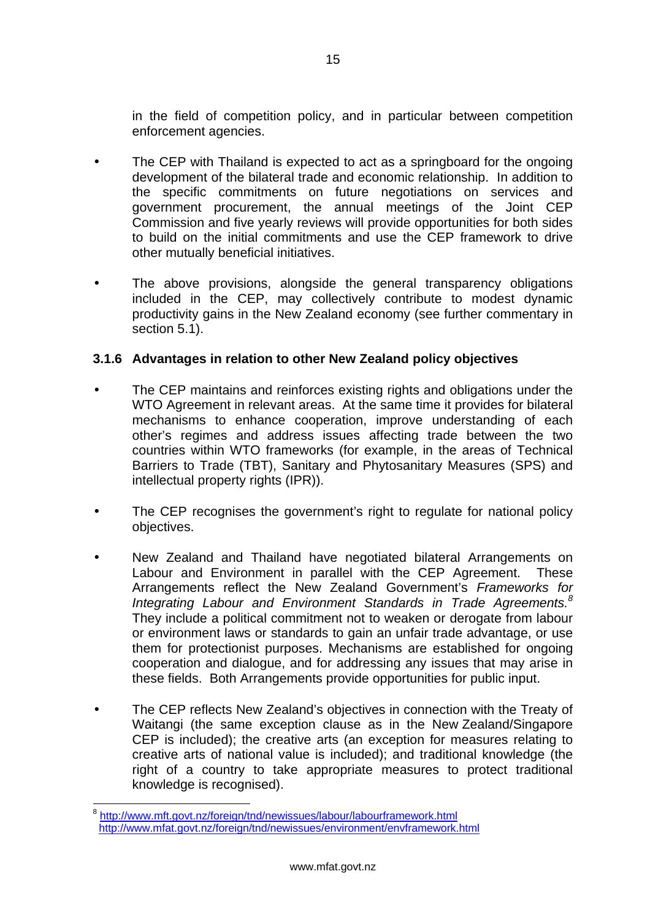in the field of competition policy, and in particular between competition enforcement agencies.

- The CEP with Thailand is expected to act as a springboard for the ongoing development of the bilateral trade and economic relationship. In addition to the specific commitments on future negotiations on services and government procurement, the annual meetings of the Joint CEP Commission and five yearly reviews will provide opportunities for both sides to build on the initial commitments and use the CEP framework to drive other mutually beneficial initiatives.

- The above provisions, alongside the general transparency obligations included in the CEP, may collectively contribute to modest dynamic productivity gains in the New Zealand economy (see further commentary in section 5.1).

### 3.1.6 Advantages in relation to other New Zealand policy objectives

- The CEP maintains and reinforces existing rights and obligations under the WTO Agreement in relevant areas. At the same time it provides for bilateral mechanisms to enhance cooperation, improve understanding of each other's regimes and address issues affecting trade between the two countries within WTO frameworks (for example, in the areas of Technical Barriers to Trade (TBT), Sanitary and Phytosanitary Measures (SPS) and intellectual property rights (IPR)).

- The CEP recognises the government's right to regulate for national policy objectives.

- New Zealand and Thailand have negotiated bilateral Arrangements on Labour and Environment in parallel with the CEP Agreement. These Arrangements reflect the New Zealand Government's *Frameworks for Integrating Labour and Environment Standards in Trade Agreements.*[8] They include a political commitment not to weaken or derogate from labour or environment laws or standards to gain an unfair trade advantage, or use them for protectionist purposes. Mechanisms are established for ongoing cooperation and dialogue, and for addressing any issues that may arise in these fields. Both Arrangements provide opportunities for public input.

- The CEP reflects New Zealand's objectives in connection with the Treaty of Waitangi (the same exception clause as in the New Zealand/Singapore CEP is included); the creative arts (an exception for measures relating to creative arts of national value is included); and traditional knowledge (the right of a country to take appropriate measures to protect traditional knowledge is recognised).

---

[8] http://www.mft.govt.nz/foreign/tnd/newissues/labour/labourframework.html
http://www.mfat.govt.nz/foreign/tnd/newissues/environment/envframework.html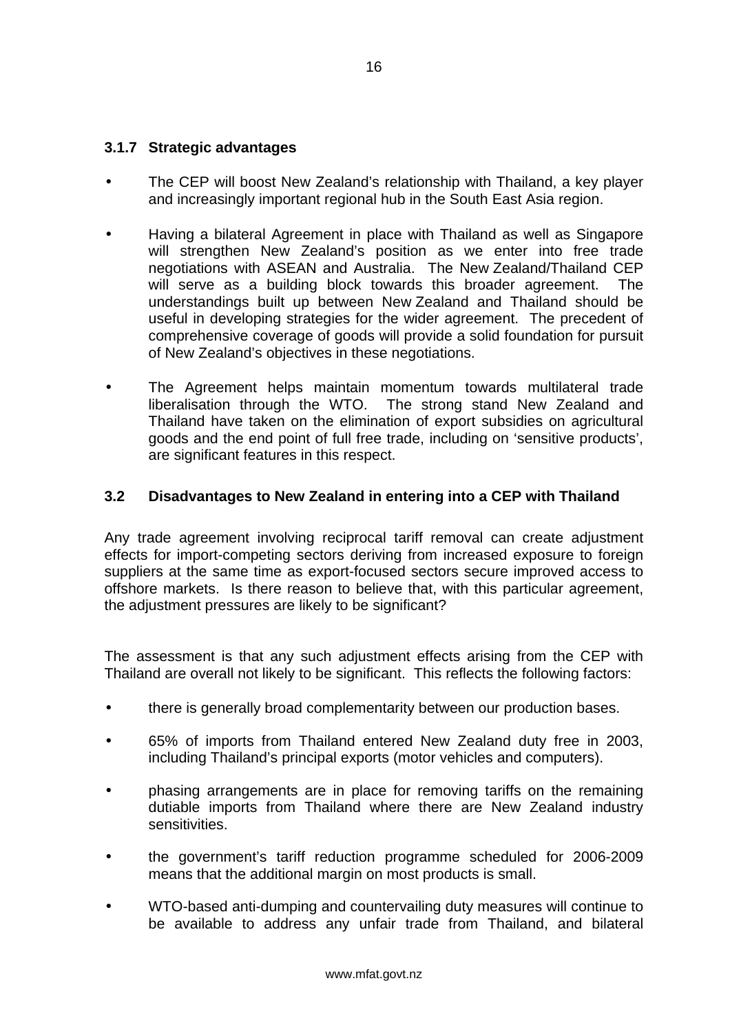### 3.1.7 Strategic advantages

- The CEP will boost New Zealand's relationship with Thailand, a key player and increasingly important regional hub in the South East Asia region.
- Having a bilateral Agreement in place with Thailand as well as Singapore will strengthen New Zealand's position as we enter into free trade negotiations with ASEAN and Australia. The New Zealand/Thailand CEP will serve as a building block towards this broader agreement. The understandings built up between New Zealand and Thailand should be useful in developing strategies for the wider agreement. The precedent of comprehensive coverage of goods will provide a solid foundation for pursuit of New Zealand's objectives in these negotiations.
- The Agreement helps maintain momentum towards multilateral trade liberalisation through the WTO. The strong stand New Zealand and Thailand have taken on the elimination of export subsidies on agricultural goods and the end point of full free trade, including on 'sensitive products', are significant features in this respect.

## 3.2 Disadvantages to New Zealand in entering into a CEP with Thailand

Any trade agreement involving reciprocal tariff removal can create adjustment effects for import-competing sectors deriving from increased exposure to foreign suppliers at the same time as export-focused sectors secure improved access to offshore markets. Is there reason to believe that, with this particular agreement, the adjustment pressures are likely to be significant?

The assessment is that any such adjustment effects arising from the CEP with Thailand are overall not likely to be significant. This reflects the following factors:

- there is generally broad complementarity between our production bases.
- 65% of imports from Thailand entered New Zealand duty free in 2003, including Thailand's principal exports (motor vehicles and computers).
- phasing arrangements are in place for removing tariffs on the remaining dutiable imports from Thailand where there are New Zealand industry sensitivities.
- the government's tariff reduction programme scheduled for 2006-2009 means that the additional margin on most products is small.
- WTO-based anti-dumping and countervailing duty measures will continue to be available to address any unfair trade from Thailand, and bilateral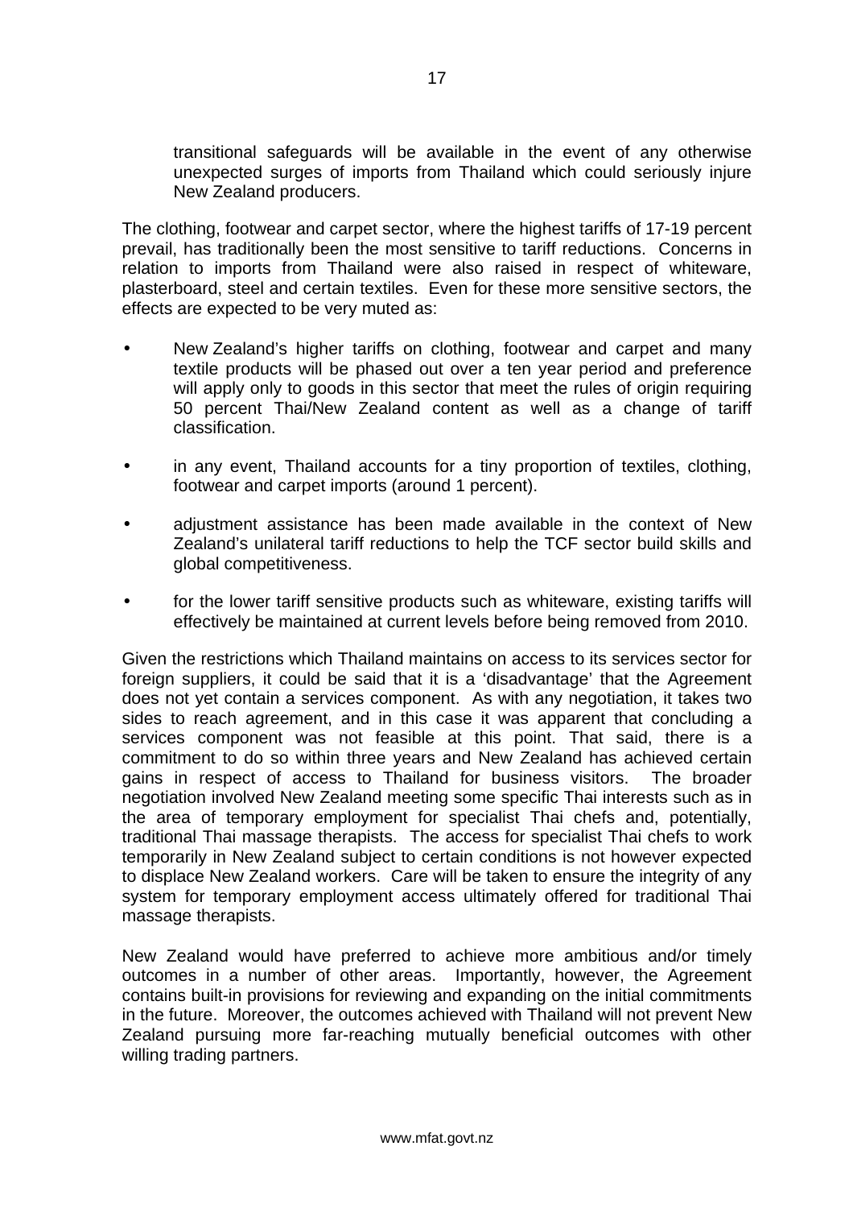transitional safeguards will be available in the event of any otherwise unexpected surges of imports from Thailand which could seriously injure New Zealand producers.

The clothing, footwear and carpet sector, where the highest tariffs of 17-19 percent prevail, has traditionally been the most sensitive to tariff reductions. Concerns in relation to imports from Thailand were also raised in respect of whiteware, plasterboard, steel and certain textiles. Even for these more sensitive sectors, the effects are expected to be very muted as:

- New Zealand's higher tariffs on clothing, footwear and carpet and many textile products will be phased out over a ten year period and preference will apply only to goods in this sector that meet the rules of origin requiring 50 percent Thai/New Zealand content as well as a change of tariff classification.
- in any event, Thailand accounts for a tiny proportion of textiles, clothing, footwear and carpet imports (around 1 percent).
- adjustment assistance has been made available in the context of New Zealand's unilateral tariff reductions to help the TCF sector build skills and global competitiveness.
- for the lower tariff sensitive products such as whiteware, existing tariffs will effectively be maintained at current levels before being removed from 2010.

Given the restrictions which Thailand maintains on access to its services sector for foreign suppliers, it could be said that it is a 'disadvantage' that the Agreement does not yet contain a services component. As with any negotiation, it takes two sides to reach agreement, and in this case it was apparent that concluding a services component was not feasible at this point. That said, there is a commitment to do so within three years and New Zealand has achieved certain gains in respect of access to Thailand for business visitors. The broader negotiation involved New Zealand meeting some specific Thai interests such as in the area of temporary employment for specialist Thai chefs and, potentially, traditional Thai massage therapists. The access for specialist Thai chefs to work temporarily in New Zealand subject to certain conditions is not however expected to displace New Zealand workers. Care will be taken to ensure the integrity of any system for temporary employment access ultimately offered for traditional Thai massage therapists.

New Zealand would have preferred to achieve more ambitious and/or timely outcomes in a number of other areas. Importantly, however, the Agreement contains built-in provisions for reviewing and expanding on the initial commitments in the future. Moreover, the outcomes achieved with Thailand will not prevent New Zealand pursuing more far-reaching mutually beneficial outcomes with other willing trading partners.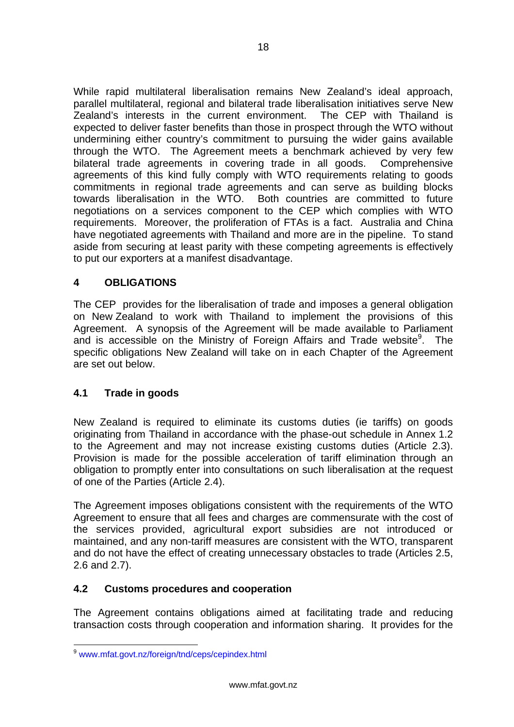While rapid multilateral liberalisation remains New Zealand's ideal approach, parallel multilateral, regional and bilateral trade liberalisation initiatives serve New Zealand's interests in the current environment. The CEP with Thailand is expected to deliver faster benefits than those in prospect through the WTO without undermining either country's commitment to pursuing the wider gains available through the WTO. The Agreement meets a benchmark achieved by very few bilateral trade agreements in covering trade in all goods. Comprehensive agreements of this kind fully comply with WTO requirements relating to goods commitments in regional trade agreements and can serve as building blocks towards liberalisation in the WTO. Both countries are committed to future negotiations on a services component to the CEP which complies with WTO requirements. Moreover, the proliferation of FTAs is a fact. Australia and China have negotiated agreements with Thailand and more are in the pipeline. To stand aside from securing at least parity with these competing agreements is effectively to put our exporters at a manifest disadvantage.

## 4 OBLIGATIONS

The CEP provides for the liberalisation of trade and imposes a general obligation on New Zealand to work with Thailand to implement the provisions of this Agreement. A synopsis of the Agreement will be made available to Parliament and is accessible on the Ministry of Foreign Affairs and Trade website[9]. The specific obligations New Zealand will take on in each Chapter of the Agreement are set out below.

### 4.1 Trade in goods

New Zealand is required to eliminate its customs duties (ie tariffs) on goods originating from Thailand in accordance with the phase-out schedule in Annex 1.2 to the Agreement and may not increase existing customs duties (Article 2.3). Provision is made for the possible acceleration of tariff elimination through an obligation to promptly enter into consultations on such liberalisation at the request of one of the Parties (Article 2.4).

The Agreement imposes obligations consistent with the requirements of the WTO Agreement to ensure that all fees and charges are commensurate with the cost of the services provided, agricultural export subsidies are not introduced or maintained, and any non-tariff measures are consistent with the WTO, transparent and do not have the effect of creating unnecessary obstacles to trade (Articles 2.5, 2.6 and 2.7).

### 4.2 Customs procedures and cooperation

The Agreement contains obligations aimed at facilitating trade and reducing transaction costs through cooperation and information sharing. It provides for the

[9] www.mfat.govt.nz/foreign/tnd/ceps/cepindex.html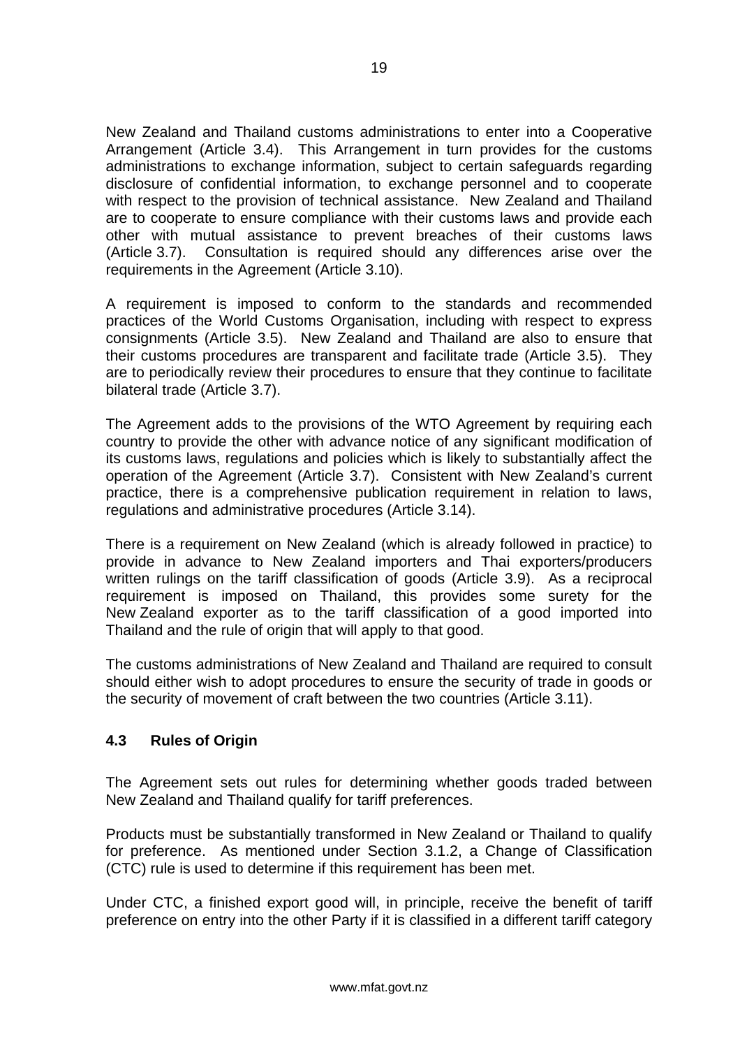New Zealand and Thailand customs administrations to enter into a Cooperative Arrangement (Article 3.4). This Arrangement in turn provides for the customs administrations to exchange information, subject to certain safeguards regarding disclosure of confidential information, to exchange personnel and to cooperate with respect to the provision of technical assistance. New Zealand and Thailand are to cooperate to ensure compliance with their customs laws and provide each other with mutual assistance to prevent breaches of their customs laws (Article 3.7). Consultation is required should any differences arise over the requirements in the Agreement (Article 3.10).

A requirement is imposed to conform to the standards and recommended practices of the World Customs Organisation, including with respect to express consignments (Article 3.5). New Zealand and Thailand are also to ensure that their customs procedures are transparent and facilitate trade (Article 3.5). They are to periodically review their procedures to ensure that they continue to facilitate bilateral trade (Article 3.7).

The Agreement adds to the provisions of the WTO Agreement by requiring each country to provide the other with advance notice of any significant modification of its customs laws, regulations and policies which is likely to substantially affect the operation of the Agreement (Article 3.7). Consistent with New Zealand's current practice, there is a comprehensive publication requirement in relation to laws, regulations and administrative procedures (Article 3.14).

There is a requirement on New Zealand (which is already followed in practice) to provide in advance to New Zealand importers and Thai exporters/producers written rulings on the tariff classification of goods (Article 3.9). As a reciprocal requirement is imposed on Thailand, this provides some surety for the New Zealand exporter as to the tariff classification of a good imported into Thailand and the rule of origin that will apply to that good.

The customs administrations of New Zealand and Thailand are required to consult should either wish to adopt procedures to ensure the security of trade in goods or the security of movement of craft between the two countries (Article 3.11).

### 4.3 Rules of Origin

The Agreement sets out rules for determining whether goods traded between New Zealand and Thailand qualify for tariff preferences.

Products must be substantially transformed in New Zealand or Thailand to qualify for preference. As mentioned under Section 3.1.2, a Change of Classification (CTC) rule is used to determine if this requirement has been met.

Under CTC, a finished export good will, in principle, receive the benefit of tariff preference on entry into the other Party if it is classified in a different tariff category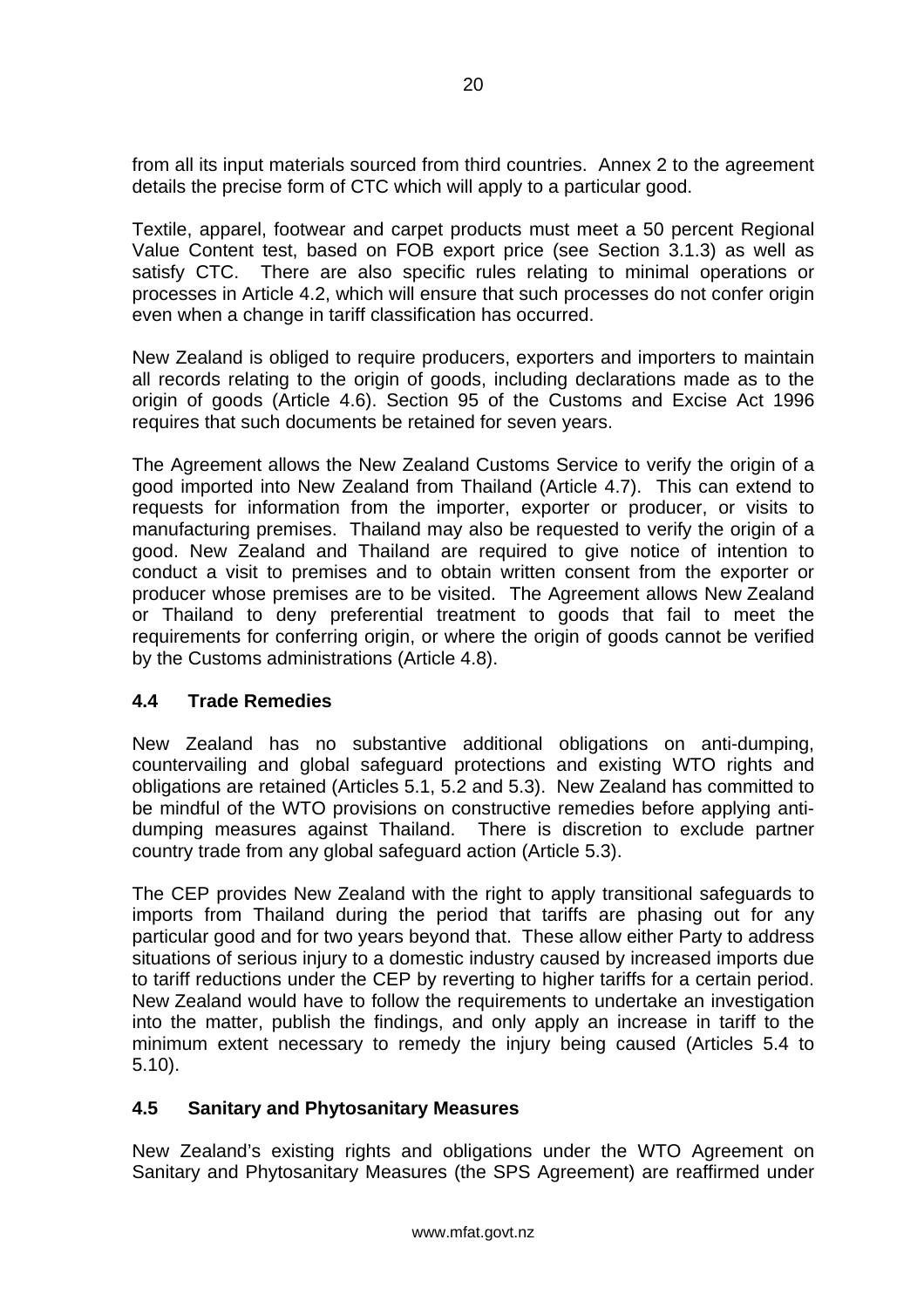from all its input materials sourced from third countries. Annex 2 to the agreement details the precise form of CTC which will apply to a particular good.

Textile, apparel, footwear and carpet products must meet a 50 percent Regional Value Content test, based on FOB export price (see Section 3.1.3) as well as satisfy CTC. There are also specific rules relating to minimal operations or processes in Article 4.2, which will ensure that such processes do not confer origin even when a change in tariff classification has occurred.

New Zealand is obliged to require producers, exporters and importers to maintain all records relating to the origin of goods, including declarations made as to the origin of goods (Article 4.6). Section 95 of the Customs and Excise Act 1996 requires that such documents be retained for seven years.

The Agreement allows the New Zealand Customs Service to verify the origin of a good imported into New Zealand from Thailand (Article 4.7). This can extend to requests for information from the importer, exporter or producer, or visits to manufacturing premises. Thailand may also be requested to verify the origin of a good. New Zealand and Thailand are required to give notice of intention to conduct a visit to premises and to obtain written consent from the exporter or producer whose premises are to be visited. The Agreement allows New Zealand or Thailand to deny preferential treatment to goods that fail to meet the requirements for conferring origin, or where the origin of goods cannot be verified by the Customs administrations (Article 4.8).

### 4.4 Trade Remedies

New Zealand has no substantive additional obligations on anti-dumping, countervailing and global safeguard protections and existing WTO rights and obligations are retained (Articles 5.1, 5.2 and 5.3). New Zealand has committed to be mindful of the WTO provisions on constructive remedies before applying anti-dumping measures against Thailand. There is discretion to exclude partner country trade from any global safeguard action (Article 5.3).

The CEP provides New Zealand with the right to apply transitional safeguards to imports from Thailand during the period that tariffs are phasing out for any particular good and for two years beyond that. These allow either Party to address situations of serious injury to a domestic industry caused by increased imports due to tariff reductions under the CEP by reverting to higher tariffs for a certain period. New Zealand would have to follow the requirements to undertake an investigation into the matter, publish the findings, and only apply an increase in tariff to the minimum extent necessary to remedy the injury being caused (Articles 5.4 to 5.10).

### 4.5 Sanitary and Phytosanitary Measures

New Zealand's existing rights and obligations under the WTO Agreement on Sanitary and Phytosanitary Measures (the SPS Agreement) are reaffirmed under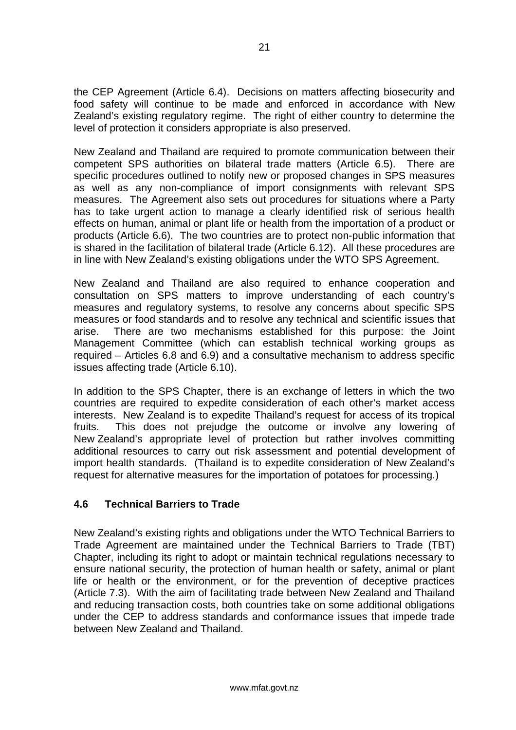the CEP Agreement (Article 6.4). Decisions on matters affecting biosecurity and food safety will continue to be made and enforced in accordance with New Zealand's existing regulatory regime. The right of either country to determine the level of protection it considers appropriate is also preserved.

New Zealand and Thailand are required to promote communication between their competent SPS authorities on bilateral trade matters (Article 6.5). There are specific procedures outlined to notify new or proposed changes in SPS measures as well as any non-compliance of import consignments with relevant SPS measures. The Agreement also sets out procedures for situations where a Party has to take urgent action to manage a clearly identified risk of serious health effects on human, animal or plant life or health from the importation of a product or products (Article 6.6). The two countries are to protect non-public information that is shared in the facilitation of bilateral trade (Article 6.12). All these procedures are in line with New Zealand's existing obligations under the WTO SPS Agreement.

New Zealand and Thailand are also required to enhance cooperation and consultation on SPS matters to improve understanding of each country's measures and regulatory systems, to resolve any concerns about specific SPS measures or food standards and to resolve any technical and scientific issues that arise. There are two mechanisms established for this purpose: the Joint Management Committee (which can establish technical working groups as required – Articles 6.8 and 6.9) and a consultative mechanism to address specific issues affecting trade (Article 6.10).

In addition to the SPS Chapter, there is an exchange of letters in which the two countries are required to expedite consideration of each other's market access interests. New Zealand is to expedite Thailand's request for access of its tropical fruits. This does not prejudge the outcome or involve any lowering of New Zealand's appropriate level of protection but rather involves committing additional resources to carry out risk assessment and potential development of import health standards. (Thailand is to expedite consideration of New Zealand's request for alternative measures for the importation of potatoes for processing.)

### 4.6 Technical Barriers to Trade

New Zealand's existing rights and obligations under the WTO Technical Barriers to Trade Agreement are maintained under the Technical Barriers to Trade (TBT) Chapter, including its right to adopt or maintain technical regulations necessary to ensure national security, the protection of human health or safety, animal or plant life or health or the environment, or for the prevention of deceptive practices (Article 7.3). With the aim of facilitating trade between New Zealand and Thailand and reducing transaction costs, both countries take on some additional obligations under the CEP to address standards and conformance issues that impede trade between New Zealand and Thailand.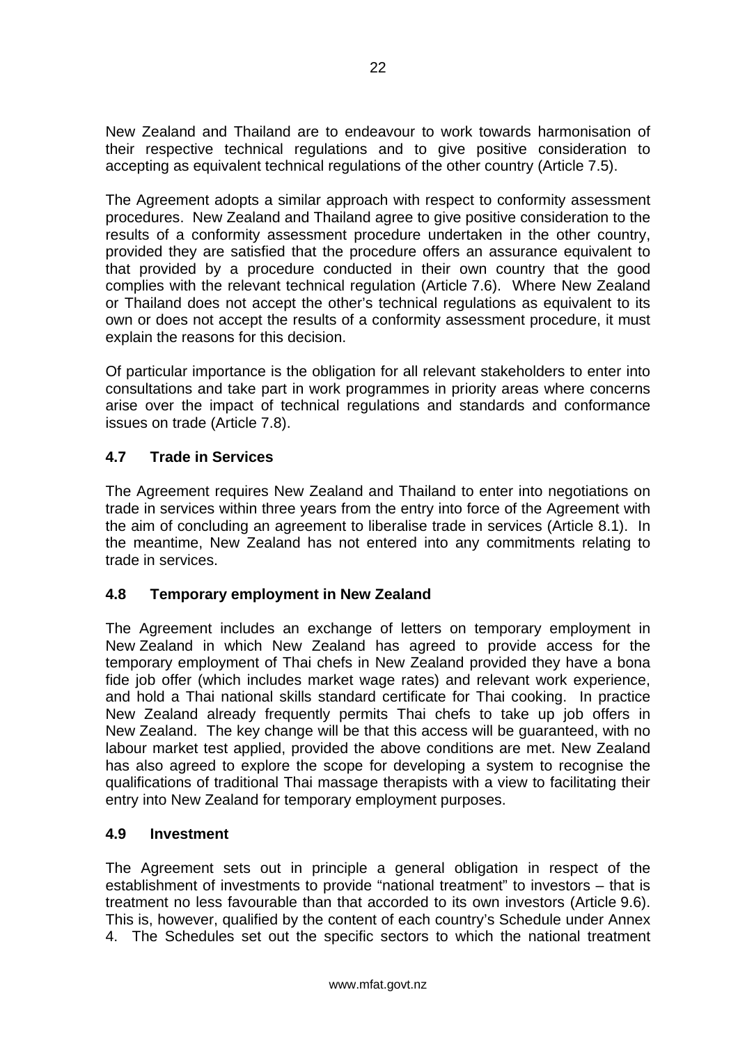New Zealand and Thailand are to endeavour to work towards harmonisation of their respective technical regulations and to give positive consideration to accepting as equivalent technical regulations of the other country (Article 7.5).

The Agreement adopts a similar approach with respect to conformity assessment procedures. New Zealand and Thailand agree to give positive consideration to the results of a conformity assessment procedure undertaken in the other country, provided they are satisfied that the procedure offers an assurance equivalent to that provided by a procedure conducted in their own country that the good complies with the relevant technical regulation (Article 7.6). Where New Zealand or Thailand does not accept the other's technical regulations as equivalent to its own or does not accept the results of a conformity assessment procedure, it must explain the reasons for this decision.

Of particular importance is the obligation for all relevant stakeholders to enter into consultations and take part in work programmes in priority areas where concerns arise over the impact of technical regulations and standards and conformance issues on trade (Article 7.8).

### 4.7 Trade in Services

The Agreement requires New Zealand and Thailand to enter into negotiations on trade in services within three years from the entry into force of the Agreement with the aim of concluding an agreement to liberalise trade in services (Article 8.1). In the meantime, New Zealand has not entered into any commitments relating to trade in services.

### 4.8 Temporary employment in New Zealand

The Agreement includes an exchange of letters on temporary employment in New Zealand in which New Zealand has agreed to provide access for the temporary employment of Thai chefs in New Zealand provided they have a bona fide job offer (which includes market wage rates) and relevant work experience, and hold a Thai national skills standard certificate for Thai cooking. In practice New Zealand already frequently permits Thai chefs to take up job offers in New Zealand. The key change will be that this access will be guaranteed, with no labour market test applied, provided the above conditions are met. New Zealand has also agreed to explore the scope for developing a system to recognise the qualifications of traditional Thai massage therapists with a view to facilitating their entry into New Zealand for temporary employment purposes.

### 4.9 Investment

The Agreement sets out in principle a general obligation in respect of the establishment of investments to provide "national treatment" to investors – that is treatment no less favourable than that accorded to its own investors (Article 9.6). This is, however, qualified by the content of each country's Schedule under Annex 4. The Schedules set out the specific sectors to which the national treatment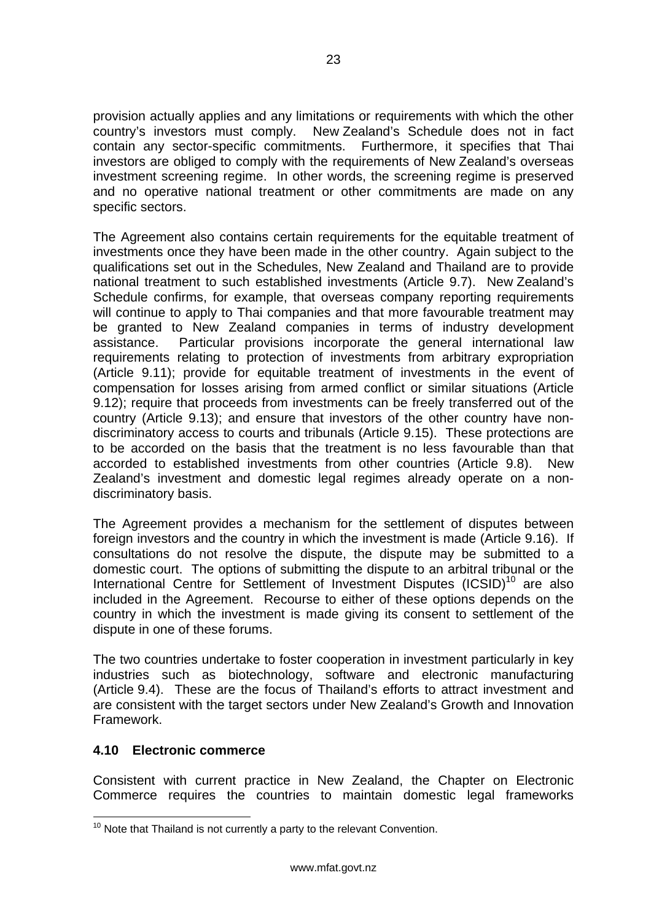provision actually applies and any limitations or requirements with which the other country's investors must comply. New Zealand's Schedule does not in fact contain any sector-specific commitments. Furthermore, it specifies that Thai investors are obliged to comply with the requirements of New Zealand's overseas investment screening regime. In other words, the screening regime is preserved and no operative national treatment or other commitments are made on any specific sectors.

The Agreement also contains certain requirements for the equitable treatment of investments once they have been made in the other country. Again subject to the qualifications set out in the Schedules, New Zealand and Thailand are to provide national treatment to such established investments (Article 9.7). New Zealand's Schedule confirms, for example, that overseas company reporting requirements will continue to apply to Thai companies and that more favourable treatment may be granted to New Zealand companies in terms of industry development assistance. Particular provisions incorporate the general international law requirements relating to protection of investments from arbitrary expropriation (Article 9.11); provide for equitable treatment of investments in the event of compensation for losses arising from armed conflict or similar situations (Article 9.12); require that proceeds from investments can be freely transferred out of the country (Article 9.13); and ensure that investors of the other country have non-discriminatory access to courts and tribunals (Article 9.15). These protections are to be accorded on the basis that the treatment is no less favourable than that accorded to established investments from other countries (Article 9.8). New Zealand's investment and domestic legal regimes already operate on a non-discriminatory basis.

The Agreement provides a mechanism for the settlement of disputes between foreign investors and the country in which the investment is made (Article 9.16). If consultations do not resolve the dispute, the dispute may be submitted to a domestic court. The options of submitting the dispute to an arbitral tribunal or the International Centre for Settlement of Investment Disputes (ICSID)[10] are also included in the Agreement. Recourse to either of these options depends on the country in which the investment is made giving its consent to settlement of the dispute in one of these forums.

The two countries undertake to foster cooperation in investment particularly in key industries such as biotechnology, software and electronic manufacturing (Article 9.4). These are the focus of Thailand's efforts to attract investment and are consistent with the target sectors under New Zealand's Growth and Innovation Framework.

### 4.10 Electronic commerce

Consistent with current practice in New Zealand, the Chapter on Electronic Commerce requires the countries to maintain domestic legal frameworks

[10] Note that Thailand is not currently a party to the relevant Convention.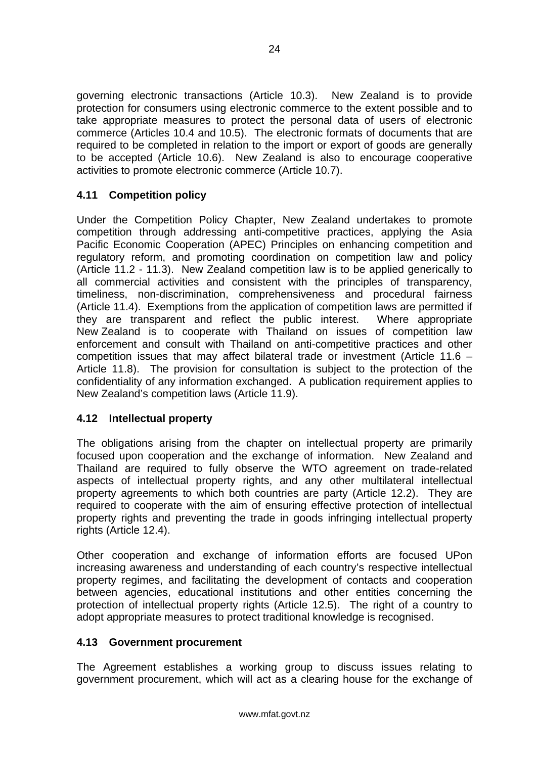governing electronic transactions (Article 10.3). New Zealand is to provide protection for consumers using electronic commerce to the extent possible and to take appropriate measures to protect the personal data of users of electronic commerce (Articles 10.4 and 10.5). The electronic formats of documents that are required to be completed in relation to the import or export of goods are generally to be accepted (Article 10.6). New Zealand is also to encourage cooperative activities to promote electronic commerce (Article 10.7).

### 4.11 Competition policy

Under the Competition Policy Chapter, New Zealand undertakes to promote competition through addressing anti-competitive practices, applying the Asia Pacific Economic Cooperation (APEC) Principles on enhancing competition and regulatory reform, and promoting coordination on competition law and policy (Article 11.2 - 11.3). New Zealand competition law is to be applied generically to all commercial activities and consistent with the principles of transparency, timeliness, non-discrimination, comprehensiveness and procedural fairness (Article 11.4). Exemptions from the application of competition laws are permitted if they are transparent and reflect the public interest. Where appropriate New Zealand is to cooperate with Thailand on issues of competition law enforcement and consult with Thailand on anti-competitive practices and other competition issues that may affect bilateral trade or investment (Article 11.6 – Article 11.8). The provision for consultation is subject to the protection of the confidentiality of any information exchanged. A publication requirement applies to New Zealand's competition laws (Article 11.9).

### 4.12 Intellectual property

The obligations arising from the chapter on intellectual property are primarily focused upon cooperation and the exchange of information. New Zealand and Thailand are required to fully observe the WTO agreement on trade-related aspects of intellectual property rights, and any other multilateral intellectual property agreements to which both countries are party (Article 12.2). They are required to cooperate with the aim of ensuring effective protection of intellectual property rights and preventing the trade in goods infringing intellectual property rights (Article 12.4).

Other cooperation and exchange of information efforts are focused UPon increasing awareness and understanding of each country's respective intellectual property regimes, and facilitating the development of contacts and cooperation between agencies, educational institutions and other entities concerning the protection of intellectual property rights (Article 12.5). The right of a country to adopt appropriate measures to protect traditional knowledge is recognised.

### 4.13 Government procurement

The Agreement establishes a working group to discuss issues relating to government procurement, which will act as a clearing house for the exchange of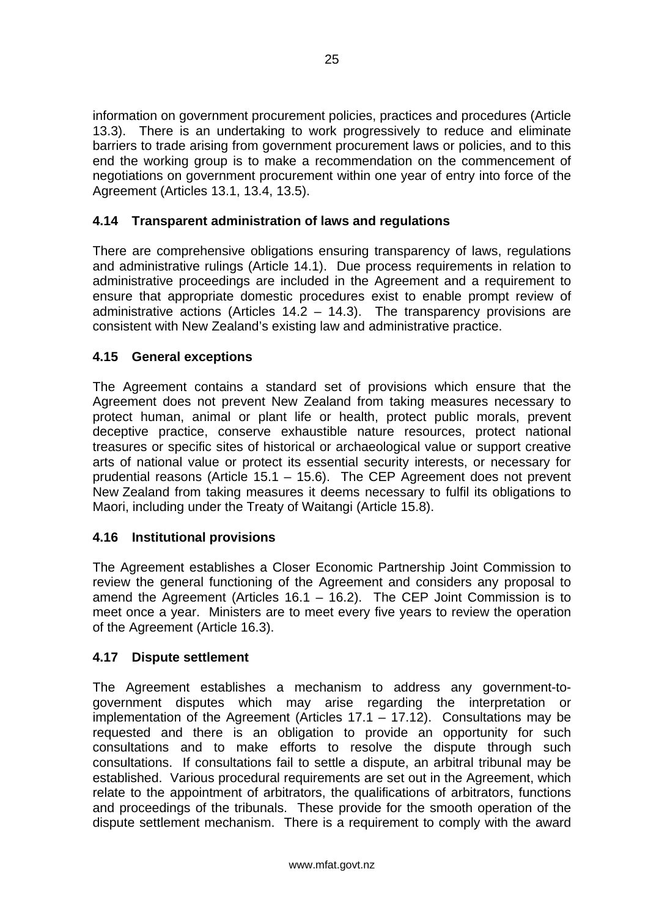information on government procurement policies, practices and procedures (Article 13.3). There is an undertaking to work progressively to reduce and eliminate barriers to trade arising from government procurement laws or policies, and to this end the working group is to make a recommendation on the commencement of negotiations on government procurement within one year of entry into force of the Agreement (Articles 13.1, 13.4, 13.5).

### 4.14 Transparent administration of laws and regulations

There are comprehensive obligations ensuring transparency of laws, regulations and administrative rulings (Article 14.1). Due process requirements in relation to administrative proceedings are included in the Agreement and a requirement to ensure that appropriate domestic procedures exist to enable prompt review of administrative actions (Articles 14.2 – 14.3). The transparency provisions are consistent with New Zealand's existing law and administrative practice.

### 4.15 General exceptions

The Agreement contains a standard set of provisions which ensure that the Agreement does not prevent New Zealand from taking measures necessary to protect human, animal or plant life or health, protect public morals, prevent deceptive practice, conserve exhaustible nature resources, protect national treasures or specific sites of historical or archaeological value or support creative arts of national value or protect its essential security interests, or necessary for prudential reasons (Article 15.1 – 15.6). The CEP Agreement does not prevent New Zealand from taking measures it deems necessary to fulfil its obligations to Maori, including under the Treaty of Waitangi (Article 15.8).

### 4.16 Institutional provisions

The Agreement establishes a Closer Economic Partnership Joint Commission to review the general functioning of the Agreement and considers any proposal to amend the Agreement (Articles 16.1 – 16.2). The CEP Joint Commission is to meet once a year. Ministers are to meet every five years to review the operation of the Agreement (Article 16.3).

### 4.17 Dispute settlement

The Agreement establishes a mechanism to address any government-to-government disputes which may arise regarding the interpretation or implementation of the Agreement (Articles 17.1 – 17.12). Consultations may be requested and there is an obligation to provide an opportunity for such consultations and to make efforts to resolve the dispute through such consultations. If consultations fail to settle a dispute, an arbitral tribunal may be established. Various procedural requirements are set out in the Agreement, which relate to the appointment of arbitrators, the qualifications of arbitrators, functions and proceedings of the tribunals. These provide for the smooth operation of the dispute settlement mechanism. There is a requirement to comply with the award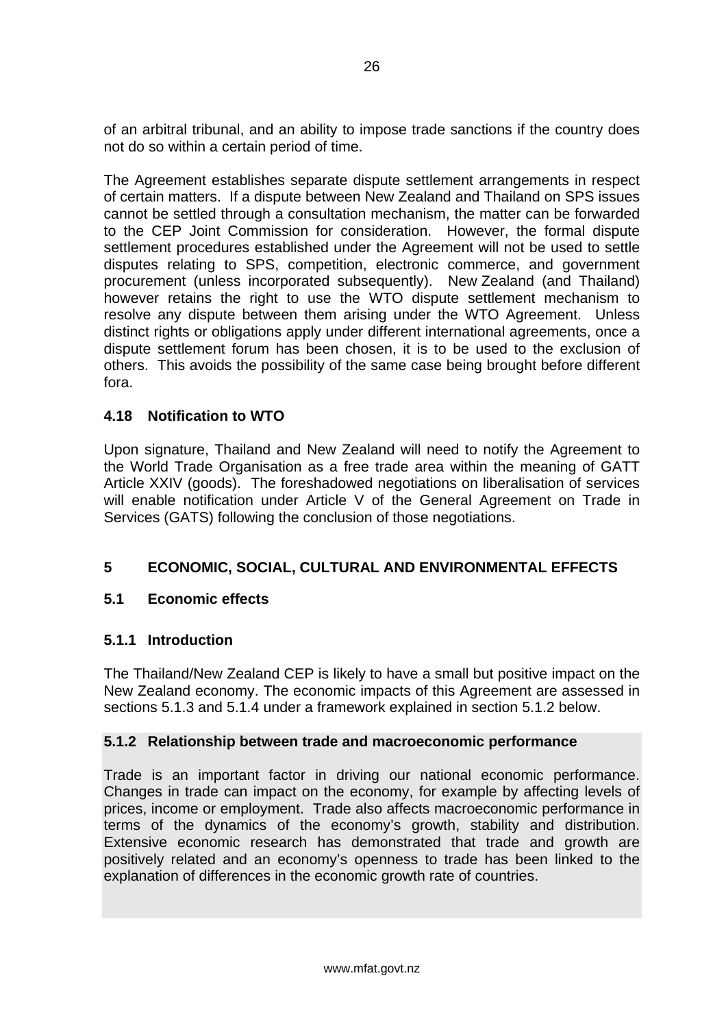of an arbitral tribunal, and an ability to impose trade sanctions if the country does not do so within a certain period of time.

The Agreement establishes separate dispute settlement arrangements in respect of certain matters. If a dispute between New Zealand and Thailand on SPS issues cannot be settled through a consultation mechanism, the matter can be forwarded to the CEP Joint Commission for consideration. However, the formal dispute settlement procedures established under the Agreement will not be used to settle disputes relating to SPS, competition, electronic commerce, and government procurement (unless incorporated subsequently). New Zealand (and Thailand) however retains the right to use the WTO dispute settlement mechanism to resolve any dispute between them arising under the WTO Agreement. Unless distinct rights or obligations apply under different international agreements, once a dispute settlement forum has been chosen, it is to be used to the exclusion of others. This avoids the possibility of the same case being brought before different fora.

### 4.18 Notification to WTO

Upon signature, Thailand and New Zealand will need to notify the Agreement to the World Trade Organisation as a free trade area within the meaning of GATT Article XXIV (goods). The foreshadowed negotiations on liberalisation of services will enable notification under Article V of the General Agreement on Trade in Services (GATS) following the conclusion of those negotiations.

## 5 ECONOMIC, SOCIAL, CULTURAL AND ENVIRONMENTAL EFFECTS

### 5.1 Economic effects

#### 5.1.1 Introduction

The Thailand/New Zealand CEP is likely to have a small but positive impact on the New Zealand economy. The economic impacts of this Agreement are assessed in sections 5.1.3 and 5.1.4 under a framework explained in section 5.1.2 below.

#### 5.1.2 Relationship between trade and macroeconomic performance

Trade is an important factor in driving our national economic performance. Changes in trade can impact on the economy, for example by affecting levels of prices, income or employment. Trade also affects macroeconomic performance in terms of the dynamics of the economy's growth, stability and distribution. Extensive economic research has demonstrated that trade and growth are positively related and an economy's openness to trade has been linked to the explanation of differences in the economic growth rate of countries.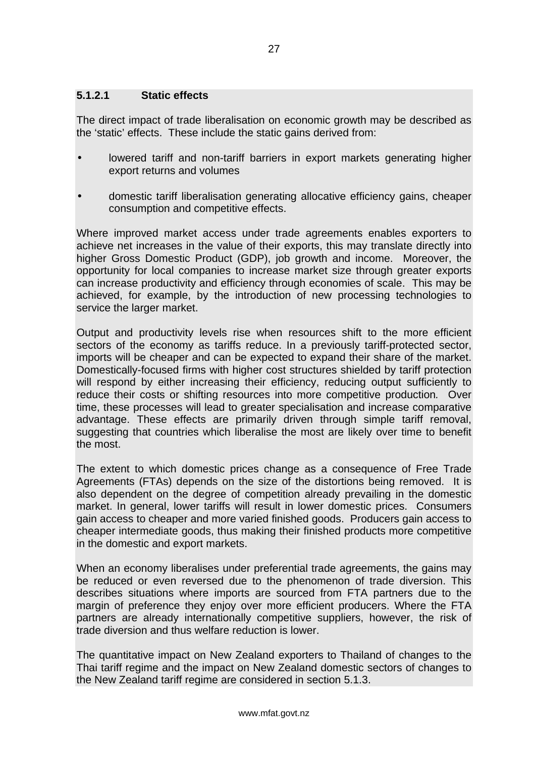#### 5.1.2.1 Static effects

The direct impact of trade liberalisation on economic growth may be described as the ‘static’ effects. These include the static gains derived from:

- lowered tariff and non-tariff barriers in export markets generating higher export returns and volumes
- domestic tariff liberalisation generating allocative efficiency gains, cheaper consumption and competitive effects.

Where improved market access under trade agreements enables exporters to achieve net increases in the value of their exports, this may translate directly into higher Gross Domestic Product (GDP), job growth and income. Moreover, the opportunity for local companies to increase market size through greater exports can increase productivity and efficiency through economies of scale. This may be achieved, for example, by the introduction of new processing technologies to service the larger market.

Output and productivity levels rise when resources shift to the more efficient sectors of the economy as tariffs reduce. In a previously tariff-protected sector, imports will be cheaper and can be expected to expand their share of the market. Domestically-focused firms with higher cost structures shielded by tariff protection will respond by either increasing their efficiency, reducing output sufficiently to reduce their costs or shifting resources into more competitive production. Over time, these processes will lead to greater specialisation and increase comparative advantage. These effects are primarily driven through simple tariff removal, suggesting that countries which liberalise the most are likely over time to benefit the most.

The extent to which domestic prices change as a consequence of Free Trade Agreements (FTAs) depends on the size of the distortions being removed. It is also dependent on the degree of competition already prevailing in the domestic market. In general, lower tariffs will result in lower domestic prices. Consumers gain access to cheaper and more varied finished goods. Producers gain access to cheaper intermediate goods, thus making their finished products more competitive in the domestic and export markets.

When an economy liberalises under preferential trade agreements, the gains may be reduced or even reversed due to the phenomenon of trade diversion. This describes situations where imports are sourced from FTA partners due to the margin of preference they enjoy over more efficient producers. Where the FTA partners are already internationally competitive suppliers, however, the risk of trade diversion and thus welfare reduction is lower.

The quantitative impact on New Zealand exporters to Thailand of changes to the Thai tariff regime and the impact on New Zealand domestic sectors of changes to the New Zealand tariff regime are considered in section 5.1.3.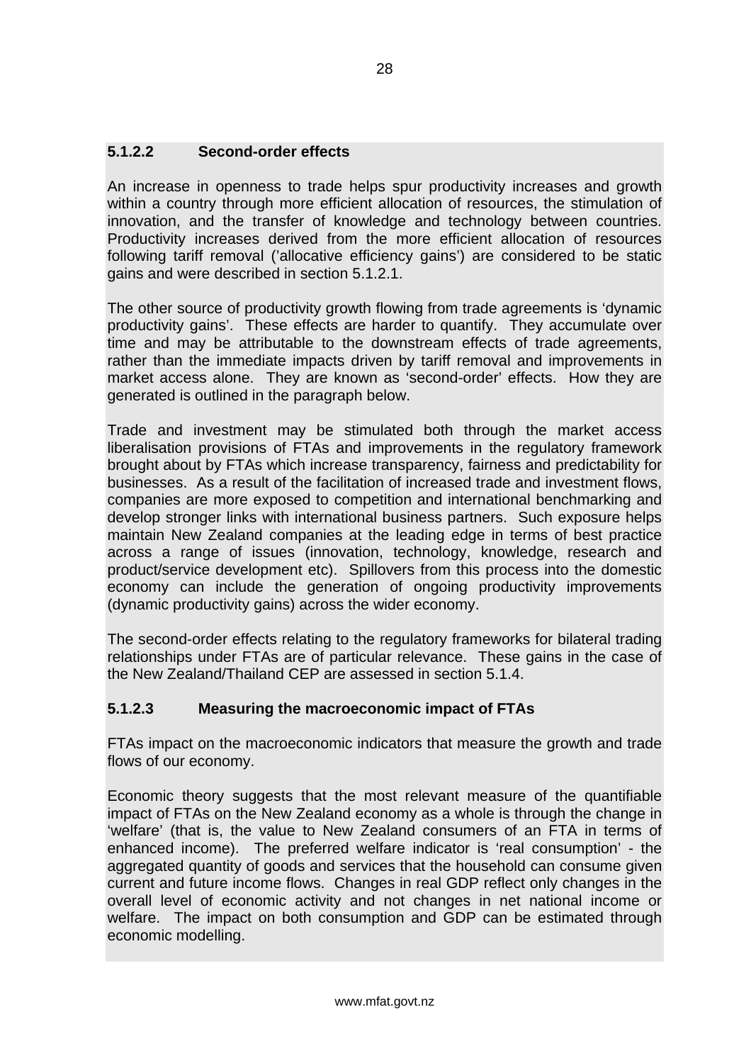#### 5.1.2.2 Second-order effects

An increase in openness to trade helps spur productivity increases and growth within a country through more efficient allocation of resources, the stimulation of innovation, and the transfer of knowledge and technology between countries. Productivity increases derived from the more efficient allocation of resources following tariff removal ('allocative efficiency gains') are considered to be static gains and were described in section 5.1.2.1.

The other source of productivity growth flowing from trade agreements is 'dynamic productivity gains'. These effects are harder to quantify. They accumulate over time and may be attributable to the downstream effects of trade agreements, rather than the immediate impacts driven by tariff removal and improvements in market access alone. They are known as 'second-order' effects. How they are generated is outlined in the paragraph below.

Trade and investment may be stimulated both through the market access liberalisation provisions of FTAs and improvements in the regulatory framework brought about by FTAs which increase transparency, fairness and predictability for businesses. As a result of the facilitation of increased trade and investment flows, companies are more exposed to competition and international benchmarking and develop stronger links with international business partners. Such exposure helps maintain New Zealand companies at the leading edge in terms of best practice across a range of issues (innovation, technology, knowledge, research and product/service development etc). Spillovers from this process into the domestic economy can include the generation of ongoing productivity improvements (dynamic productivity gains) across the wider economy.

The second-order effects relating to the regulatory frameworks for bilateral trading relationships under FTAs are of particular relevance. These gains in the case of the New Zealand/Thailand CEP are assessed in section 5.1.4.

#### 5.1.2.3 Measuring the macroeconomic impact of FTAs

FTAs impact on the macroeconomic indicators that measure the growth and trade flows of our economy.

Economic theory suggests that the most relevant measure of the quantifiable impact of FTAs on the New Zealand economy as a whole is through the change in 'welfare' (that is, the value to New Zealand consumers of an FTA in terms of enhanced income). The preferred welfare indicator is 'real consumption' - the aggregated quantity of goods and services that the household can consume given current and future income flows. Changes in real GDP reflect only changes in the overall level of economic activity and not changes in net national income or welfare. The impact on both consumption and GDP can be estimated through economic modelling.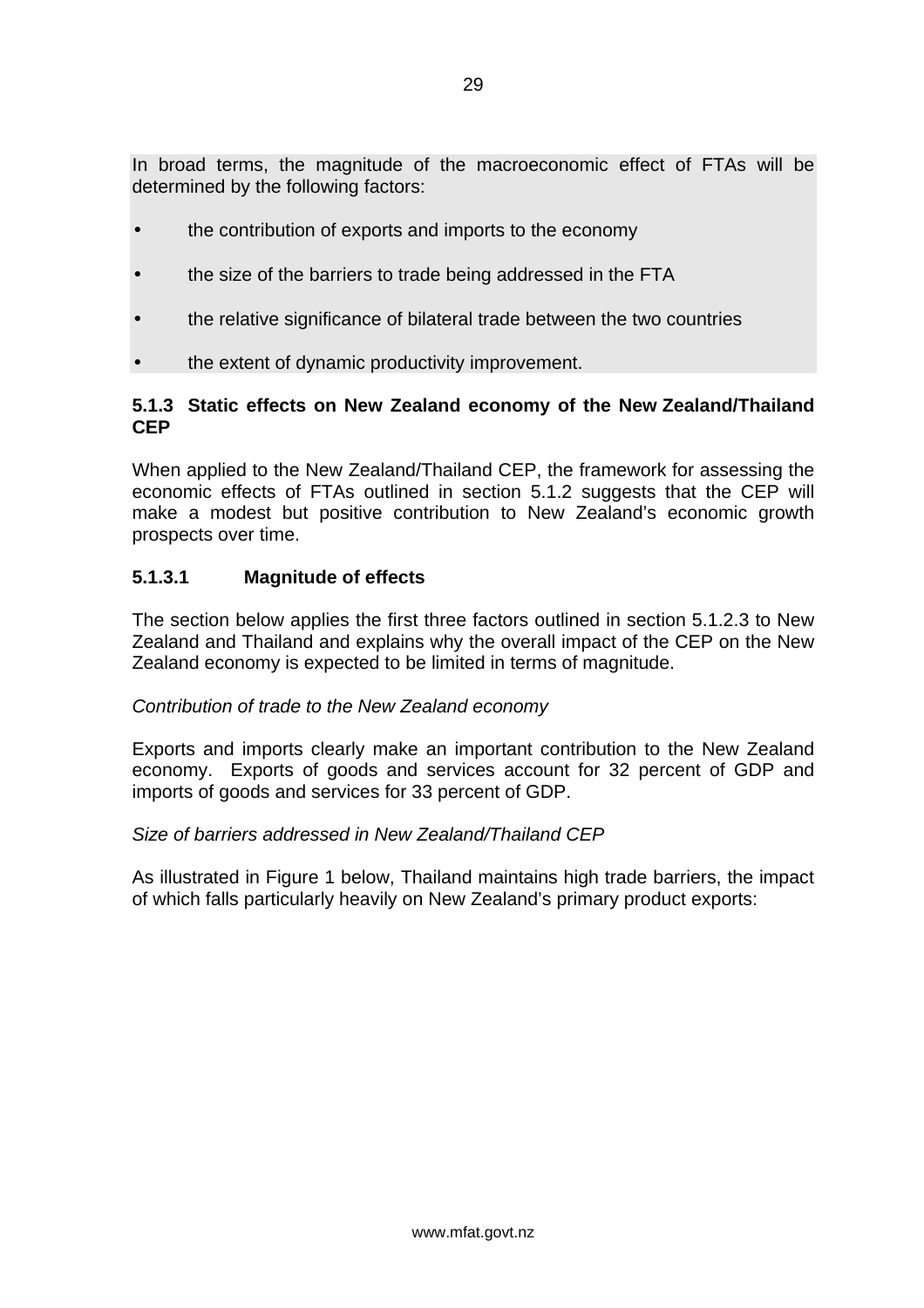In broad terms, the magnitude of the macroeconomic effect of FTAs will be determined by the following factors:

- the contribution of exports and imports to the economy
- the size of the barriers to trade being addressed in the FTA
- the relative significance of bilateral trade between the two countries
- the extent of dynamic productivity improvement.

### 5.1.3 Static effects on New Zealand economy of the New Zealand/Thailand CEP

When applied to the New Zealand/Thailand CEP, the framework for assessing the economic effects of FTAs outlined in section 5.1.2 suggests that the CEP will make a modest but positive contribution to New Zealand's economic growth prospects over time.

#### 5.1.3.1 Magnitude of effects

The section below applies the first three factors outlined in section 5.1.2.3 to New Zealand and Thailand and explains why the overall impact of the CEP on the New Zealand economy is expected to be limited in terms of magnitude.

*Contribution of trade to the New Zealand economy*

Exports and imports clearly make an important contribution to the New Zealand economy. Exports of goods and services account for 32 percent of GDP and imports of goods and services for 33 percent of GDP.

*Size of barriers addressed in New Zealand/Thailand CEP*

As illustrated in Figure 1 below, Thailand maintains high trade barriers, the impact of which falls particularly heavily on New Zealand's primary product exports: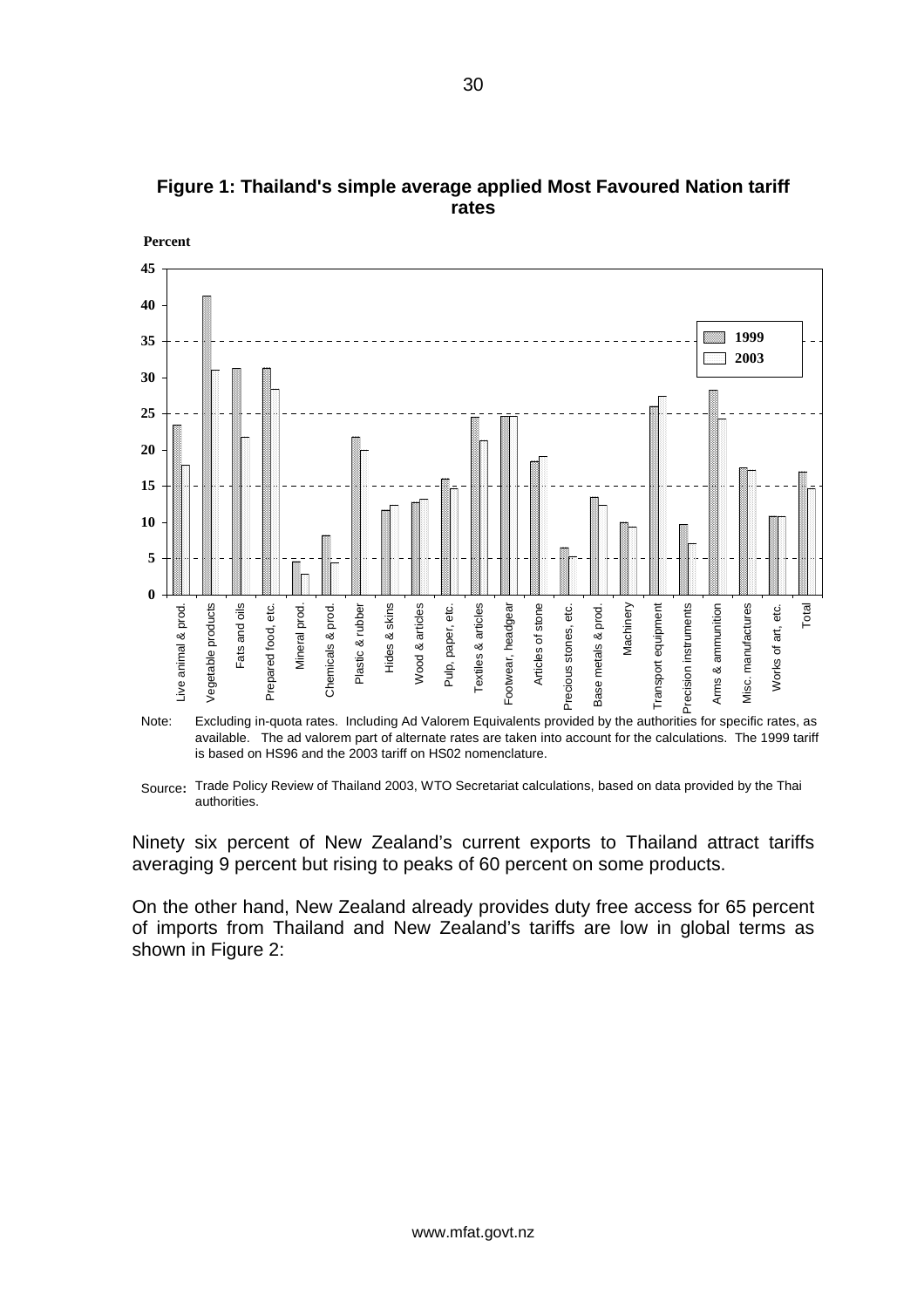**Figure 1: Thailand's simple average applied Most Favoured Nation tariff rates**

Note: Excluding in-quota rates. Including Ad Valorem Equivalents provided by the authorities for specific rates, as available. The ad valorem part of alternate rates are taken into account for the calculations. The 1999 tariff is based on HS96 and the 2003 tariff on HS02 nomenclature.

Source: Trade Policy Review of Thailand 2003, WTO Secretariat calculations, based on data provided by the Thai authorities.

Ninety six percent of New Zealand's current exports to Thailand attract tariffs averaging 9 percent but rising to peaks of 60 percent on some products.

On the other hand, New Zealand already provides duty free access for 65 percent of imports from Thailand and New Zealand's tariffs are low in global terms as shown in Figure 2: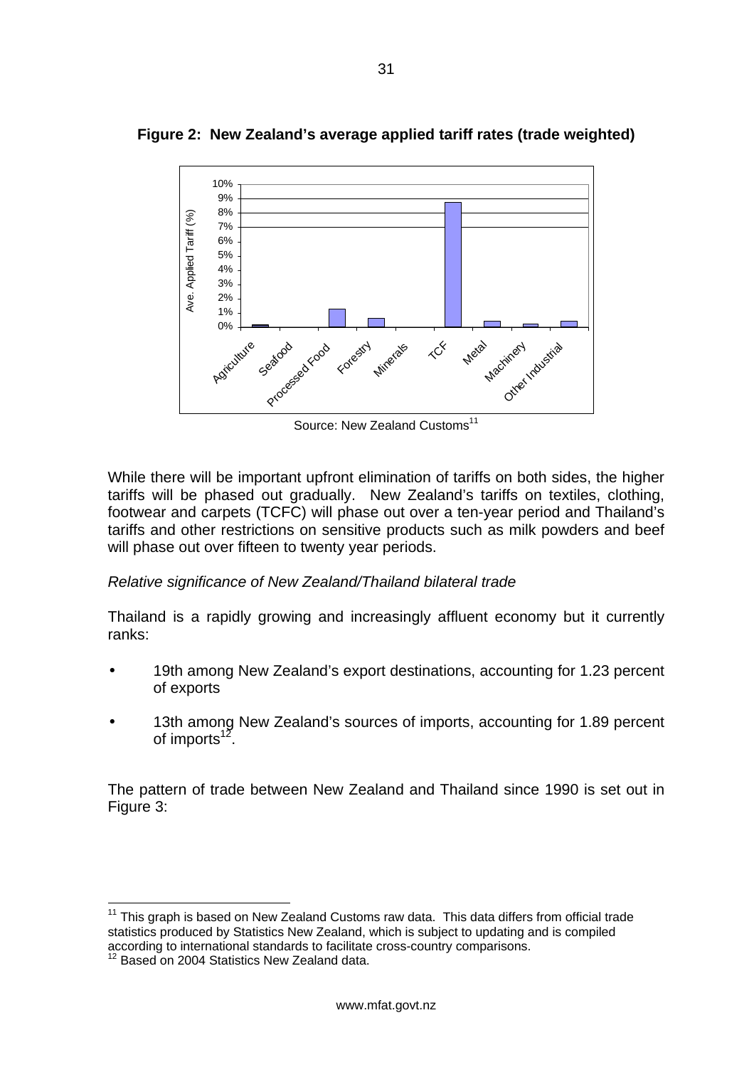**Figure 2: New Zealand's average applied tariff rates (trade weighted)**

Source: New Zealand Customs[11]

While there will be important upfront elimination of tariffs on both sides, the higher tariffs will be phased out gradually. New Zealand's tariffs on textiles, clothing, footwear and carpets (TCFC) will phase out over a ten-year period and Thailand's tariffs and other restrictions on sensitive products such as milk powders and beef will phase out over fifteen to twenty year periods.

*Relative significance of New Zealand/Thailand bilateral trade*

Thailand is a rapidly growing and increasingly affluent economy but it currently ranks:

- 19th among New Zealand's export destinations, accounting for 1.23 percent of exports
- 13th among New Zealand's sources of imports, accounting for 1.89 percent of imports[12].

The pattern of trade between New Zealand and Thailand since 1990 is set out in Figure 3:

---

[11] This graph is based on New Zealand Customs raw data. This data differs from official trade statistics produced by Statistics New Zealand, which is subject to updating and is compiled according to international standards to facilitate cross-country comparisons.

[12] Based on 2004 Statistics New Zealand data.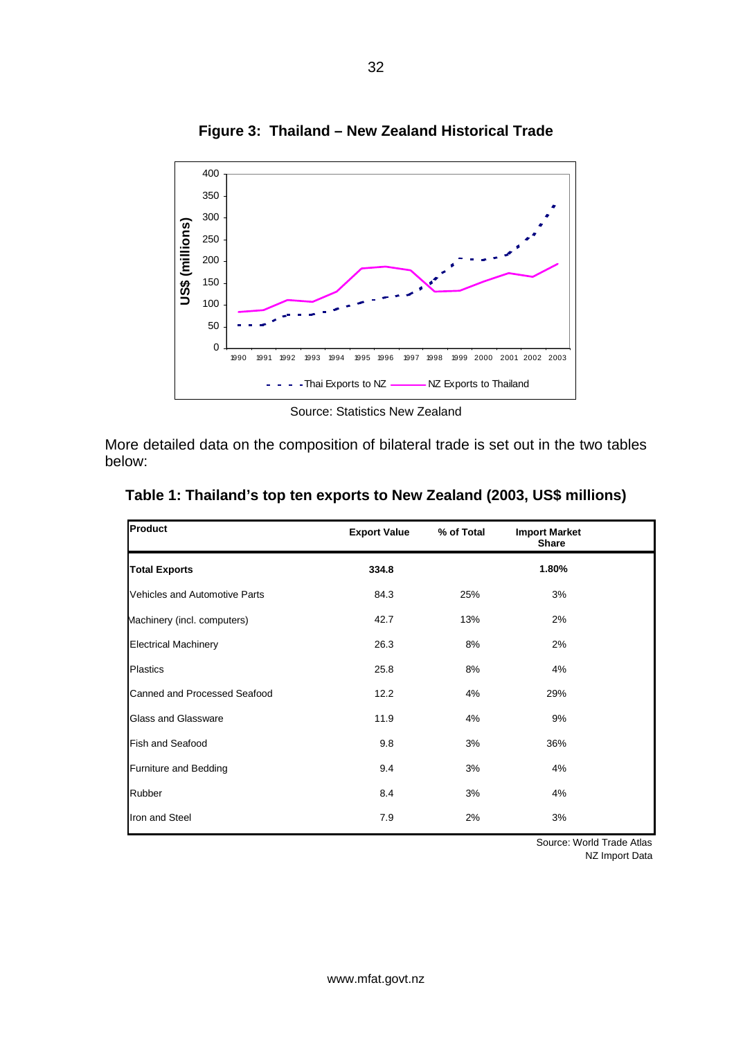**Figure 3: Thailand – New Zealand Historical Trade**

Source: Statistics New Zealand

More detailed data on the composition of bilateral trade is set out in the two tables below:

**Table 1: Thailand's top ten exports to New Zealand (2003, US$ millions)**

| Product | Export Value | % of Total | Import Market Share |
|---|---|---|---|
| **Total Exports** | **334.8** | | **1.80%** |
| Vehicles and Automotive Parts | 84.3 | 25% | 3% |
| Machinery (incl. computers) | 42.7 | 13% | 2% |
| Electrical Machinery | 26.3 | 8% | 2% |
| Plastics | 25.8 | 8% | 4% |
| Canned and Processed Seafood | 12.2 | 4% | 29% |
| Glass and Glassware | 11.9 | 4% | 9% |
| Fish and Seafood | 9.8 | 3% | 36% |
| Furniture and Bedding | 9.4 | 3% | 4% |
| Rubber | 8.4 | 3% | 4% |
| Iron and Steel | 7.9 | 2% | 3% |

Source: World Trade Atlas
NZ Import Data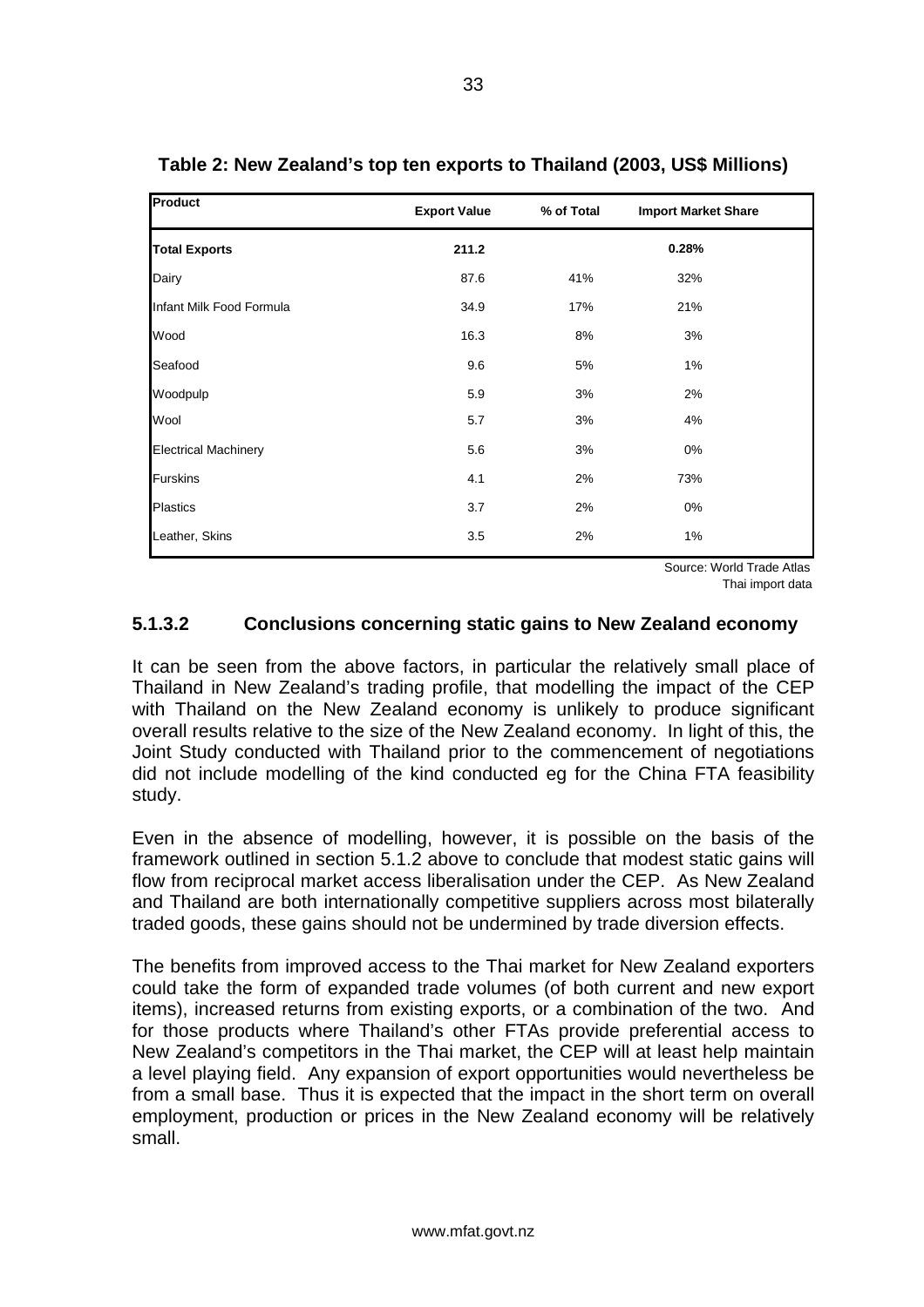**Table 2: New Zealand's top ten exports to Thailand (2003, US$ Millions)**

| Product | Export Value | % of Total | Import Market Share |
|---|---|---|---|
| **Total Exports** | **211.2** | | **0.28%** |
| Dairy | 87.6 | 41% | 32% |
| Infant Milk Food Formula | 34.9 | 17% | 21% |
| Wood | 16.3 | 8% | 3% |
| Seafood | 9.6 | 5% | 1% |
| Woodpulp | 5.9 | 3% | 2% |
| Wool | 5.7 | 3% | 4% |
| Electrical Machinery | 5.6 | 3% | 0% |
| Furskins | 4.1 | 2% | 73% |
| Plastics | 3.7 | 2% | 0% |
| Leather, Skins | 3.5 | 2% | 1% |

Source: World Trade Atlas
Thai import data

### 5.1.3.2 Conclusions concerning static gains to New Zealand economy

It can be seen from the above factors, in particular the relatively small place of Thailand in New Zealand's trading profile, that modelling the impact of the CEP with Thailand on the New Zealand economy is unlikely to produce significant overall results relative to the size of the New Zealand economy. In light of this, the Joint Study conducted with Thailand prior to the commencement of negotiations did not include modelling of the kind conducted eg for the China FTA feasibility study.

Even in the absence of modelling, however, it is possible on the basis of the framework outlined in section 5.1.2 above to conclude that modest static gains will flow from reciprocal market access liberalisation under the CEP. As New Zealand and Thailand are both internationally competitive suppliers across most bilaterally traded goods, these gains should not be undermined by trade diversion effects.

The benefits from improved access to the Thai market for New Zealand exporters could take the form of expanded trade volumes (of both current and new export items), increased returns from existing exports, or a combination of the two. And for those products where Thailand's other FTAs provide preferential access to New Zealand's competitors in the Thai market, the CEP will at least help maintain a level playing field. Any expansion of export opportunities would nevertheless be from a small base. Thus it is expected that the impact in the short term on overall employment, production or prices in the New Zealand economy will be relatively small.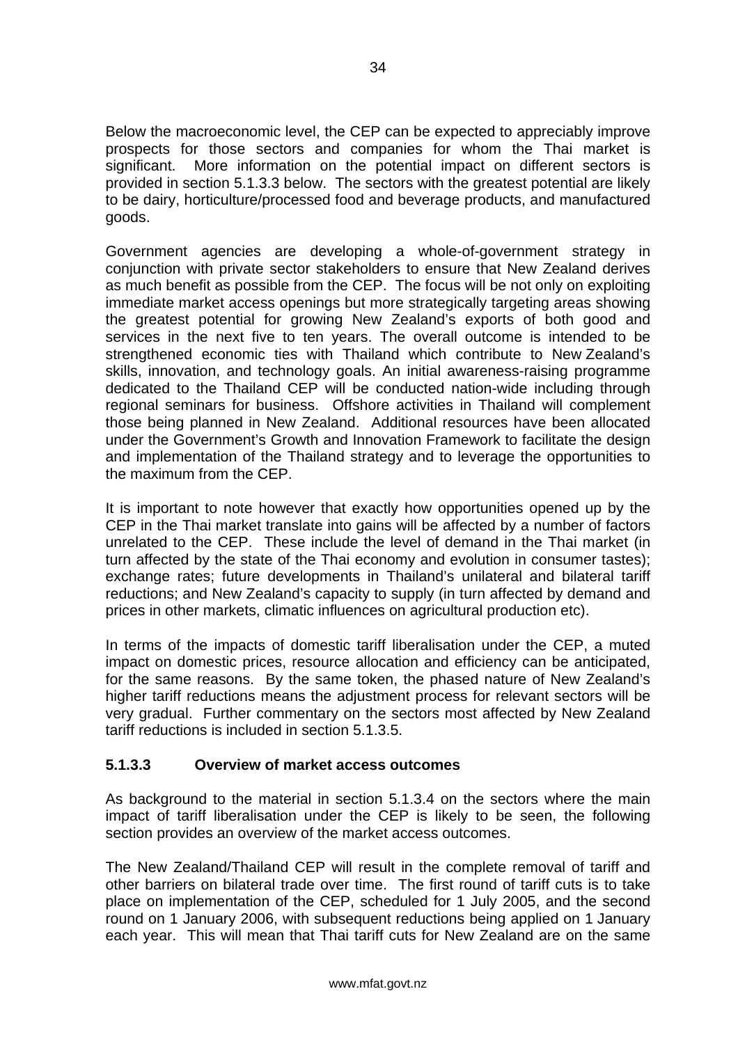Below the macroeconomic level, the CEP can be expected to appreciably improve prospects for those sectors and companies for whom the Thai market is significant. More information on the potential impact on different sectors is provided in section 5.1.3.3 below. The sectors with the greatest potential are likely to be dairy, horticulture/processed food and beverage products, and manufactured goods.

Government agencies are developing a whole-of-government strategy in conjunction with private sector stakeholders to ensure that New Zealand derives as much benefit as possible from the CEP. The focus will be not only on exploiting immediate market access openings but more strategically targeting areas showing the greatest potential for growing New Zealand's exports of both good and services in the next five to ten years. The overall outcome is intended to be strengthened economic ties with Thailand which contribute to New Zealand's skills, innovation, and technology goals. An initial awareness-raising programme dedicated to the Thailand CEP will be conducted nation-wide including through regional seminars for business. Offshore activities in Thailand will complement those being planned in New Zealand. Additional resources have been allocated under the Government's Growth and Innovation Framework to facilitate the design and implementation of the Thailand strategy and to leverage the opportunities to the maximum from the CEP.

It is important to note however that exactly how opportunities opened up by the CEP in the Thai market translate into gains will be affected by a number of factors unrelated to the CEP. These include the level of demand in the Thai market (in turn affected by the state of the Thai economy and evolution in consumer tastes); exchange rates; future developments in Thailand's unilateral and bilateral tariff reductions; and New Zealand's capacity to supply (in turn affected by demand and prices in other markets, climatic influences on agricultural production etc).

In terms of the impacts of domestic tariff liberalisation under the CEP, a muted impact on domestic prices, resource allocation and efficiency can be anticipated, for the same reasons. By the same token, the phased nature of New Zealand's higher tariff reductions means the adjustment process for relevant sectors will be very gradual. Further commentary on the sectors most affected by New Zealand tariff reductions is included in section 5.1.3.5.

#### 5.1.3.3 Overview of market access outcomes

As background to the material in section 5.1.3.4 on the sectors where the main impact of tariff liberalisation under the CEP is likely to be seen, the following section provides an overview of the market access outcomes.

The New Zealand/Thailand CEP will result in the complete removal of tariff and other barriers on bilateral trade over time. The first round of tariff cuts is to take place on implementation of the CEP, scheduled for 1 July 2005, and the second round on 1 January 2006, with subsequent reductions being applied on 1 January each year. This will mean that Thai tariff cuts for New Zealand are on the same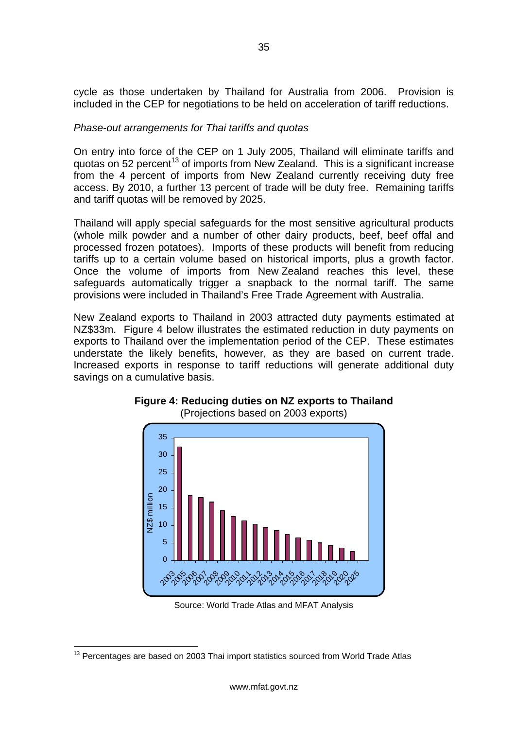cycle as those undertaken by Thailand for Australia from 2006. Provision is included in the CEP for negotiations to be held on acceleration of tariff reductions.

*Phase-out arrangements for Thai tariffs and quotas*

On entry into force of the CEP on 1 July 2005, Thailand will eliminate tariffs and quotas on 52 percent[13] of imports from New Zealand. This is a significant increase from the 4 percent of imports from New Zealand currently receiving duty free access. By 2010, a further 13 percent of trade will be duty free. Remaining tariffs and tariff quotas will be removed by 2025.

Thailand will apply special safeguards for the most sensitive agricultural products (whole milk powder and a number of other dairy products, beef, beef offal and processed frozen potatoes). Imports of these products will benefit from reducing tariffs up to a certain volume based on historical imports, plus a growth factor. Once the volume of imports from New Zealand reaches this level, these safeguards automatically trigger a snapback to the normal tariff. The same provisions were included in Thailand's Free Trade Agreement with Australia.

New Zealand exports to Thailand in 2003 attracted duty payments estimated at NZ$33m. Figure 4 below illustrates the estimated reduction in duty payments on exports to Thailand over the implementation period of the CEP. These estimates understate the likely benefits, however, as they are based on current trade. Increased exports in response to tariff reductions will generate additional duty savings on a cumulative basis.

**Figure 4: Reducing duties on NZ exports to Thailand**
(Projections based on 2003 exports)

Source: World Trade Atlas and MFAT Analysis

---

[13] Percentages are based on 2003 Thai import statistics sourced from World Trade Atlas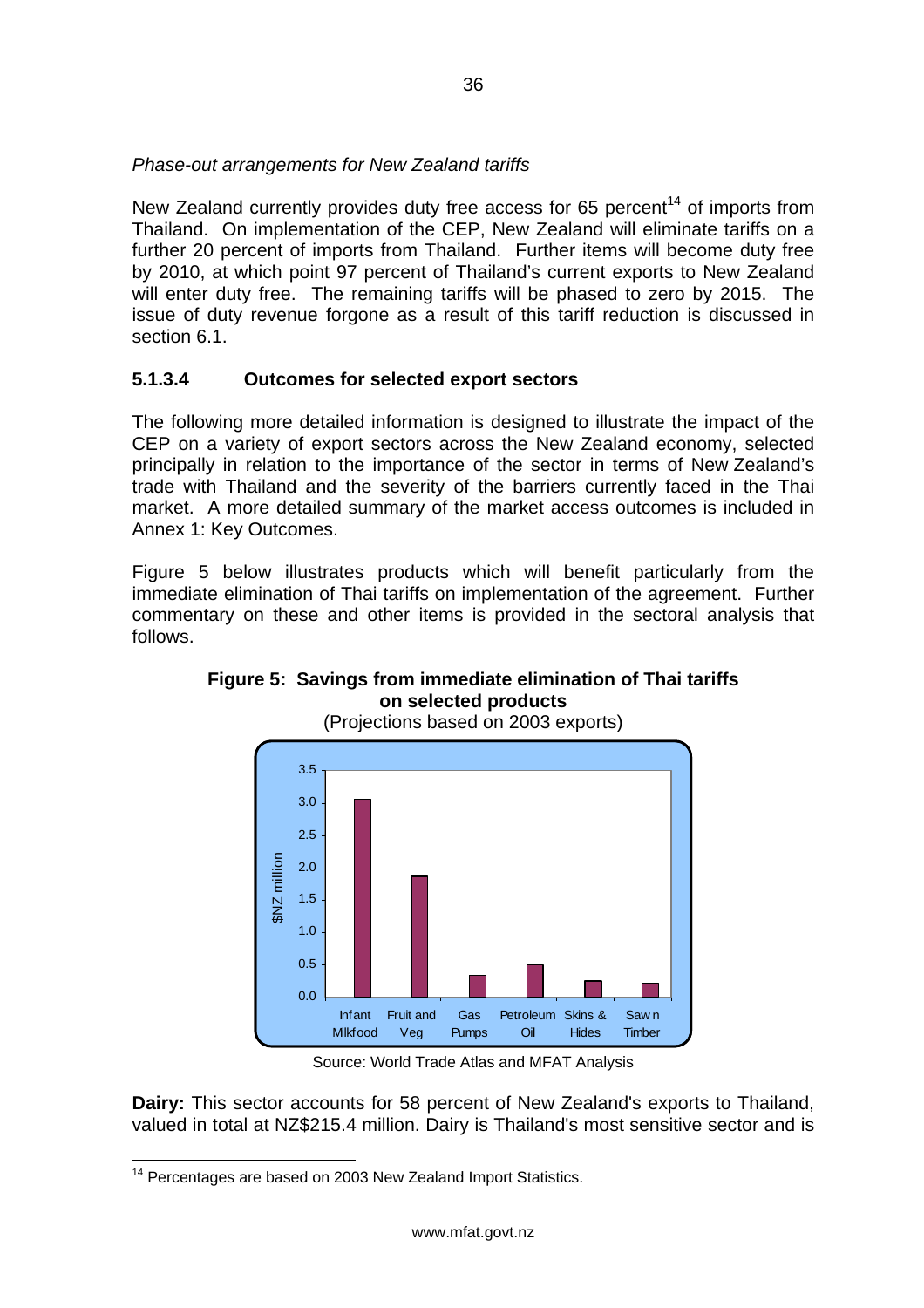*Phase-out arrangements for New Zealand tariffs*

New Zealand currently provides duty free access for 65 percent[14] of imports from Thailand. On implementation of the CEP, New Zealand will eliminate tariffs on a further 20 percent of imports from Thailand. Further items will become duty free by 2010, at which point 97 percent of Thailand's current exports to New Zealand will enter duty free. The remaining tariffs will be phased to zero by 2015. The issue of duty revenue forgone as a result of this tariff reduction is discussed in section 6.1.

#### 5.1.3.4 Outcomes for selected export sectors

The following more detailed information is designed to illustrate the impact of the CEP on a variety of export sectors across the New Zealand economy, selected principally in relation to the importance of the sector in terms of New Zealand's trade with Thailand and the severity of the barriers currently faced in the Thai market. A more detailed summary of the market access outcomes is included in Annex 1: Key Outcomes.

Figure 5 below illustrates products which will benefit particularly from the immediate elimination of Thai tariffs on implementation of the agreement. Further commentary on these and other items is provided in the sectoral analysis that follows.

**Figure 5: Savings from immediate elimination of Thai tariffs on selected products**

(Projections based on 2003 exports)

Source: World Trade Atlas and MFAT Analysis

**Dairy:** This sector accounts for 58 percent of New Zealand's exports to Thailand, valued in total at NZ$215.4 million. Dairy is Thailand's most sensitive sector and is

[14] Percentages are based on 2003 New Zealand Import Statistics.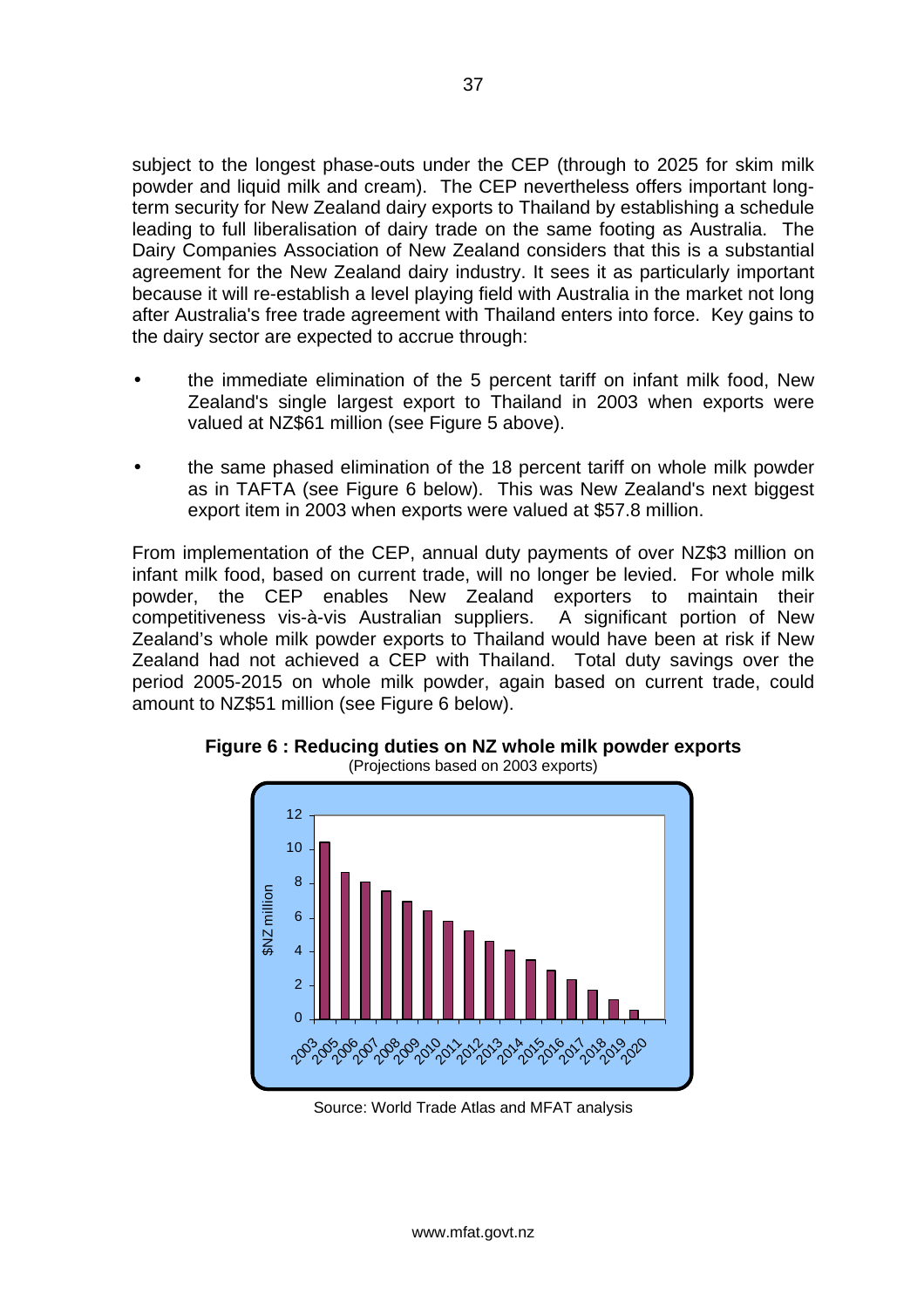subject to the longest phase-outs under the CEP (through to 2025 for skim milk powder and liquid milk and cream). The CEP nevertheless offers important long-term security for New Zealand dairy exports to Thailand by establishing a schedule leading to full liberalisation of dairy trade on the same footing as Australia. The Dairy Companies Association of New Zealand considers that this is a substantial agreement for the New Zealand dairy industry. It sees it as particularly important because it will re-establish a level playing field with Australia in the market not long after Australia's free trade agreement with Thailand enters into force. Key gains to the dairy sector are expected to accrue through:

- the immediate elimination of the 5 percent tariff on infant milk food, New Zealand's single largest export to Thailand in 2003 when exports were valued at NZ$61 million (see Figure 5 above).
- the same phased elimination of the 18 percent tariff on whole milk powder as in TAFTA (see Figure 6 below). This was New Zealand's next biggest export item in 2003 when exports were valued at $57.8 million.

From implementation of the CEP, annual duty payments of over NZ$3 million on infant milk food, based on current trade, will no longer be levied. For whole milk powder, the CEP enables New Zealand exporters to maintain their competitiveness vis-à-vis Australian suppliers. A significant portion of New Zealand's whole milk powder exports to Thailand would have been at risk if New Zealand had not achieved a CEP with Thailand. Total duty savings over the period 2005-2015 on whole milk powder, again based on current trade, could amount to NZ$51 million (see Figure 6 below).

**Figure 6 : Reducing duties on NZ whole milk powder exports**
(Projections based on 2003 exports)

Source: World Trade Atlas and MFAT analysis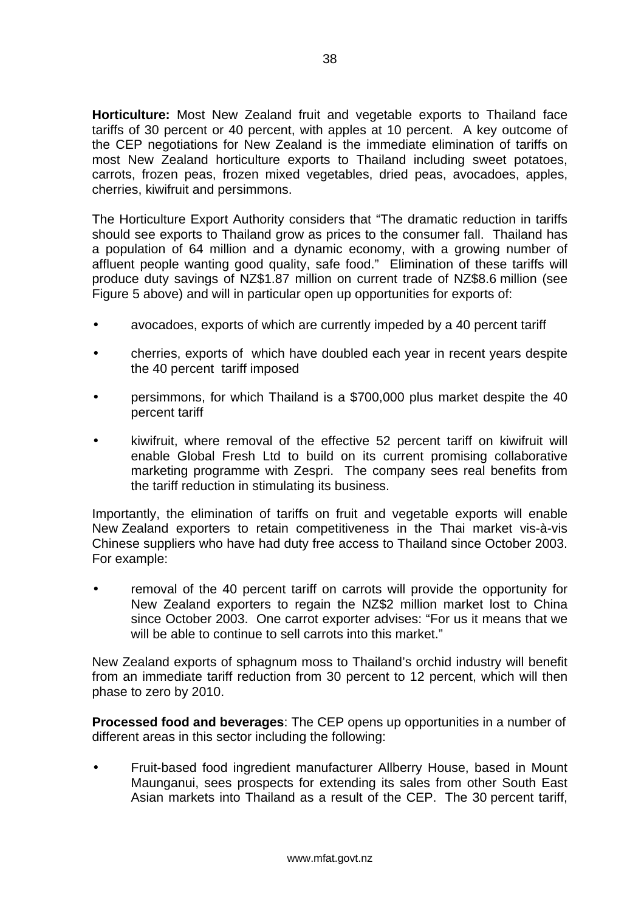**Horticulture:** Most New Zealand fruit and vegetable exports to Thailand face tariffs of 30 percent or 40 percent, with apples at 10 percent. A key outcome of the CEP negotiations for New Zealand is the immediate elimination of tariffs on most New Zealand horticulture exports to Thailand including sweet potatoes, carrots, frozen peas, frozen mixed vegetables, dried peas, avocadoes, apples, cherries, kiwifruit and persimmons.

The Horticulture Export Authority considers that "The dramatic reduction in tariffs should see exports to Thailand grow as prices to the consumer fall. Thailand has a population of 64 million and a dynamic economy, with a growing number of affluent people wanting good quality, safe food." Elimination of these tariffs will produce duty savings of NZ$1.87 million on current trade of NZ$8.6 million (see Figure 5 above) and will in particular open up opportunities for exports of:

- avocadoes, exports of which are currently impeded by a 40 percent tariff
- cherries, exports of which have doubled each year in recent years despite the 40 percent tariff imposed
- persimmons, for which Thailand is a $700,000 plus market despite the 40 percent tariff
- kiwifruit, where removal of the effective 52 percent tariff on kiwifruit will enable Global Fresh Ltd to build on its current promising collaborative marketing programme with Zespri. The company sees real benefits from the tariff reduction in stimulating its business.

Importantly, the elimination of tariffs on fruit and vegetable exports will enable New Zealand exporters to retain competitiveness in the Thai market vis-à-vis Chinese suppliers who have had duty free access to Thailand since October 2003. For example:

- removal of the 40 percent tariff on carrots will provide the opportunity for New Zealand exporters to regain the NZ$2 million market lost to China since October 2003. One carrot exporter advises: "For us it means that we will be able to continue to sell carrots into this market."

New Zealand exports of sphagnum moss to Thailand's orchid industry will benefit from an immediate tariff reduction from 30 percent to 12 percent, which will then phase to zero by 2010.

**Processed food and beverages**: The CEP opens up opportunities in a number of different areas in this sector including the following:

- Fruit-based food ingredient manufacturer Allberry House, based in Mount Maunganui, sees prospects for extending its sales from other South East Asian markets into Thailand as a result of the CEP. The 30 percent tariff,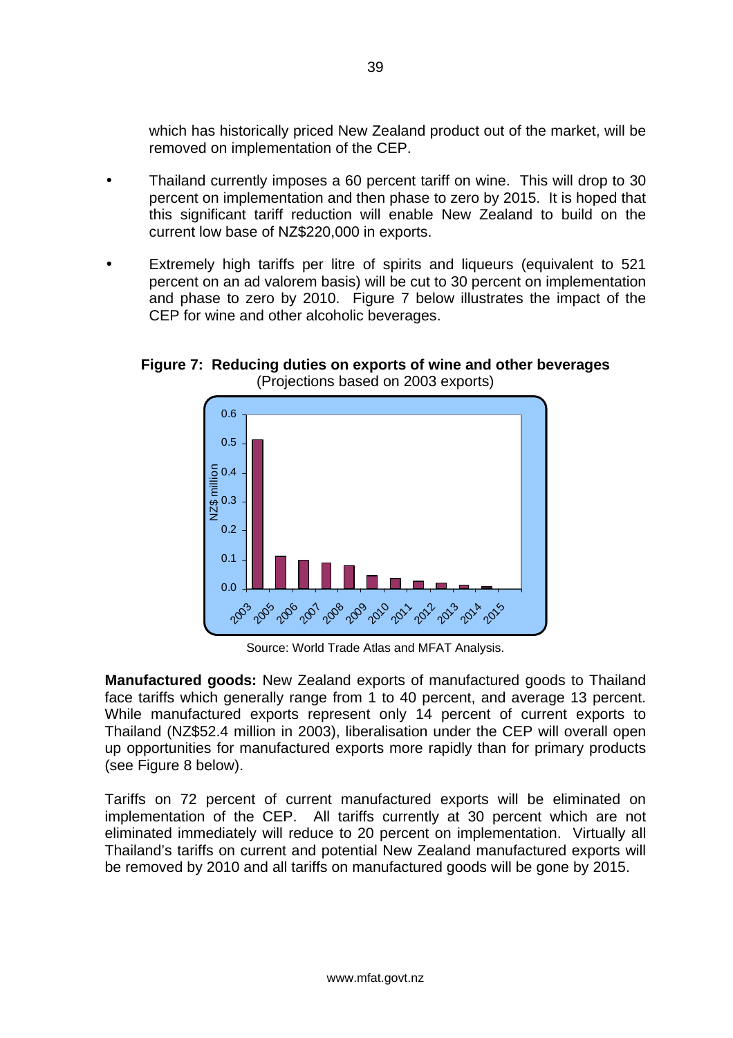which has historically priced New Zealand product out of the market, will be removed on implementation of the CEP.

- Thailand currently imposes a 60 percent tariff on wine. This will drop to 30 percent on implementation and then phase to zero by 2015. It is hoped that this significant tariff reduction will enable New Zealand to build on the current low base of NZ$220,000 in exports.
- Extremely high tariffs per litre of spirits and liqueurs (equivalent to 521 percent on an ad valorem basis) will be cut to 30 percent on implementation and phase to zero by 2010. Figure 7 below illustrates the impact of the CEP for wine and other alcoholic beverages.

**Figure 7: Reducing duties on exports of wine and other beverages**
(Projections based on 2003 exports)

Source: World Trade Atlas and MFAT Analysis.

**Manufactured goods:** New Zealand exports of manufactured goods to Thailand face tariffs which generally range from 1 to 40 percent, and average 13 percent. While manufactured exports represent only 14 percent of current exports to Thailand (NZ$52.4 million in 2003), liberalisation under the CEP will overall open up opportunities for manufactured exports more rapidly than for primary products (see Figure 8 below).

Tariffs on 72 percent of current manufactured exports will be eliminated on implementation of the CEP. All tariffs currently at 30 percent which are not eliminated immediately will reduce to 20 percent on implementation. Virtually all Thailand's tariffs on current and potential New Zealand manufactured exports will be removed by 2010 and all tariffs on manufactured goods will be gone by 2015.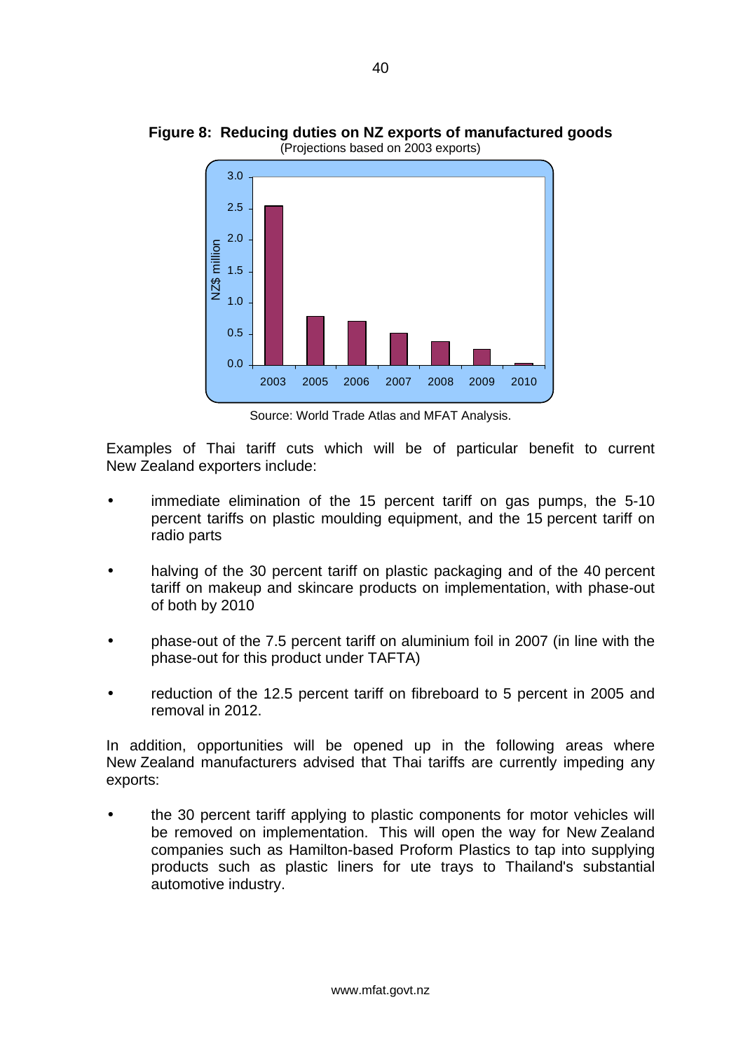**Figure 8: Reducing duties on NZ exports of manufactured goods**
(Projections based on 2003 exports)

Source: World Trade Atlas and MFAT Analysis.

Examples of Thai tariff cuts which will be of particular benefit to current New Zealand exporters include:

- immediate elimination of the 15 percent tariff on gas pumps, the 5-10 percent tariffs on plastic moulding equipment, and the 15 percent tariff on radio parts
- halving of the 30 percent tariff on plastic packaging and of the 40 percent tariff on makeup and skincare products on implementation, with phase-out of both by 2010
- phase-out of the 7.5 percent tariff on aluminium foil in 2007 (in line with the phase-out for this product under TAFTA)
- reduction of the 12.5 percent tariff on fibreboard to 5 percent in 2005 and removal in 2012.

In addition, opportunities will be opened up in the following areas where New Zealand manufacturers advised that Thai tariffs are currently impeding any exports:

- the 30 percent tariff applying to plastic components for motor vehicles will be removed on implementation. This will open the way for New Zealand companies such as Hamilton-based Proform Plastics to tap into supplying products such as plastic liners for ute trays to Thailand's substantial automotive industry.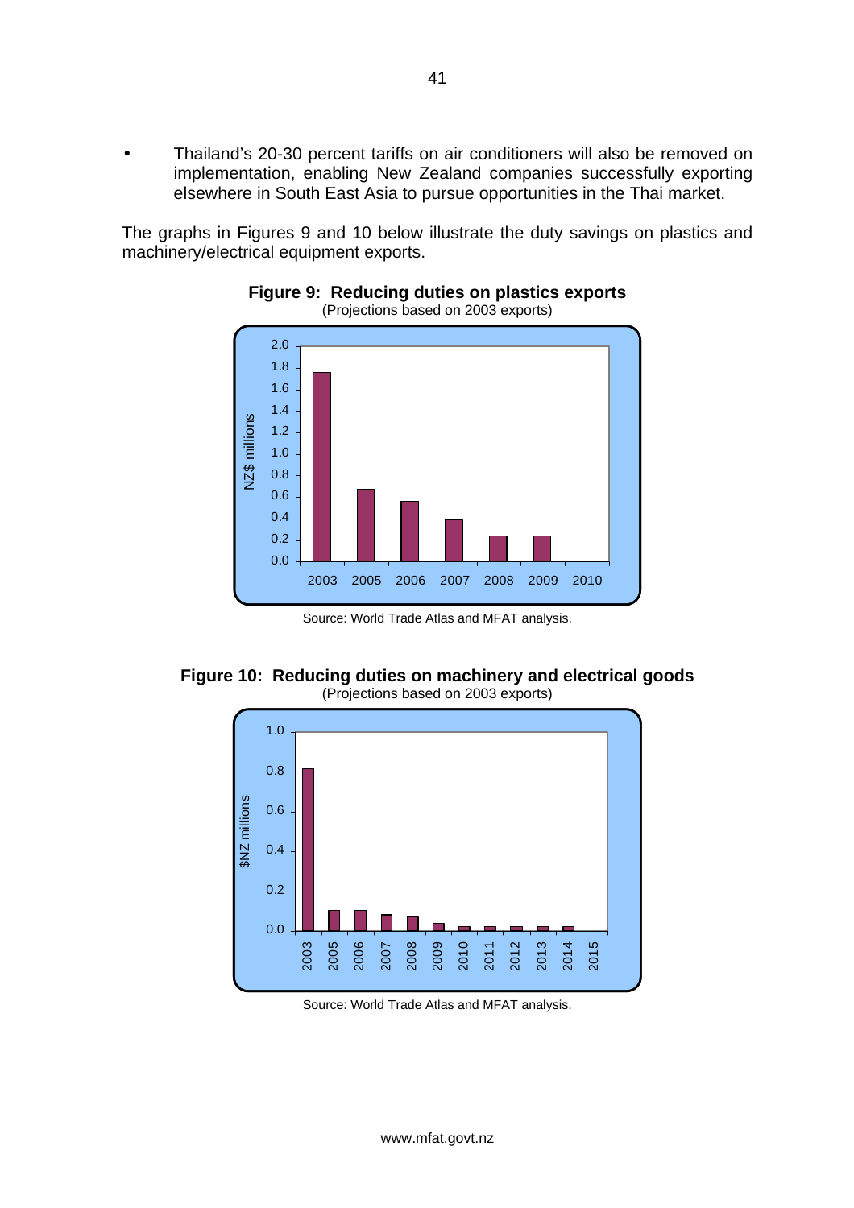- Thailand's 20-30 percent tariffs on air conditioners will also be removed on implementation, enabling New Zealand companies successfully exporting elsewhere in South East Asia to pursue opportunities in the Thai market.

The graphs in Figures 9 and 10 below illustrate the duty savings on plastics and machinery/electrical equipment exports.

**Figure 9: Reducing duties on plastics exports**
(Projections based on 2003 exports)

Source: World Trade Atlas and MFAT analysis.

**Figure 10: Reducing duties on machinery and electrical goods**
(Projections based on 2003 exports)

Source: World Trade Atlas and MFAT analysis.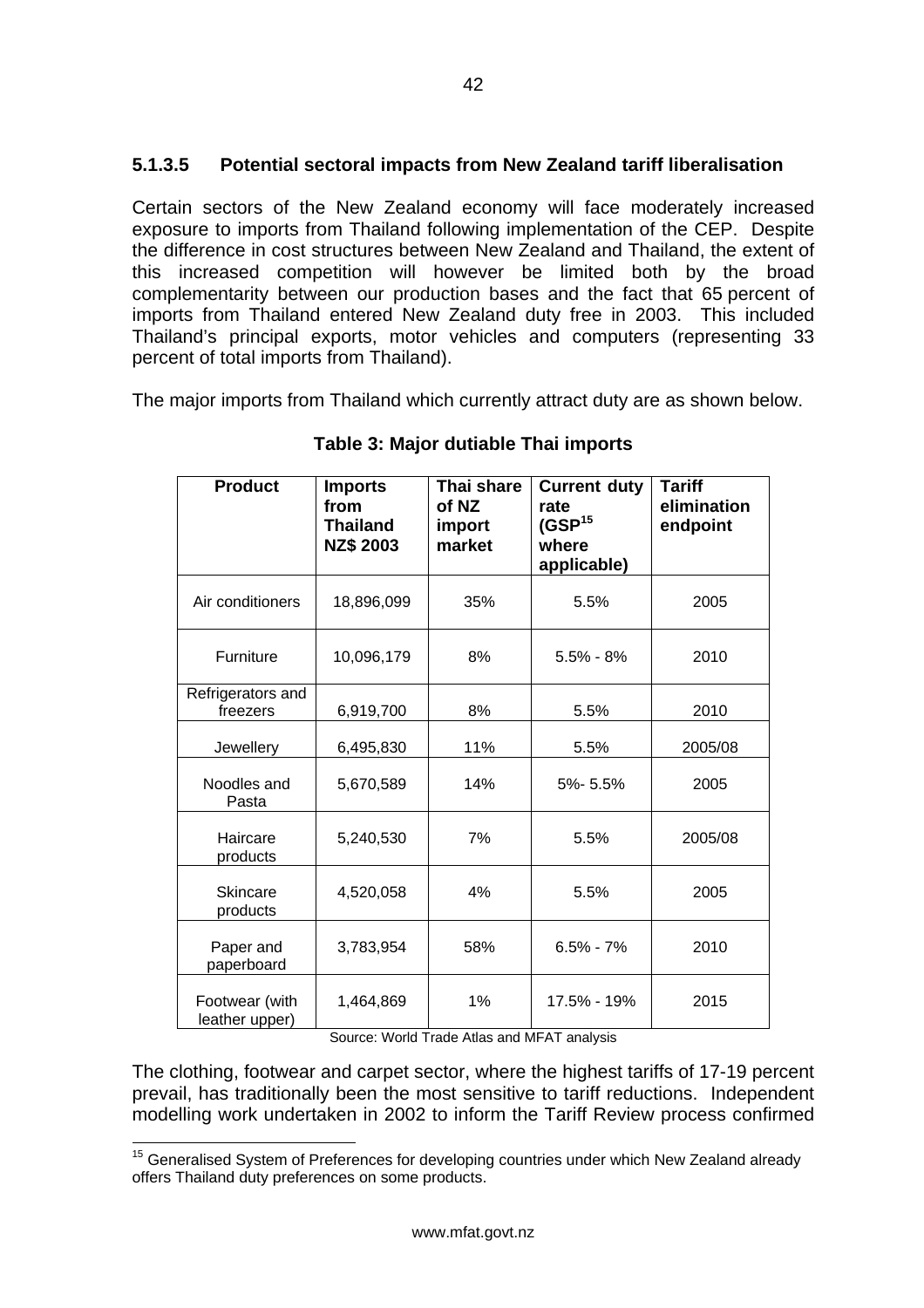#### 5.1.3.5 Potential sectoral impacts from New Zealand tariff liberalisation

Certain sectors of the New Zealand economy will face moderately increased exposure to imports from Thailand following implementation of the CEP. Despite the difference in cost structures between New Zealand and Thailand, the extent of this increased competition will however be limited both by the broad complementarity between our production bases and the fact that 65 percent of imports from Thailand entered New Zealand duty free in 2003. This included Thailand's principal exports, motor vehicles and computers (representing 33 percent of total imports from Thailand).

The major imports from Thailand which currently attract duty are as shown below.

**Table 3: Major dutiable Thai imports**

| Product | Imports from Thailand NZ$ 2003 | Thai share of NZ import market | Current duty rate (GSP[15] where applicable) | Tariff elimination endpoint |
|---|---|---|---|---|
| Air conditioners | 18,896,099 | 35% | 5.5% | 2005 |
| Furniture | 10,096,179 | 8% | 5.5% - 8% | 2010 |
| Refrigerators and freezers | 6,919,700 | 8% | 5.5% | 2010 |
| Jewellery | 6,495,830 | 11% | 5.5% | 2005/08 |
| Noodles and Pasta | 5,670,589 | 14% | 5%- 5.5% | 2005 |
| Haircare products | 5,240,530 | 7% | 5.5% | 2005/08 |
| Skincare products | 4,520,058 | 4% | 5.5% | 2005 |
| Paper and paperboard | 3,783,954 | 58% | 6.5% - 7% | 2010 |
| Footwear (with leather upper) | 1,464,869 | 1% | 17.5% - 19% | 2015 |

Source: World Trade Atlas and MFAT analysis

The clothing, footwear and carpet sector, where the highest tariffs of 17-19 percent prevail, has traditionally been the most sensitive to tariff reductions. Independent modelling work undertaken in 2002 to inform the Tariff Review process confirmed

[15] Generalised System of Preferences for developing countries under which New Zealand already offers Thailand duty preferences on some products.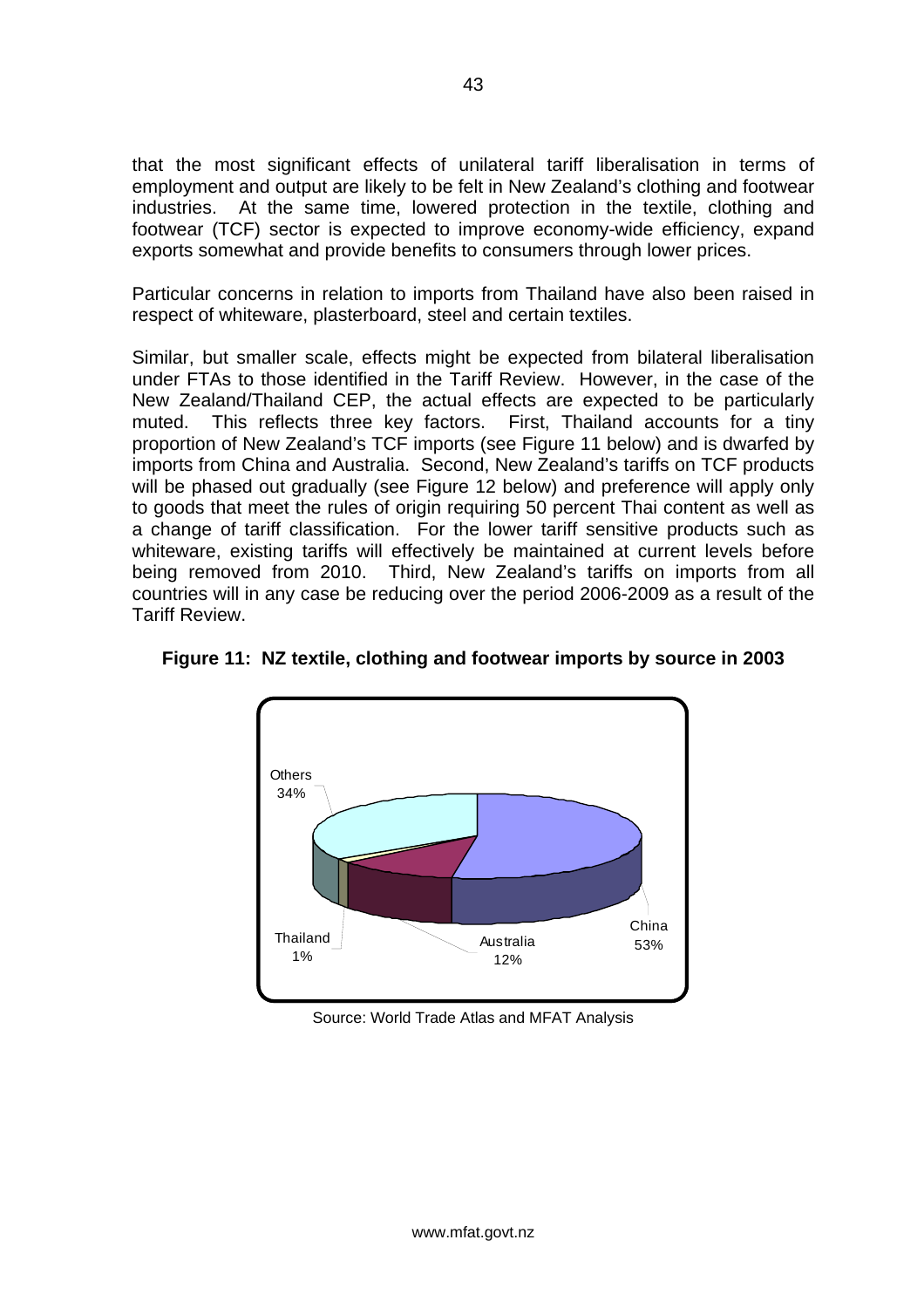that the most significant effects of unilateral tariff liberalisation in terms of employment and output are likely to be felt in New Zealand's clothing and footwear industries. At the same time, lowered protection in the textile, clothing and footwear (TCF) sector is expected to improve economy-wide efficiency, expand exports somewhat and provide benefits to consumers through lower prices.

Particular concerns in relation to imports from Thailand have also been raised in respect of whiteware, plasterboard, steel and certain textiles.

Similar, but smaller scale, effects might be expected from bilateral liberalisation under FTAs to those identified in the Tariff Review. However, in the case of the New Zealand/Thailand CEP, the actual effects are expected to be particularly muted. This reflects three key factors. First, Thailand accounts for a tiny proportion of New Zealand's TCF imports (see Figure 11 below) and is dwarfed by imports from China and Australia. Second, New Zealand's tariffs on TCF products will be phased out gradually (see Figure 12 below) and preference will apply only to goods that meet the rules of origin requiring 50 percent Thai content as well as a change of tariff classification. For the lower tariff sensitive products such as whiteware, existing tariffs will effectively be maintained at current levels before being removed from 2010. Third, New Zealand's tariffs on imports from all countries will in any case be reducing over the period 2006-2009 as a result of the Tariff Review.

**Figure 11: NZ textile, clothing and footwear imports by source in 2003**

| Source | Share |
|---|---|
| China | 53% |
| Australia | 12% |
| Thailand | 1% |
| Others | 34% |

Source: World Trade Atlas and MFAT Analysis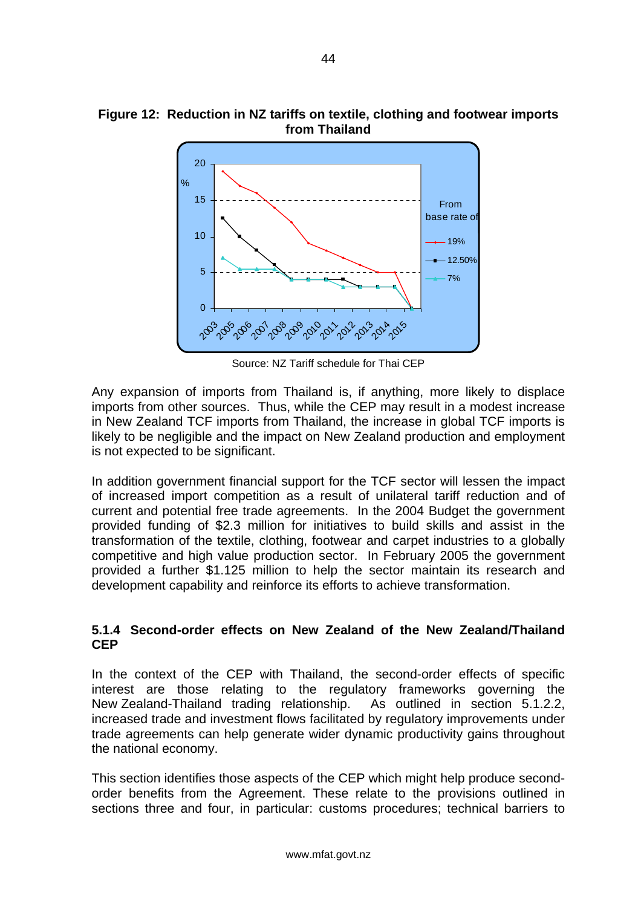**Figure 12: Reduction in NZ tariffs on textile, clothing and footwear imports from Thailand**

Source: NZ Tariff schedule for Thai CEP

Any expansion of imports from Thailand is, if anything, more likely to displace imports from other sources. Thus, while the CEP may result in a modest increase in New Zealand TCF imports from Thailand, the increase in global TCF imports is likely to be negligible and the impact on New Zealand production and employment is not expected to be significant.

In addition government financial support for the TCF sector will lessen the impact of increased import competition as a result of unilateral tariff reduction and of current and potential free trade agreements. In the 2004 Budget the government provided funding of $2.3 million for initiatives to build skills and assist in the transformation of the textile, clothing, footwear and carpet industries to a globally competitive and high value production sector. In February 2005 the government provided a further $1.125 million to help the sector maintain its research and development capability and reinforce its efforts to achieve transformation.

### 5.1.4 Second-order effects on New Zealand of the New Zealand/Thailand CEP

In the context of the CEP with Thailand, the second-order effects of specific interest are those relating to the regulatory frameworks governing the New Zealand-Thailand trading relationship. As outlined in section 5.1.2.2, increased trade and investment flows facilitated by regulatory improvements under trade agreements can help generate wider dynamic productivity gains throughout the national economy.

This section identifies those aspects of the CEP which might help produce second-order benefits from the Agreement. These relate to the provisions outlined in sections three and four, in particular: customs procedures; technical barriers to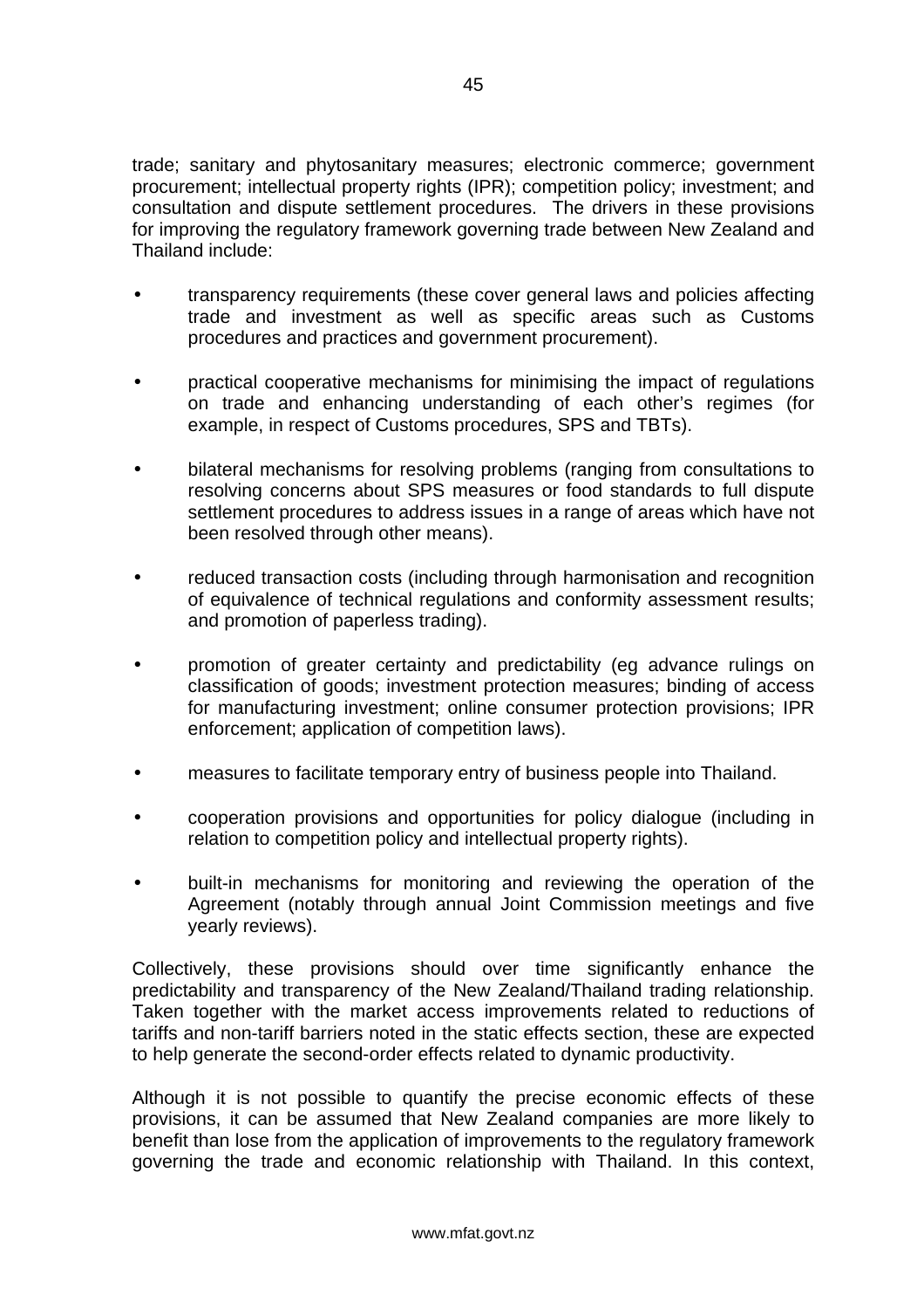trade; sanitary and phytosanitary measures; electronic commerce; government procurement; intellectual property rights (IPR); competition policy; investment; and consultation and dispute settlement procedures. The drivers in these provisions for improving the regulatory framework governing trade between New Zealand and Thailand include:

- transparency requirements (these cover general laws and policies affecting trade and investment as well as specific areas such as Customs procedures and practices and government procurement).
- practical cooperative mechanisms for minimising the impact of regulations on trade and enhancing understanding of each other's regimes (for example, in respect of Customs procedures, SPS and TBTs).
- bilateral mechanisms for resolving problems (ranging from consultations to resolving concerns about SPS measures or food standards to full dispute settlement procedures to address issues in a range of areas which have not been resolved through other means).
- reduced transaction costs (including through harmonisation and recognition of equivalence of technical regulations and conformity assessment results; and promotion of paperless trading).
- promotion of greater certainty and predictability (eg advance rulings on classification of goods; investment protection measures; binding of access for manufacturing investment; online consumer protection provisions; IPR enforcement; application of competition laws).
- measures to facilitate temporary entry of business people into Thailand.
- cooperation provisions and opportunities for policy dialogue (including in relation to competition policy and intellectual property rights).
- built-in mechanisms for monitoring and reviewing the operation of the Agreement (notably through annual Joint Commission meetings and five yearly reviews).

Collectively, these provisions should over time significantly enhance the predictability and transparency of the New Zealand/Thailand trading relationship. Taken together with the market access improvements related to reductions of tariffs and non-tariff barriers noted in the static effects section, these are expected to help generate the second-order effects related to dynamic productivity.

Although it is not possible to quantify the precise economic effects of these provisions, it can be assumed that New Zealand companies are more likely to benefit than lose from the application of improvements to the regulatory framework governing the trade and economic relationship with Thailand. In this context,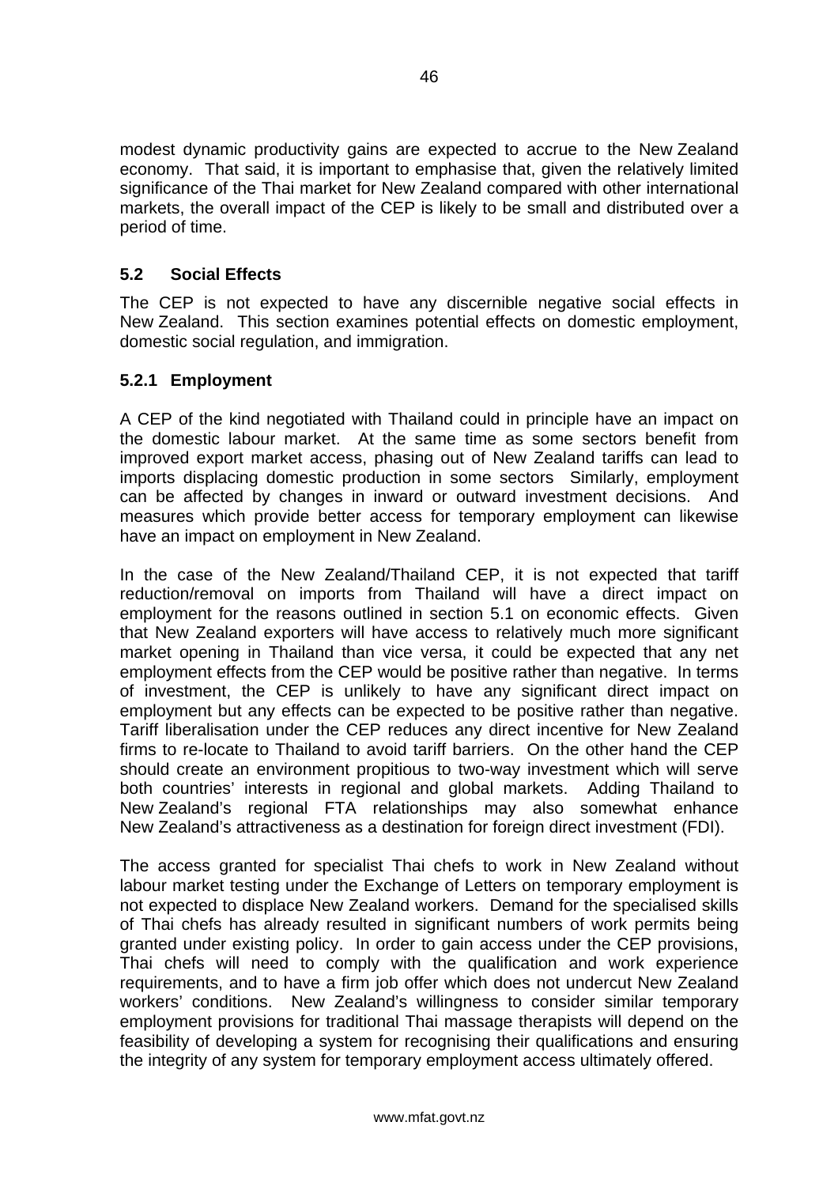modest dynamic productivity gains are expected to accrue to the New Zealand economy. That said, it is important to emphasise that, given the relatively limited significance of the Thai market for New Zealand compared with other international markets, the overall impact of the CEP is likely to be small and distributed over a period of time.

## 5.2 Social Effects

The CEP is not expected to have any discernible negative social effects in New Zealand. This section examines potential effects on domestic employment, domestic social regulation, and immigration.

### 5.2.1 Employment

A CEP of the kind negotiated with Thailand could in principle have an impact on the domestic labour market. At the same time as some sectors benefit from improved export market access, phasing out of New Zealand tariffs can lead to imports displacing domestic production in some sectors Similarly, employment can be affected by changes in inward or outward investment decisions. And measures which provide better access for temporary employment can likewise have an impact on employment in New Zealand.

In the case of the New Zealand/Thailand CEP, it is not expected that tariff reduction/removal on imports from Thailand will have a direct impact on employment for the reasons outlined in section 5.1 on economic effects. Given that New Zealand exporters will have access to relatively much more significant market opening in Thailand than vice versa, it could be expected that any net employment effects from the CEP would be positive rather than negative. In terms of investment, the CEP is unlikely to have any significant direct impact on employment but any effects can be expected to be positive rather than negative. Tariff liberalisation under the CEP reduces any direct incentive for New Zealand firms to re-locate to Thailand to avoid tariff barriers. On the other hand the CEP should create an environment propitious to two-way investment which will serve both countries' interests in regional and global markets. Adding Thailand to New Zealand's regional FTA relationships may also somewhat enhance New Zealand's attractiveness as a destination for foreign direct investment (FDI).

The access granted for specialist Thai chefs to work in New Zealand without labour market testing under the Exchange of Letters on temporary employment is not expected to displace New Zealand workers. Demand for the specialised skills of Thai chefs has already resulted in significant numbers of work permits being granted under existing policy. In order to gain access under the CEP provisions, Thai chefs will need to comply with the qualification and work experience requirements, and to have a firm job offer which does not undercut New Zealand workers' conditions. New Zealand's willingness to consider similar temporary employment provisions for traditional Thai massage therapists will depend on the feasibility of developing a system for recognising their qualifications and ensuring the integrity of any system for temporary employment access ultimately offered.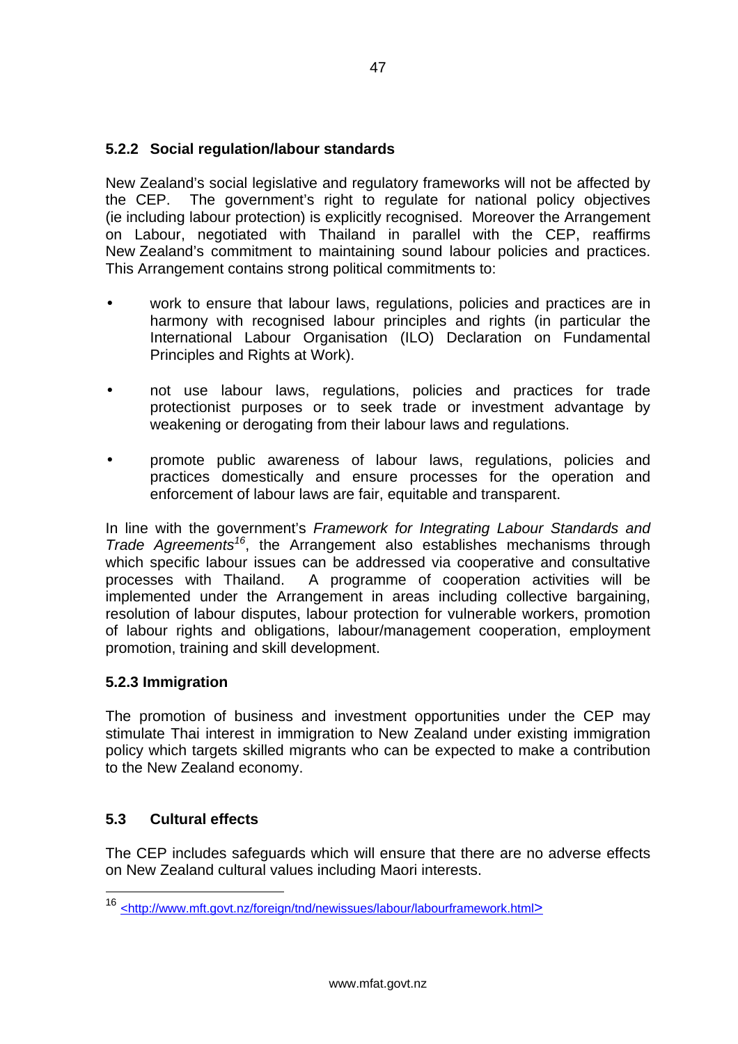### 5.2.2 Social regulation/labour standards

New Zealand's social legislative and regulatory frameworks will not be affected by the CEP. The government's right to regulate for national policy objectives (ie including labour protection) is explicitly recognised. Moreover the Arrangement on Labour, negotiated with Thailand in parallel with the CEP, reaffirms New Zealand's commitment to maintaining sound labour policies and practices. This Arrangement contains strong political commitments to:

- work to ensure that labour laws, regulations, policies and practices are in harmony with recognised labour principles and rights (in particular the International Labour Organisation (ILO) Declaration on Fundamental Principles and Rights at Work).
- not use labour laws, regulations, policies and practices for trade protectionist purposes or to seek trade or investment advantage by weakening or derogating from their labour laws and regulations.
- promote public awareness of labour laws, regulations, policies and practices domestically and ensure processes for the operation and enforcement of labour laws are fair, equitable and transparent.

In line with the government's *Framework for Integrating Labour Standards and Trade Agreements*[16], the Arrangement also establishes mechanisms through which specific labour issues can be addressed via cooperative and consultative processes with Thailand. A programme of cooperation activities will be implemented under the Arrangement in areas including collective bargaining, resolution of labour disputes, labour protection for vulnerable workers, promotion of labour rights and obligations, labour/management cooperation, employment promotion, training and skill development.

### 5.2.3 Immigration

The promotion of business and investment opportunities under the CEP may stimulate Thai interest in immigration to New Zealand under existing immigration policy which targets skilled migrants who can be expected to make a contribution to the New Zealand economy.

## 5.3 Cultural effects

The CEP includes safeguards which will ensure that there are no adverse effects on New Zealand cultural values including Maori interests.

---

[16] <http://www.mft.govt.nz/foreign/tnd/newissues/labour/labourframework.html>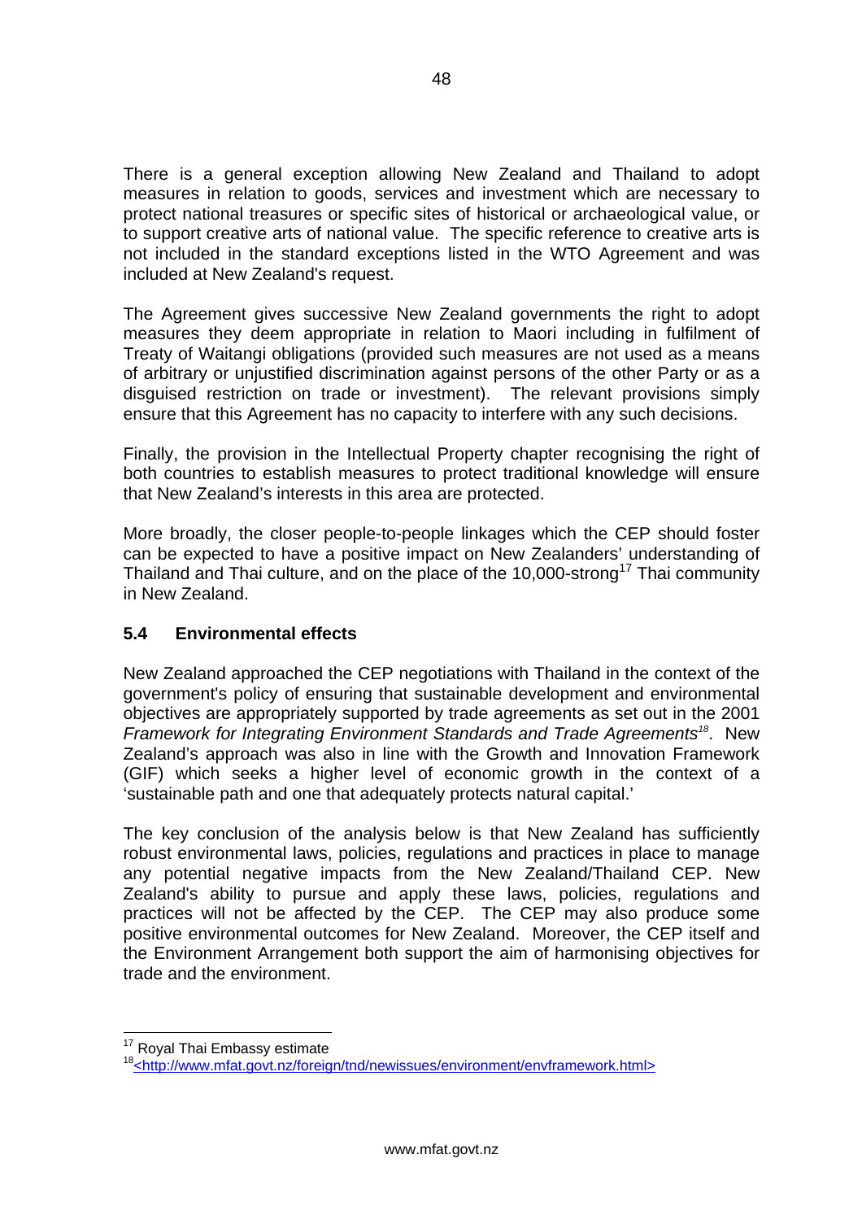There is a general exception allowing New Zealand and Thailand to adopt measures in relation to goods, services and investment which are necessary to protect national treasures or specific sites of historical or archaeological value, or to support creative arts of national value. The specific reference to creative arts is not included in the standard exceptions listed in the WTO Agreement and was included at New Zealand's request.

The Agreement gives successive New Zealand governments the right to adopt measures they deem appropriate in relation to Maori including in fulfilment of Treaty of Waitangi obligations (provided such measures are not used as a means of arbitrary or unjustified discrimination against persons of the other Party or as a disguised restriction on trade or investment). The relevant provisions simply ensure that this Agreement has no capacity to interfere with any such decisions.

Finally, the provision in the Intellectual Property chapter recognising the right of both countries to establish measures to protect traditional knowledge will ensure that New Zealand's interests in this area are protected.

More broadly, the closer people-to-people linkages which the CEP should foster can be expected to have a positive impact on New Zealanders' understanding of Thailand and Thai culture, and on the place of the 10,000-strong[17] Thai community in New Zealand.

### 5.4 Environmental effects

New Zealand approached the CEP negotiations with Thailand in the context of the government's policy of ensuring that sustainable development and environmental objectives are appropriately supported by trade agreements as set out in the 2001 *Framework for Integrating Environment Standards and Trade Agreements*[18]. New Zealand's approach was also in line with the Growth and Innovation Framework (GIF) which seeks a higher level of economic growth in the context of a 'sustainable path and one that adequately protects natural capital.'

The key conclusion of the analysis below is that New Zealand has sufficiently robust environmental laws, policies, regulations and practices in place to manage any potential negative impacts from the New Zealand/Thailand CEP. New Zealand's ability to pursue and apply these laws, policies, regulations and practices will not be affected by the CEP. The CEP may also produce some positive environmental outcomes for New Zealand. Moreover, the CEP itself and the Environment Arrangement both support the aim of harmonising objectives for trade and the environment.

---

[17] Royal Thai Embassy estimate

[18] <http://www.mfat.govt.nz/foreign/tnd/newissues/environment/envframework.html>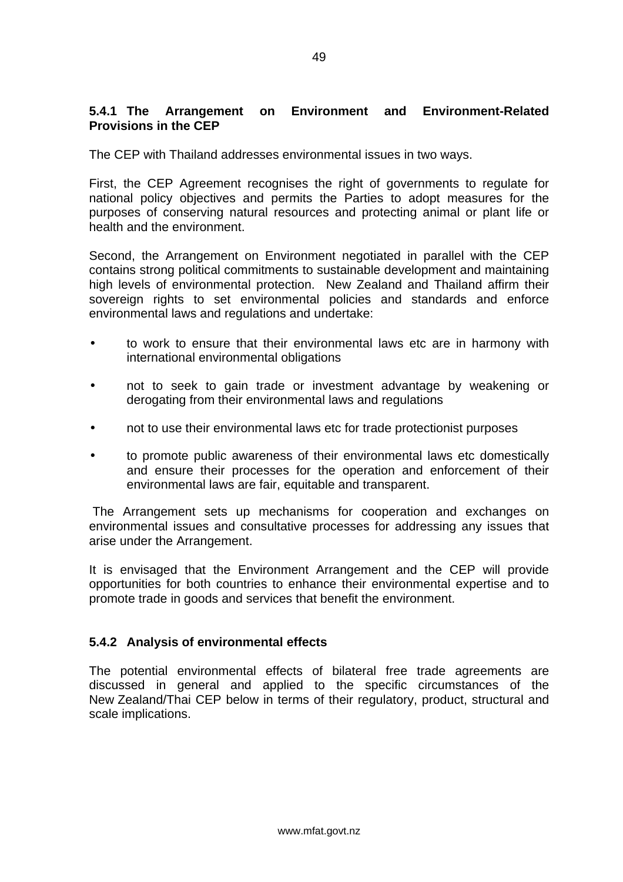### 5.4.1 The Arrangement on Environment and Environment-Related Provisions in the CEP

The CEP with Thailand addresses environmental issues in two ways.

First, the CEP Agreement recognises the right of governments to regulate for national policy objectives and permits the Parties to adopt measures for the purposes of conserving natural resources and protecting animal or plant life or health and the environment.

Second, the Arrangement on Environment negotiated in parallel with the CEP contains strong political commitments to sustainable development and maintaining high levels of environmental protection. New Zealand and Thailand affirm their sovereign rights to set environmental policies and standards and enforce environmental laws and regulations and undertake:

- to work to ensure that their environmental laws etc are in harmony with international environmental obligations
- not to seek to gain trade or investment advantage by weakening or derogating from their environmental laws and regulations
- not to use their environmental laws etc for trade protectionist purposes
- to promote public awareness of their environmental laws etc domestically and ensure their processes for the operation and enforcement of their environmental laws are fair, equitable and transparent.

The Arrangement sets up mechanisms for cooperation and exchanges on environmental issues and consultative processes for addressing any issues that arise under the Arrangement.

It is envisaged that the Environment Arrangement and the CEP will provide opportunities for both countries to enhance their environmental expertise and to promote trade in goods and services that benefit the environment.

### 5.4.2 Analysis of environmental effects

The potential environmental effects of bilateral free trade agreements are discussed in general and applied to the specific circumstances of the New Zealand/Thai CEP below in terms of their regulatory, product, structural and scale implications.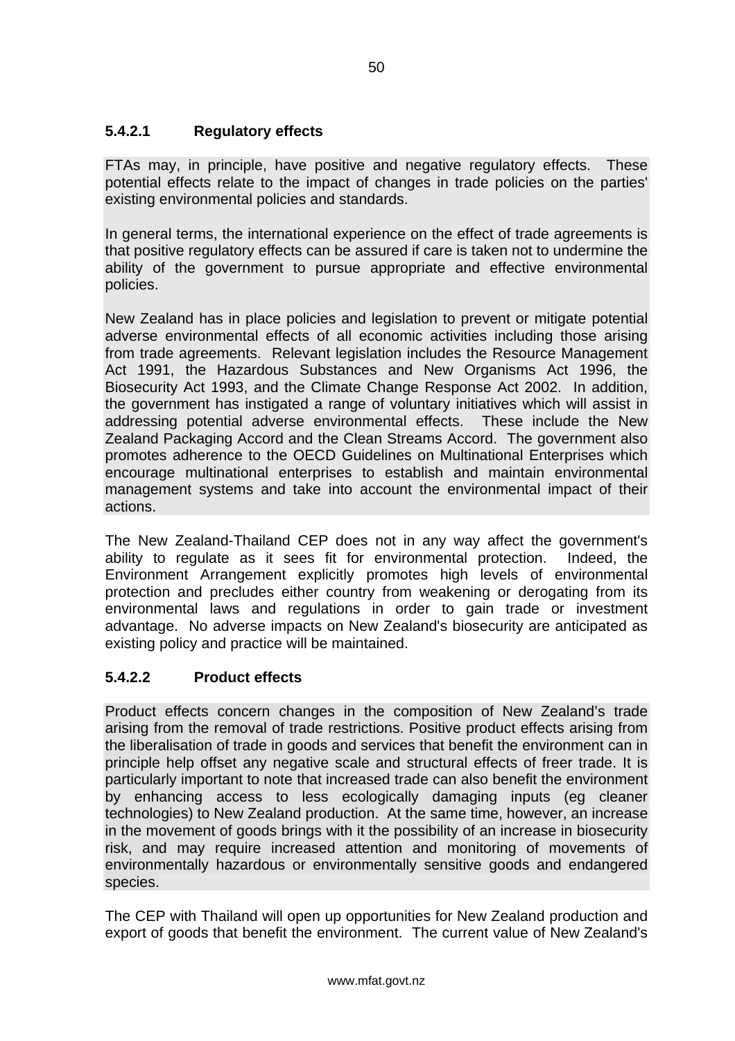#### 5.4.2.1 Regulatory effects

FTAs may, in principle, have positive and negative regulatory effects. These potential effects relate to the impact of changes in trade policies on the parties' existing environmental policies and standards.

In general terms, the international experience on the effect of trade agreements is that positive regulatory effects can be assured if care is taken not to undermine the ability of the government to pursue appropriate and effective environmental policies.

New Zealand has in place policies and legislation to prevent or mitigate potential adverse environmental effects of all economic activities including those arising from trade agreements. Relevant legislation includes the Resource Management Act 1991, the Hazardous Substances and New Organisms Act 1996, the Biosecurity Act 1993, and the Climate Change Response Act 2002. In addition, the government has instigated a range of voluntary initiatives which will assist in addressing potential adverse environmental effects. These include the New Zealand Packaging Accord and the Clean Streams Accord. The government also promotes adherence to the OECD Guidelines on Multinational Enterprises which encourage multinational enterprises to establish and maintain environmental management systems and take into account the environmental impact of their actions.

The New Zealand-Thailand CEP does not in any way affect the government's ability to regulate as it sees fit for environmental protection. Indeed, the Environment Arrangement explicitly promotes high levels of environmental protection and precludes either country from weakening or derogating from its environmental laws and regulations in order to gain trade or investment advantage. No adverse impacts on New Zealand's biosecurity are anticipated as existing policy and practice will be maintained.

#### 5.4.2.2 Product effects

Product effects concern changes in the composition of New Zealand's trade arising from the removal of trade restrictions. Positive product effects arising from the liberalisation of trade in goods and services that benefit the environment can in principle help offset any negative scale and structural effects of freer trade. It is particularly important to note that increased trade can also benefit the environment by enhancing access to less ecologically damaging inputs (eg cleaner technologies) to New Zealand production. At the same time, however, an increase in the movement of goods brings with it the possibility of an increase in biosecurity risk, and may require increased attention and monitoring of movements of environmentally hazardous or environmentally sensitive goods and endangered species.

The CEP with Thailand will open up opportunities for New Zealand production and export of goods that benefit the environment. The current value of New Zealand's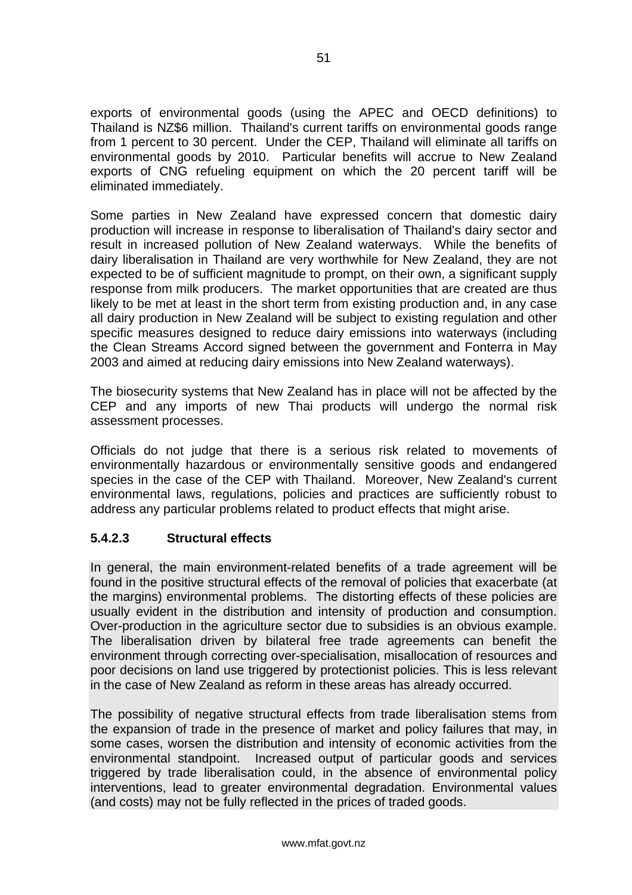exports of environmental goods (using the APEC and OECD definitions) to Thailand is NZ$6 million. Thailand's current tariffs on environmental goods range from 1 percent to 30 percent. Under the CEP, Thailand will eliminate all tariffs on environmental goods by 2010. Particular benefits will accrue to New Zealand exports of CNG refueling equipment on which the 20 percent tariff will be eliminated immediately.

Some parties in New Zealand have expressed concern that domestic dairy production will increase in response to liberalisation of Thailand's dairy sector and result in increased pollution of New Zealand waterways. While the benefits of dairy liberalisation in Thailand are very worthwhile for New Zealand, they are not expected to be of sufficient magnitude to prompt, on their own, a significant supply response from milk producers. The market opportunities that are created are thus likely to be met at least in the short term from existing production and, in any case all dairy production in New Zealand will be subject to existing regulation and other specific measures designed to reduce dairy emissions into waterways (including the Clean Streams Accord signed between the government and Fonterra in May 2003 and aimed at reducing dairy emissions into New Zealand waterways).

The biosecurity systems that New Zealand has in place will not be affected by the CEP and any imports of new Thai products will undergo the normal risk assessment processes.

Officials do not judge that there is a serious risk related to movements of environmentally hazardous or environmentally sensitive goods and endangered species in the case of the CEP with Thailand. Moreover, New Zealand's current environmental laws, regulations, policies and practices are sufficiently robust to address any particular problems related to product effects that might arise.

#### 5.4.2.3 Structural effects

In general, the main environment-related benefits of a trade agreement will be found in the positive structural effects of the removal of policies that exacerbate (at the margins) environmental problems. The distorting effects of these policies are usually evident in the distribution and intensity of production and consumption. Over-production in the agriculture sector due to subsidies is an obvious example. The liberalisation driven by bilateral free trade agreements can benefit the environment through correcting over-specialisation, misallocation of resources and poor decisions on land use triggered by protectionist policies. This is less relevant in the case of New Zealand as reform in these areas has already occurred.

The possibility of negative structural effects from trade liberalisation stems from the expansion of trade in the presence of market and policy failures that may, in some cases, worsen the distribution and intensity of economic activities from the environmental standpoint. Increased output of particular goods and services triggered by trade liberalisation could, in the absence of environmental policy interventions, lead to greater environmental degradation. Environmental values (and costs) may not be fully reflected in the prices of traded goods.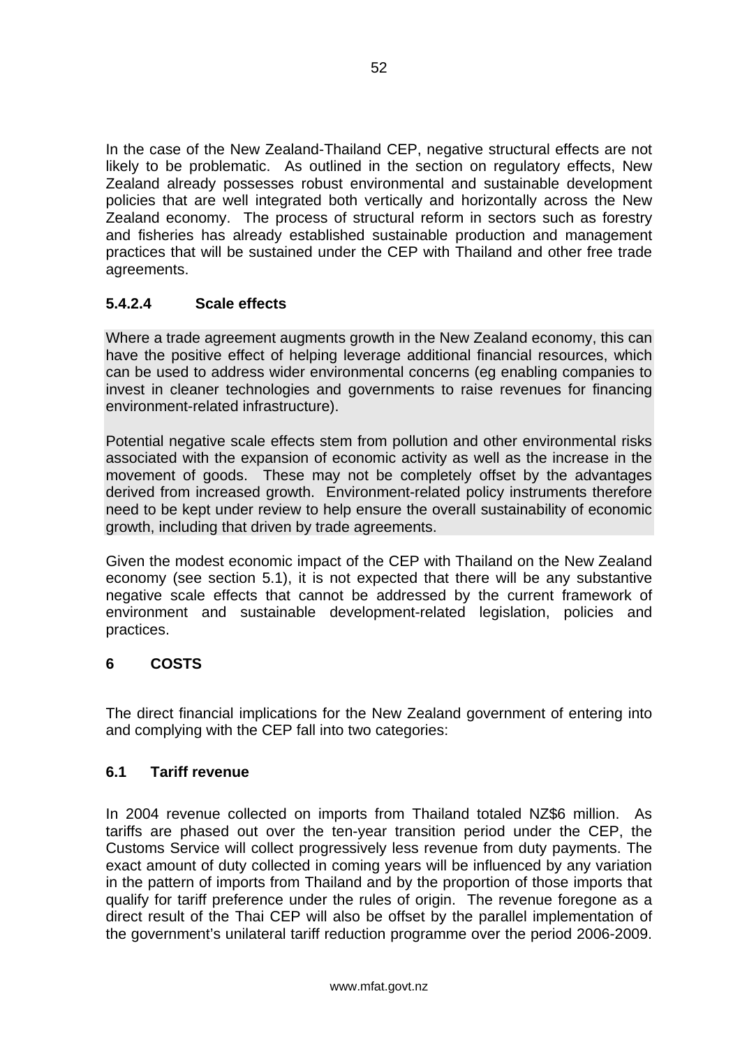In the case of the New Zealand-Thailand CEP, negative structural effects are not likely to be problematic. As outlined in the section on regulatory effects, New Zealand already possesses robust environmental and sustainable development policies that are well integrated both vertically and horizontally across the New Zealand economy. The process of structural reform in sectors such as forestry and fisheries has already established sustainable production and management practices that will be sustained under the CEP with Thailand and other free trade agreements.

#### 5.4.2.4 Scale effects

Where a trade agreement augments growth in the New Zealand economy, this can have the positive effect of helping leverage additional financial resources, which can be used to address wider environmental concerns (eg enabling companies to invest in cleaner technologies and governments to raise revenues for financing environment-related infrastructure).

Potential negative scale effects stem from pollution and other environmental risks associated with the expansion of economic activity as well as the increase in the movement of goods. These may not be completely offset by the advantages derived from increased growth. Environment-related policy instruments therefore need to be kept under review to help ensure the overall sustainability of economic growth, including that driven by trade agreements.

Given the modest economic impact of the CEP with Thailand on the New Zealand economy (see section 5.1), it is not expected that there will be any substantive negative scale effects that cannot be addressed by the current framework of environment and sustainable development-related legislation, policies and practices.

## 6 COSTS

The direct financial implications for the New Zealand government of entering into and complying with the CEP fall into two categories:

### 6.1 Tariff revenue

In 2004 revenue collected on imports from Thailand totaled NZ$6 million. As tariffs are phased out over the ten-year transition period under the CEP, the Customs Service will collect progressively less revenue from duty payments. The exact amount of duty collected in coming years will be influenced by any variation in the pattern of imports from Thailand and by the proportion of those imports that qualify for tariff preference under the rules of origin. The revenue foregone as a direct result of the Thai CEP will also be offset by the parallel implementation of the government's unilateral tariff reduction programme over the period 2006-2009.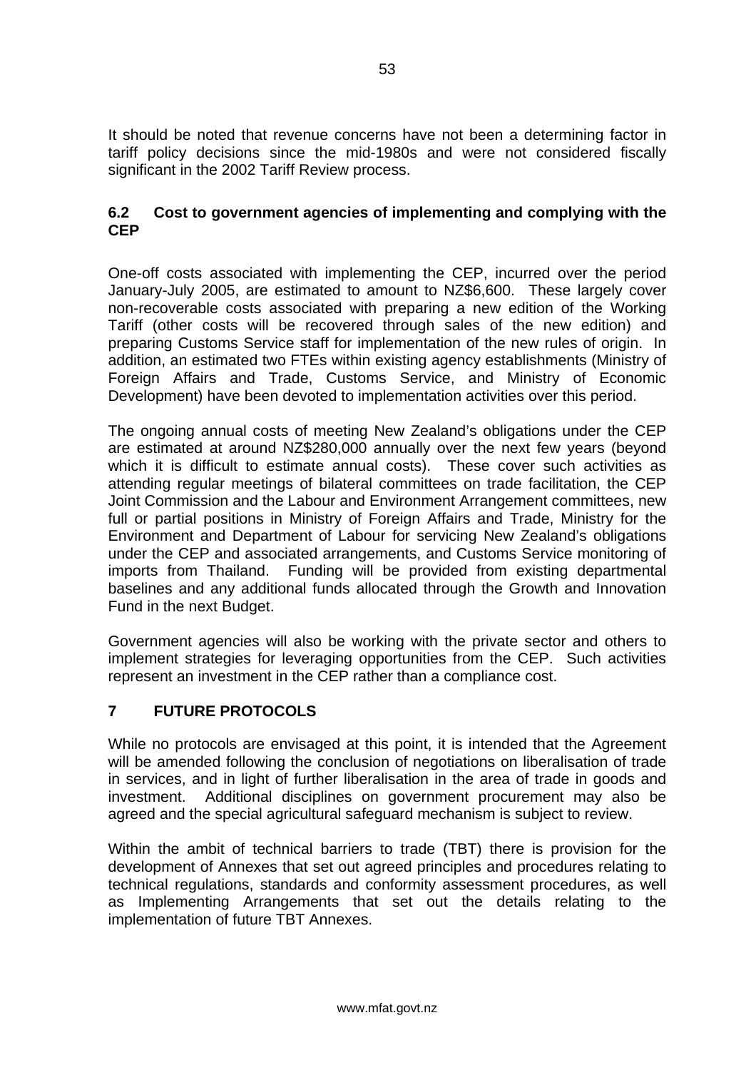It should be noted that revenue concerns have not been a determining factor in tariff policy decisions since the mid-1980s and were not considered fiscally significant in the 2002 Tariff Review process.

### 6.2 Cost to government agencies of implementing and complying with the CEP

One-off costs associated with implementing the CEP, incurred over the period January-July 2005, are estimated to amount to NZ$6,600. These largely cover non-recoverable costs associated with preparing a new edition of the Working Tariff (other costs will be recovered through sales of the new edition) and preparing Customs Service staff for implementation of the new rules of origin. In addition, an estimated two FTEs within existing agency establishments (Ministry of Foreign Affairs and Trade, Customs Service, and Ministry of Economic Development) have been devoted to implementation activities over this period.

The ongoing annual costs of meeting New Zealand's obligations under the CEP are estimated at around NZ$280,000 annually over the next few years (beyond which it is difficult to estimate annual costs). These cover such activities as attending regular meetings of bilateral committees on trade facilitation, the CEP Joint Commission and the Labour and Environment Arrangement committees, new full or partial positions in Ministry of Foreign Affairs and Trade, Ministry for the Environment and Department of Labour for servicing New Zealand's obligations under the CEP and associated arrangements, and Customs Service monitoring of imports from Thailand. Funding will be provided from existing departmental baselines and any additional funds allocated through the Growth and Innovation Fund in the next Budget.

Government agencies will also be working with the private sector and others to implement strategies for leveraging opportunities from the CEP. Such activities represent an investment in the CEP rather than a compliance cost.

## 7 FUTURE PROTOCOLS

While no protocols are envisaged at this point, it is intended that the Agreement will be amended following the conclusion of negotiations on liberalisation of trade in services, and in light of further liberalisation in the area of trade in goods and investment. Additional disciplines on government procurement may also be agreed and the special agricultural safeguard mechanism is subject to review.

Within the ambit of technical barriers to trade (TBT) there is provision for the development of Annexes that set out agreed principles and procedures relating to technical regulations, standards and conformity assessment procedures, as well as Implementing Arrangements that set out the details relating to the implementation of future TBT Annexes.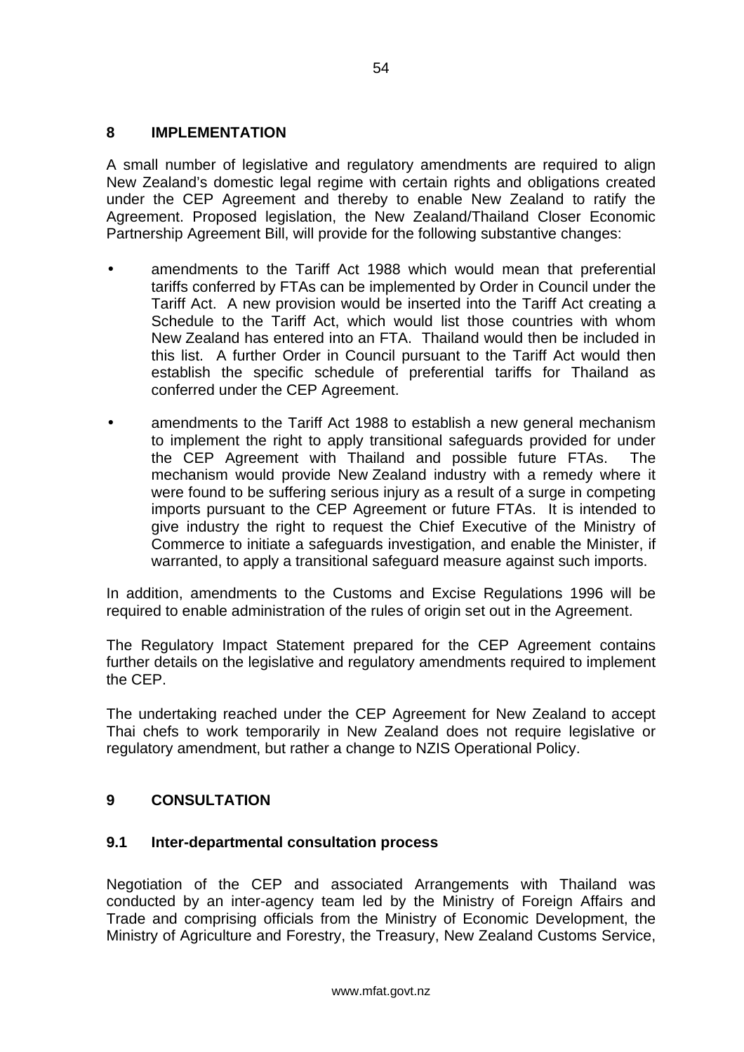## 8 IMPLEMENTATION

A small number of legislative and regulatory amendments are required to align New Zealand's domestic legal regime with certain rights and obligations created under the CEP Agreement and thereby to enable New Zealand to ratify the Agreement. Proposed legislation, the New Zealand/Thailand Closer Economic Partnership Agreement Bill, will provide for the following substantive changes:

- amendments to the Tariff Act 1988 which would mean that preferential tariffs conferred by FTAs can be implemented by Order in Council under the Tariff Act. A new provision would be inserted into the Tariff Act creating a Schedule to the Tariff Act, which would list those countries with whom New Zealand has entered into an FTA. Thailand would then be included in this list. A further Order in Council pursuant to the Tariff Act would then establish the specific schedule of preferential tariffs for Thailand as conferred under the CEP Agreement.
- amendments to the Tariff Act 1988 to establish a new general mechanism to implement the right to apply transitional safeguards provided for under the CEP Agreement with Thailand and possible future FTAs. The mechanism would provide New Zealand industry with a remedy where it were found to be suffering serious injury as a result of a surge in competing imports pursuant to the CEP Agreement or future FTAs. It is intended to give industry the right to request the Chief Executive of the Ministry of Commerce to initiate a safeguards investigation, and enable the Minister, if warranted, to apply a transitional safeguard measure against such imports.

In addition, amendments to the Customs and Excise Regulations 1996 will be required to enable administration of the rules of origin set out in the Agreement.

The Regulatory Impact Statement prepared for the CEP Agreement contains further details on the legislative and regulatory amendments required to implement the CEP.

The undertaking reached under the CEP Agreement for New Zealand to accept Thai chefs to work temporarily in New Zealand does not require legislative or regulatory amendment, but rather a change to NZIS Operational Policy.

## 9 CONSULTATION

### 9.1 Inter-departmental consultation process

Negotiation of the CEP and associated Arrangements with Thailand was conducted by an inter-agency team led by the Ministry of Foreign Affairs and Trade and comprising officials from the Ministry of Economic Development, the Ministry of Agriculture and Forestry, the Treasury, New Zealand Customs Service,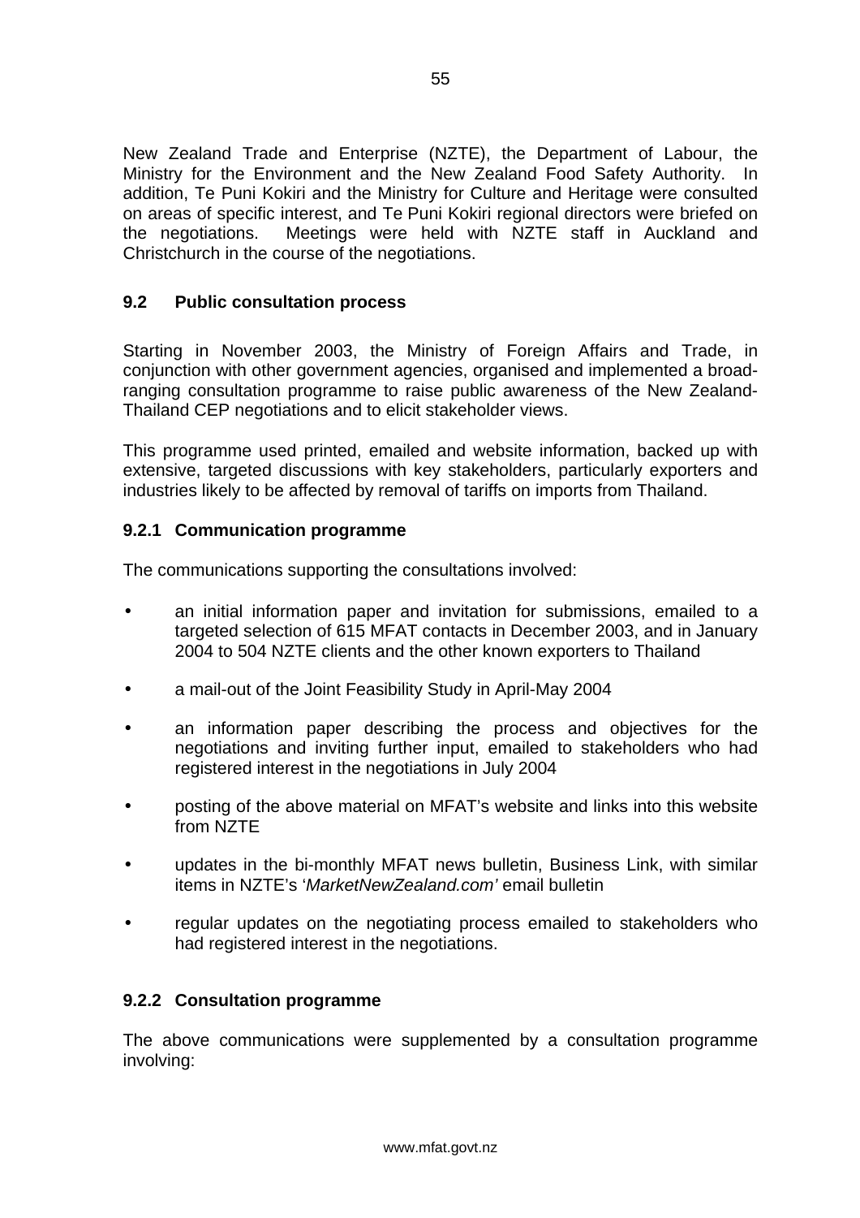New Zealand Trade and Enterprise (NZTE), the Department of Labour, the Ministry for the Environment and the New Zealand Food Safety Authority. In addition, Te Puni Kokiri and the Ministry for Culture and Heritage were consulted on areas of specific interest, and Te Puni Kokiri regional directors were briefed on the negotiations. Meetings were held with NZTE staff in Auckland and Christchurch in the course of the negotiations.

### 9.2 Public consultation process

Starting in November 2003, the Ministry of Foreign Affairs and Trade, in conjunction with other government agencies, organised and implemented a broad-ranging consultation programme to raise public awareness of the New Zealand-Thailand CEP negotiations and to elicit stakeholder views.

This programme used printed, emailed and website information, backed up with extensive, targeted discussions with key stakeholders, particularly exporters and industries likely to be affected by removal of tariffs on imports from Thailand.

#### 9.2.1 Communication programme

The communications supporting the consultations involved:

- an initial information paper and invitation for submissions, emailed to a targeted selection of 615 MFAT contacts in December 2003, and in January 2004 to 504 NZTE clients and the other known exporters to Thailand
- a mail-out of the Joint Feasibility Study in April-May 2004
- an information paper describing the process and objectives for the negotiations and inviting further input, emailed to stakeholders who had registered interest in the negotiations in July 2004
- posting of the above material on MFAT's website and links into this website from NZTE
- updates in the bi-monthly MFAT news bulletin, Business Link, with similar items in NZTE's '*MarketNewZealand.com'* email bulletin
- regular updates on the negotiating process emailed to stakeholders who had registered interest in the negotiations.

#### 9.2.2 Consultation programme

The above communications were supplemented by a consultation programme involving: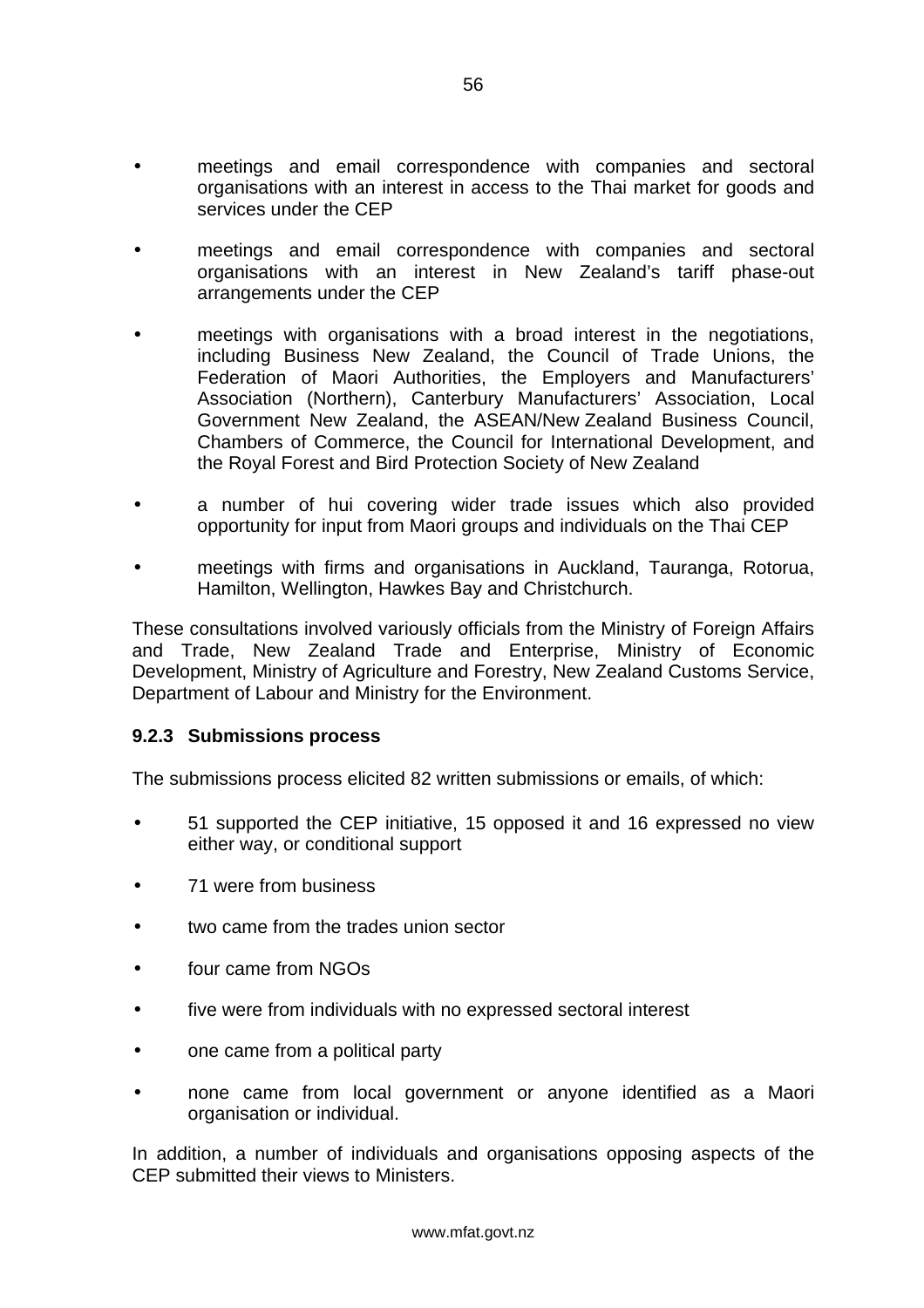- meetings and email correspondence with companies and sectoral organisations with an interest in access to the Thai market for goods and services under the CEP

- meetings and email correspondence with companies and sectoral organisations with an interest in New Zealand's tariff phase-out arrangements under the CEP

- meetings with organisations with a broad interest in the negotiations, including Business New Zealand, the Council of Trade Unions, the Federation of Maori Authorities, the Employers and Manufacturers' Association (Northern), Canterbury Manufacturers' Association, Local Government New Zealand, the ASEAN/New Zealand Business Council, Chambers of Commerce, the Council for International Development, and the Royal Forest and Bird Protection Society of New Zealand

- a number of hui covering wider trade issues which also provided opportunity for input from Maori groups and individuals on the Thai CEP

- meetings with firms and organisations in Auckland, Tauranga, Rotorua, Hamilton, Wellington, Hawkes Bay and Christchurch.

These consultations involved variously officials from the Ministry of Foreign Affairs and Trade, New Zealand Trade and Enterprise, Ministry of Economic Development, Ministry of Agriculture and Forestry, New Zealand Customs Service, Department of Labour and Ministry for the Environment.

### 9.2.3 Submissions process

The submissions process elicited 82 written submissions or emails, of which:

- 51 supported the CEP initiative, 15 opposed it and 16 expressed no view either way, or conditional support

- 71 were from business

- two came from the trades union sector

- four came from NGOs

- five were from individuals with no expressed sectoral interest

- one came from a political party

- none came from local government or anyone identified as a Maori organisation or individual.

In addition, a number of individuals and organisations opposing aspects of the CEP submitted their views to Ministers.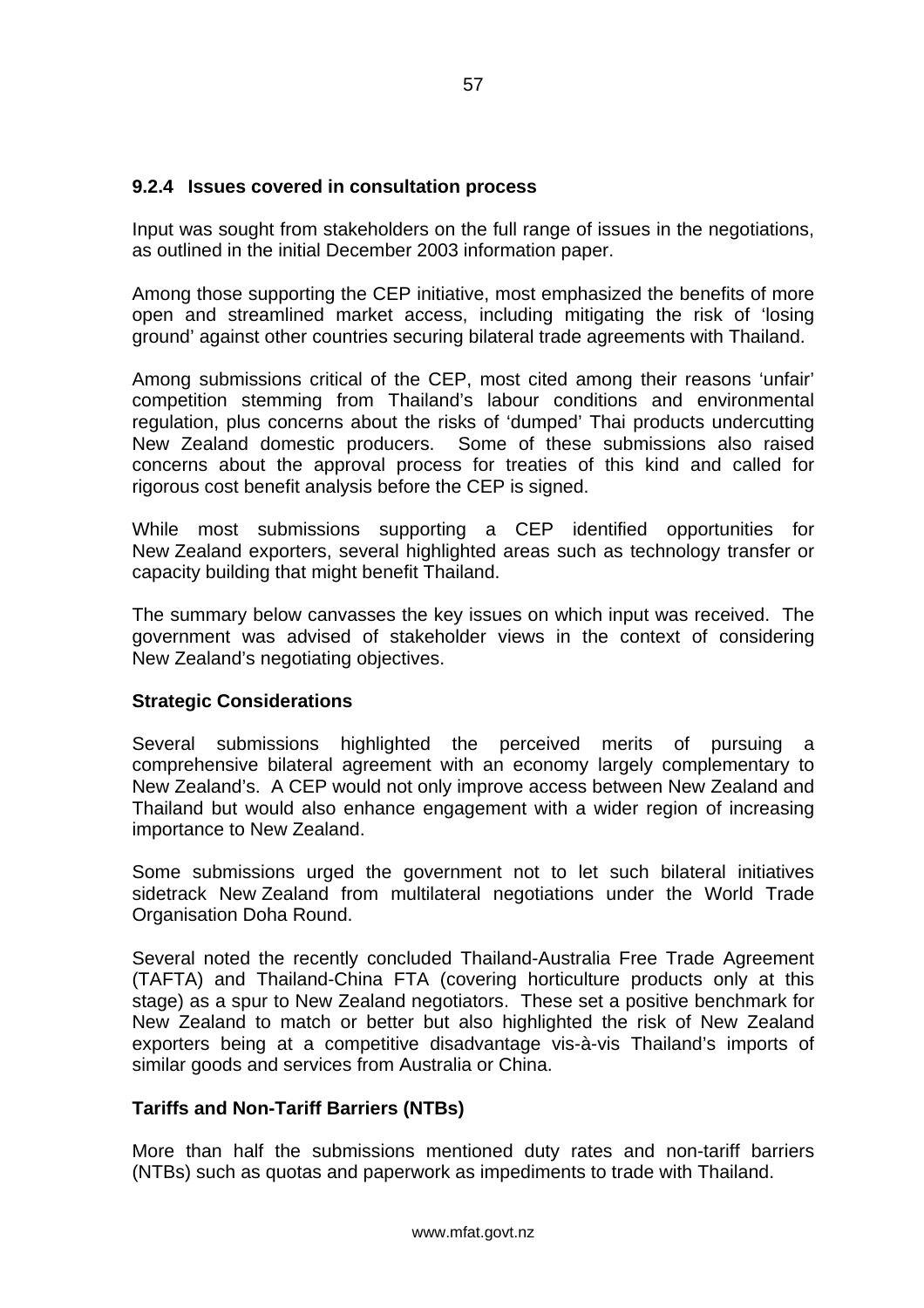### 9.2.4 Issues covered in consultation process

Input was sought from stakeholders on the full range of issues in the negotiations, as outlined in the initial December 2003 information paper.

Among those supporting the CEP initiative, most emphasized the benefits of more open and streamlined market access, including mitigating the risk of 'losing ground' against other countries securing bilateral trade agreements with Thailand.

Among submissions critical of the CEP, most cited among their reasons 'unfair' competition stemming from Thailand's labour conditions and environmental regulation, plus concerns about the risks of 'dumped' Thai products undercutting New Zealand domestic producers. Some of these submissions also raised concerns about the approval process for treaties of this kind and called for rigorous cost benefit analysis before the CEP is signed.

While most submissions supporting a CEP identified opportunities for New Zealand exporters, several highlighted areas such as technology transfer or capacity building that might benefit Thailand.

The summary below canvasses the key issues on which input was received. The government was advised of stakeholder views in the context of considering New Zealand's negotiating objectives.

**Strategic Considerations**

Several submissions highlighted the perceived merits of pursuing a comprehensive bilateral agreement with an economy largely complementary to New Zealand's. A CEP would not only improve access between New Zealand and Thailand but would also enhance engagement with a wider region of increasing importance to New Zealand.

Some submissions urged the government not to let such bilateral initiatives sidetrack New Zealand from multilateral negotiations under the World Trade Organisation Doha Round.

Several noted the recently concluded Thailand-Australia Free Trade Agreement (TAFTA) and Thailand-China FTA (covering horticulture products only at this stage) as a spur to New Zealand negotiators. These set a positive benchmark for New Zealand to match or better but also highlighted the risk of New Zealand exporters being at a competitive disadvantage vis-à-vis Thailand's imports of similar goods and services from Australia or China.

**Tariffs and Non-Tariff Barriers (NTBs)**

More than half the submissions mentioned duty rates and non-tariff barriers (NTBs) such as quotas and paperwork as impediments to trade with Thailand.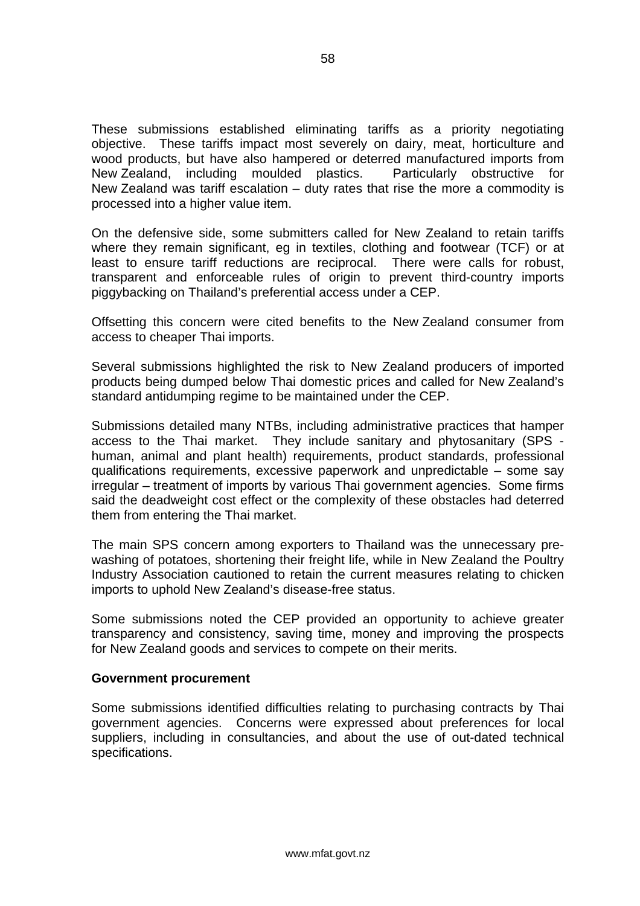These submissions established eliminating tariffs as a priority negotiating objective. These tariffs impact most severely on dairy, meat, horticulture and wood products, but have also hampered or deterred manufactured imports from New Zealand, including moulded plastics. Particularly obstructive for New Zealand was tariff escalation – duty rates that rise the more a commodity is processed into a higher value item.

On the defensive side, some submitters called for New Zealand to retain tariffs where they remain significant, eg in textiles, clothing and footwear (TCF) or at least to ensure tariff reductions are reciprocal. There were calls for robust, transparent and enforceable rules of origin to prevent third-country imports piggybacking on Thailand's preferential access under a CEP.

Offsetting this concern were cited benefits to the New Zealand consumer from access to cheaper Thai imports.

Several submissions highlighted the risk to New Zealand producers of imported products being dumped below Thai domestic prices and called for New Zealand's standard antidumping regime to be maintained under the CEP.

Submissions detailed many NTBs, including administrative practices that hamper access to the Thai market. They include sanitary and phytosanitary (SPS - human, animal and plant health) requirements, product standards, professional qualifications requirements, excessive paperwork and unpredictable – some say irregular – treatment of imports by various Thai government agencies. Some firms said the deadweight cost effect or the complexity of these obstacles had deterred them from entering the Thai market.

The main SPS concern among exporters to Thailand was the unnecessary pre-washing of potatoes, shortening their freight life, while in New Zealand the Poultry Industry Association cautioned to retain the current measures relating to chicken imports to uphold New Zealand's disease-free status.

Some submissions noted the CEP provided an opportunity to achieve greater transparency and consistency, saving time, money and improving the prospects for New Zealand goods and services to compete on their merits.

**Government procurement**

Some submissions identified difficulties relating to purchasing contracts by Thai government agencies. Concerns were expressed about preferences for local suppliers, including in consultancies, and about the use of out-dated technical specifications.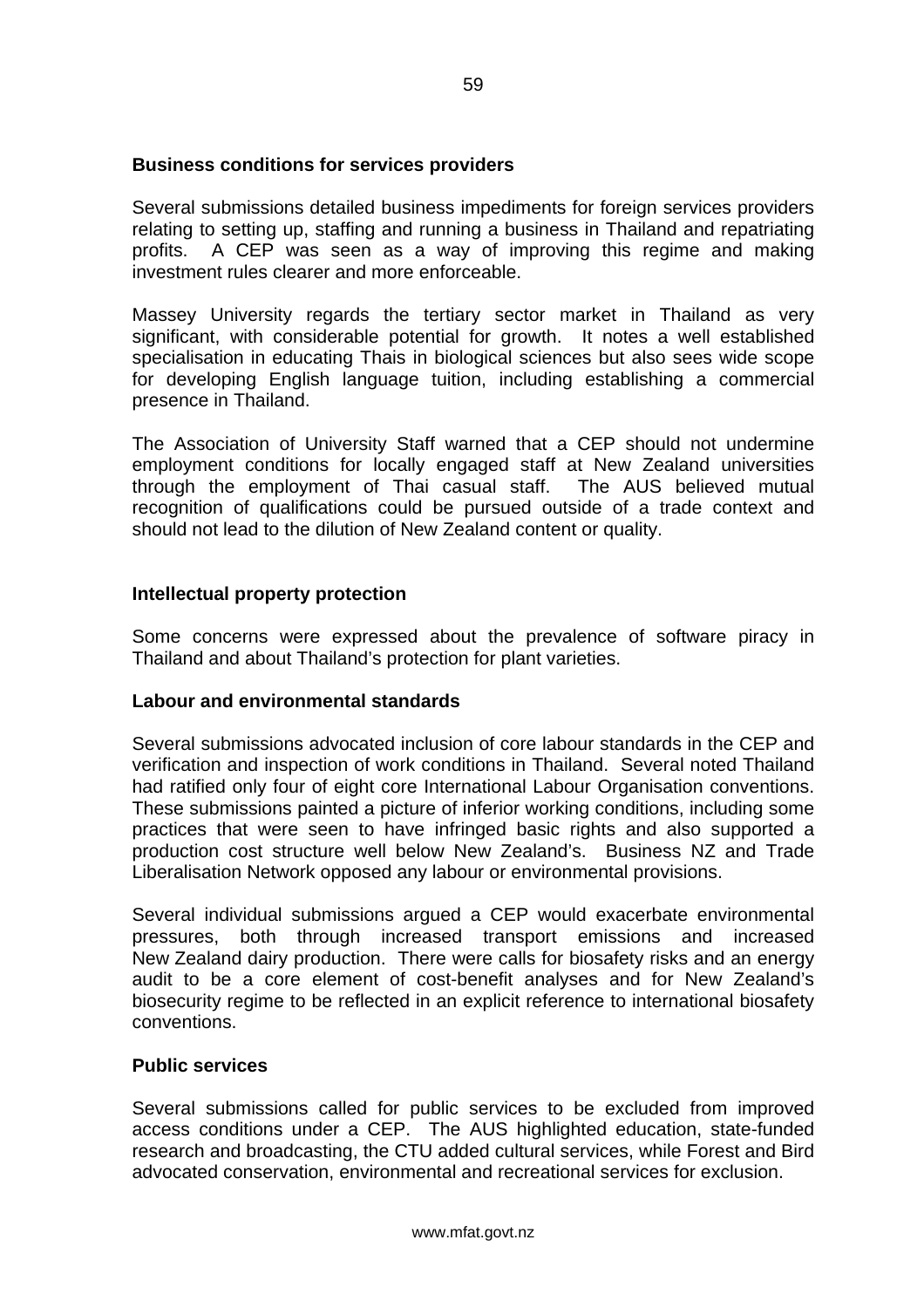## Business conditions for services providers

Several submissions detailed business impediments for foreign services providers relating to setting up, staffing and running a business in Thailand and repatriating profits. A CEP was seen as a way of improving this regime and making investment rules clearer and more enforceable.

Massey University regards the tertiary sector market in Thailand as very significant, with considerable potential for growth. It notes a well established specialisation in educating Thais in biological sciences but also sees wide scope for developing English language tuition, including establishing a commercial presence in Thailand.

The Association of University Staff warned that a CEP should not undermine employment conditions for locally engaged staff at New Zealand universities through the employment of Thai casual staff. The AUS believed mutual recognition of qualifications could be pursued outside of a trade context and should not lead to the dilution of New Zealand content or quality.

## Intellectual property protection

Some concerns were expressed about the prevalence of software piracy in Thailand and about Thailand's protection for plant varieties.

## Labour and environmental standards

Several submissions advocated inclusion of core labour standards in the CEP and verification and inspection of work conditions in Thailand. Several noted Thailand had ratified only four of eight core International Labour Organisation conventions. These submissions painted a picture of inferior working conditions, including some practices that were seen to have infringed basic rights and also supported a production cost structure well below New Zealand's. Business NZ and Trade Liberalisation Network opposed any labour or environmental provisions.

Several individual submissions argued a CEP would exacerbate environmental pressures, both through increased transport emissions and increased New Zealand dairy production. There were calls for biosafety risks and an energy audit to be a core element of cost-benefit analyses and for New Zealand's biosecurity regime to be reflected in an explicit reference to international biosafety conventions.

## Public services

Several submissions called for public services to be excluded from improved access conditions under a CEP. The AUS highlighted education, state-funded research and broadcasting, the CTU added cultural services, while Forest and Bird advocated conservation, environmental and recreational services for exclusion.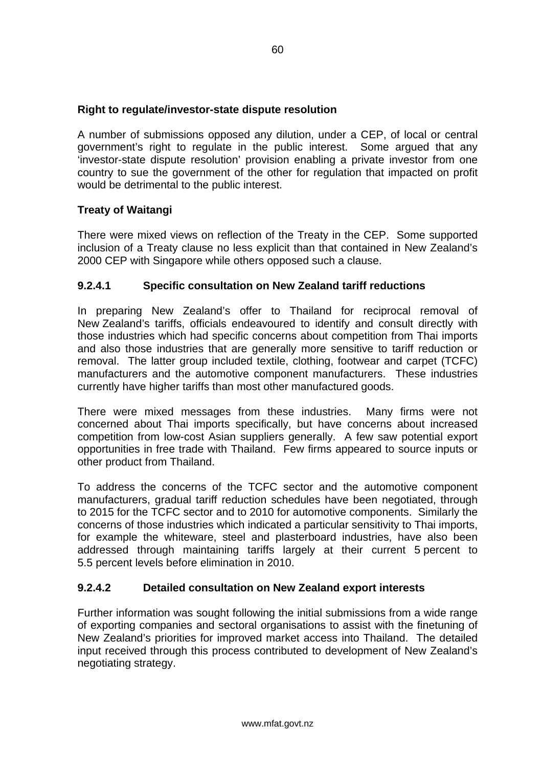**Right to regulate/investor-state dispute resolution**

A number of submissions opposed any dilution, under a CEP, of local or central government's right to regulate in the public interest. Some argued that any 'investor-state dispute resolution' provision enabling a private investor from one country to sue the government of the other for regulation that impacted on profit would be detrimental to the public interest.

**Treaty of Waitangi**

There were mixed views on reflection of the Treaty in the CEP. Some supported inclusion of a Treaty clause no less explicit than that contained in New Zealand's 2000 CEP with Singapore while others opposed such a clause.

### 9.2.4.1 Specific consultation on New Zealand tariff reductions

In preparing New Zealand's offer to Thailand for reciprocal removal of New Zealand's tariffs, officials endeavoured to identify and consult directly with those industries which had specific concerns about competition from Thai imports and also those industries that are generally more sensitive to tariff reduction or removal. The latter group included textile, clothing, footwear and carpet (TCFC) manufacturers and the automotive component manufacturers. These industries currently have higher tariffs than most other manufactured goods.

There were mixed messages from these industries. Many firms were not concerned about Thai imports specifically, but have concerns about increased competition from low-cost Asian suppliers generally. A few saw potential export opportunities in free trade with Thailand. Few firms appeared to source inputs or other product from Thailand.

To address the concerns of the TCFC sector and the automotive component manufacturers, gradual tariff reduction schedules have been negotiated, through to 2015 for the TCFC sector and to 2010 for automotive components. Similarly the concerns of those industries which indicated a particular sensitivity to Thai imports, for example the whiteware, steel and plasterboard industries, have also been addressed through maintaining tariffs largely at their current 5 percent to 5.5 percent levels before elimination in 2010.

### 9.2.4.2 Detailed consultation on New Zealand export interests

Further information was sought following the initial submissions from a wide range of exporting companies and sectoral organisations to assist with the finetuning of New Zealand's priorities for improved market access into Thailand. The detailed input received through this process contributed to development of New Zealand's negotiating strategy.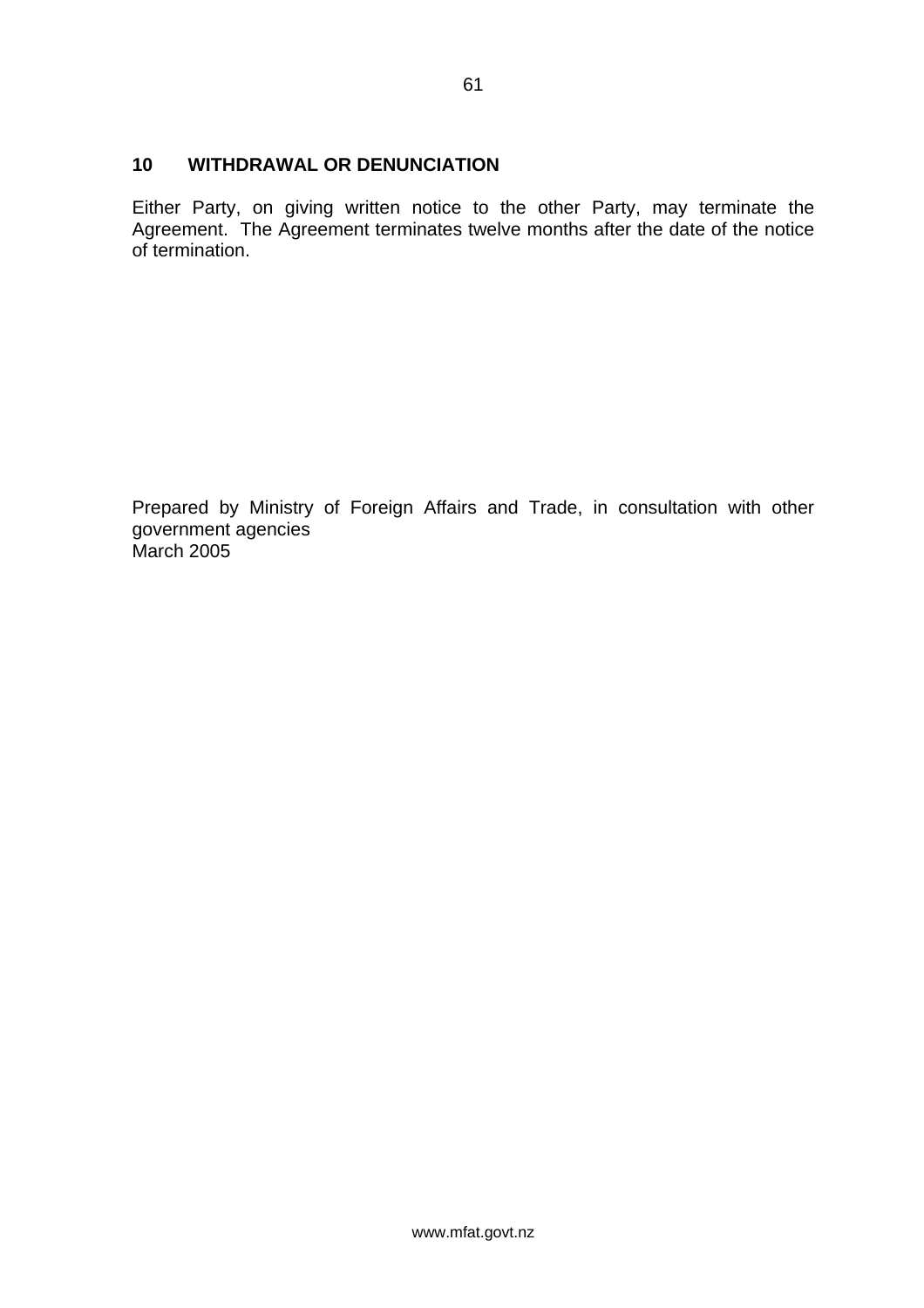## 10 WITHDRAWAL OR DENUNCIATION

Either Party, on giving written notice to the other Party, may terminate the Agreement. The Agreement terminates twelve months after the date of the notice of termination.

Prepared by Ministry of Foreign Affairs and Trade, in consultation with other government agencies
March 2005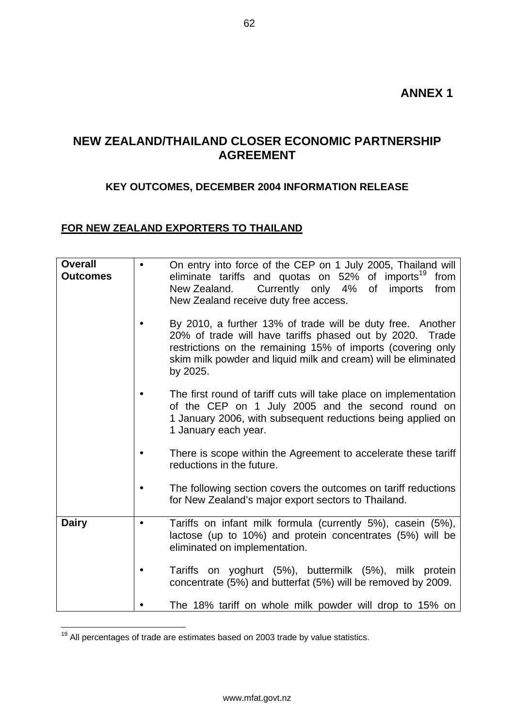**ANNEX 1**

# NEW ZEALAND/THAILAND CLOSER ECONOMIC PARTNERSHIP AGREEMENT

### KEY OUTCOMES, DECEMBER 2004 INFORMATION RELEASE

**FOR NEW ZEALAND EXPORTERS TO THAILAND**

| | |
|---|---|
| **Overall Outcomes** | • On entry into force of the CEP on 1 July 2005, Thailand will eliminate tariffs and quotas on 52% of imports[19] from New Zealand. Currently only 4% of imports from New Zealand receive duty free access.<br><br>• By 2010, a further 13% of trade will be duty free. Another 20% of trade will have tariffs phased out by 2020. Trade restrictions on the remaining 15% of imports (covering only skim milk powder and liquid milk and cream) will be eliminated by 2025.<br><br>• The first round of tariff cuts will take place on implementation of the CEP on 1 July 2005 and the second round on 1 January 2006, with subsequent reductions being applied on 1 January each year.<br><br>• There is scope within the Agreement to accelerate these tariff reductions in the future.<br><br>• The following section covers the outcomes on tariff reductions for New Zealand's major export sectors to Thailand. |
| **Dairy** | • Tariffs on infant milk formula (currently 5%), casein (5%), lactose (up to 10%) and protein concentrates (5%) will be eliminated on implementation.<br><br>• Tariffs on yoghurt (5%), buttermilk (5%), milk protein concentrate (5%) and butterfat (5%) will be removed by 2009.<br><br>• The 18% tariff on whole milk powder will drop to 15% on |

[19] All percentages of trade are estimates based on 2003 trade by value statistics.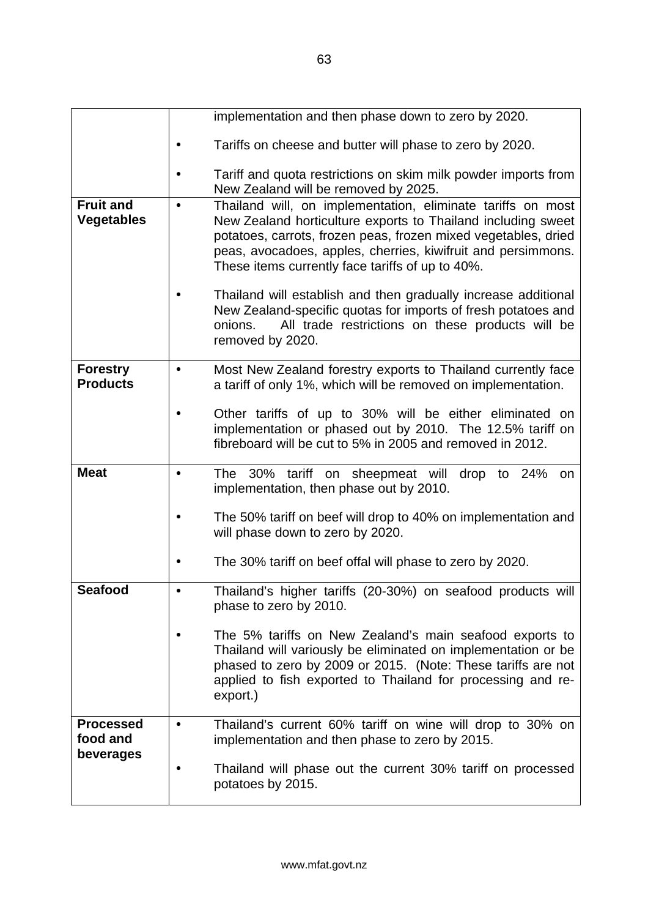|  |  |
|---|---|
|  | implementation and then phase down to zero by 2020.<br>• Tariffs on cheese and butter will phase to zero by 2020.<br>• Tariff and quota restrictions on skim milk powder imports from New Zealand will be removed by 2025. |
| **Fruit and Vegetables** | • Thailand will, on implementation, eliminate tariffs on most New Zealand horticulture exports to Thailand including sweet potatoes, carrots, frozen peas, frozen mixed vegetables, dried peas, avocadoes, apples, cherries, kiwifruit and persimmons. These items currently face tariffs of up to 40%.<br>• Thailand will establish and then gradually increase additional New Zealand-specific quotas for imports of fresh potatoes and onions. All trade restrictions on these products will be removed by 2020. |
| **Forestry Products** | • Most New Zealand forestry exports to Thailand currently face a tariff of only 1%, which will be removed on implementation.<br>• Other tariffs of up to 30% will be either eliminated on implementation or phased out by 2010. The 12.5% tariff on fibreboard will be cut to 5% in 2005 and removed in 2012. |
| **Meat** | • The 30% tariff on sheepmeat will drop to 24% on implementation, then phase out by 2010.<br>• The 50% tariff on beef will drop to 40% on implementation and will phase down to zero by 2020.<br>• The 30% tariff on beef offal will phase to zero by 2020. |
| **Seafood** | • Thailand's higher tariffs (20-30%) on seafood products will phase to zero by 2010.<br>• The 5% tariffs on New Zealand's main seafood exports to Thailand will variously be eliminated on implementation or be phased to zero by 2009 or 2015. (Note: These tariffs are not applied to fish exported to Thailand for processing and re-export.) |
| **Processed food and beverages** | • Thailand's current 60% tariff on wine will drop to 30% on implementation and then phase to zero by 2015.<br>• Thailand will phase out the current 30% tariff on processed potatoes by 2015. |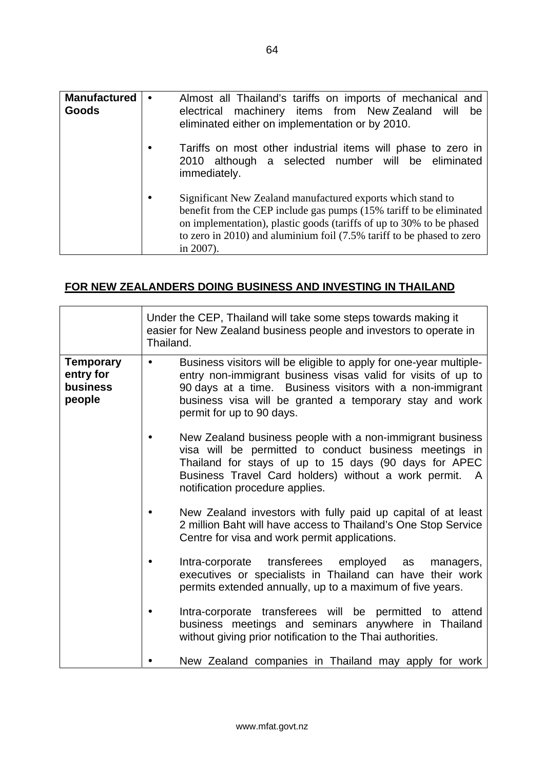| Manufactured Goods | <ul><li>Almost all Thailand's tariffs on imports of mechanical and electrical machinery items from New Zealand will be eliminated either on implementation or by 2010.</li><li>Tariffs on most other industrial items will phase to zero in 2010 although a selected number will be eliminated immediately.</li><li>Significant New Zealand manufactured exports which stand to benefit from the CEP include gas pumps (15% tariff to be eliminated on implementation), plastic goods (tariffs of up to 30% to be phased to zero in 2010) and aluminium foil (7.5% tariff to be phased to zero in 2007).</li></ul> |
|---|---|

## FOR NEW ZEALANDERS DOING BUSINESS AND INVESTING IN THAILAND

| | Under the CEP, Thailand will take some steps towards making it easier for New Zealand business people and investors to operate in Thailand. |
|---|---|
| **Temporary entry for business people** | <ul><li>Business visitors will be eligible to apply for one-year multiple-entry non-immigrant business visas valid for visits of up to 90 days at a time. Business visitors with a non-immigrant business visa will be granted a temporary stay and work permit for up to 90 days.</li><li>New Zealand business people with a non-immigrant business visa will be permitted to conduct business meetings in Thailand for stays of up to 15 days (90 days for APEC Business Travel Card holders) without a work permit. A notification procedure applies.</li><li>New Zealand investors with fully paid up capital of at least 2 million Baht will have access to Thailand's One Stop Service Centre for visa and work permit applications.</li><li>Intra-corporate transferees employed as managers, executives or specialists in Thailand can have their work permits extended annually, up to a maximum of five years.</li><li>Intra-corporate transferees will be permitted to attend business meetings and seminars anywhere in Thailand without giving prior notification to the Thai authorities.</li><li>New Zealand companies in Thailand may apply for work</li></ul> |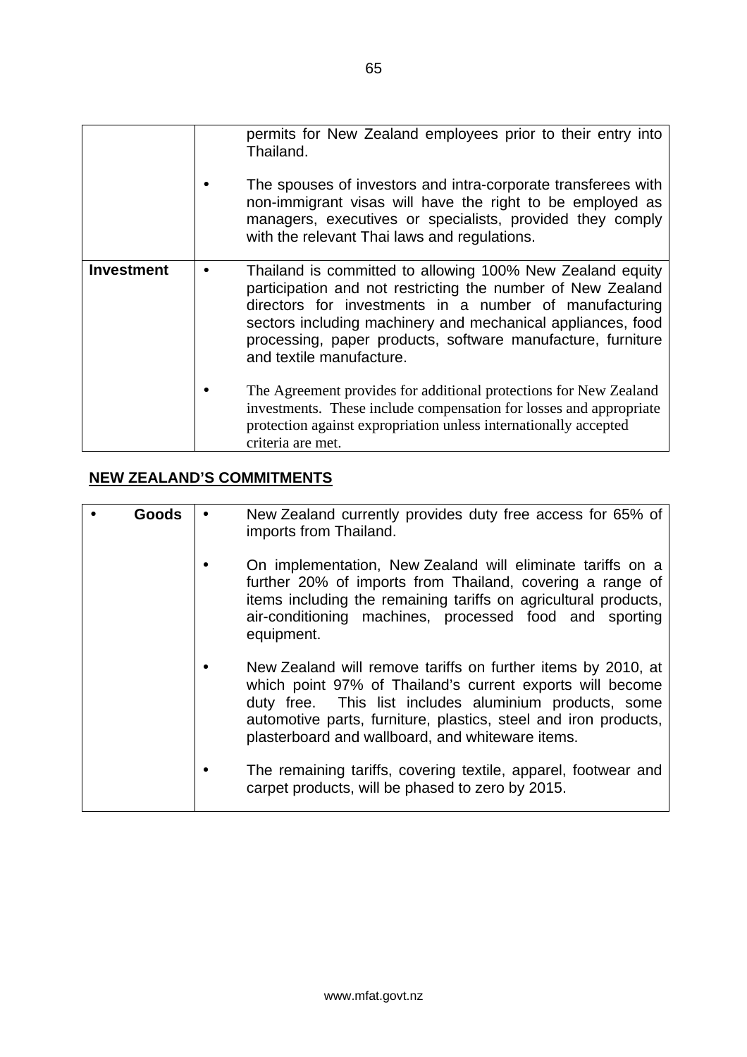| | |
|---|---|
| | permits for New Zealand employees prior to their entry into Thailand.<br><br>• The spouses of investors and intra-corporate transferees with non-immigrant visas will have the right to be employed as managers, executives or specialists, provided they comply with the relevant Thai laws and regulations. |
| **Investment** | • Thailand is committed to allowing 100% New Zealand equity participation and not restricting the number of New Zealand directors for investments in a number of manufacturing sectors including machinery and mechanical appliances, food processing, paper products, software manufacture, furniture and textile manufacture.<br><br>• The Agreement provides for additional protections for New Zealand investments. These include compensation for losses and appropriate protection against expropriation unless internationally accepted criteria are met. |

**NEW ZEALAND'S COMMITMENTS**

| | |
|---|---|
| • **Goods** | • New Zealand currently provides duty free access for 65% of imports from Thailand.<br><br>• On implementation, New Zealand will eliminate tariffs on a further 20% of imports from Thailand, covering a range of items including the remaining tariffs on agricultural products, air-conditioning machines, processed food and sporting equipment.<br><br>• New Zealand will remove tariffs on further items by 2010, at which point 97% of Thailand's current exports will become duty free. This list includes aluminium products, some automotive parts, furniture, plastics, steel and iron products, plasterboard and wallboard, and whiteware items.<br><br>• The remaining tariffs, covering textile, apparel, footwear and carpet products, will be phased to zero by 2015. |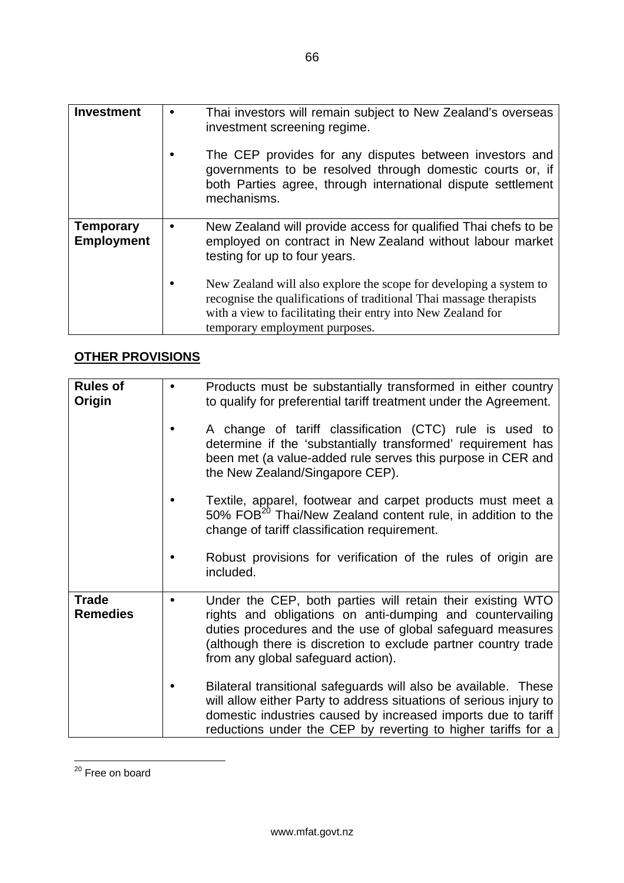| | |
|---|---|
| **Investment** | • Thai investors will remain subject to New Zealand's overseas investment screening regime.<br><br>• The CEP provides for any disputes between investors and governments to be resolved through domestic courts or, if both Parties agree, through international dispute settlement mechanisms. |
| **Temporary Employment** | • New Zealand will provide access for qualified Thai chefs to be employed on contract in New Zealand without labour market testing for up to four years.<br><br>• New Zealand will also explore the scope for developing a system to recognise the qualifications of traditional Thai massage therapists with a view to facilitating their entry into New Zealand for temporary employment purposes. |

## OTHER PROVISIONS

| | |
|---|---|
| **Rules of Origin** | • Products must be substantially transformed in either country to qualify for preferential tariff treatment under the Agreement.<br><br>• A change of tariff classification (CTC) rule is used to determine if the 'substantially transformed' requirement has been met (a value-added rule serves this purpose in CER and the New Zealand/Singapore CEP).<br><br>• Textile, apparel, footwear and carpet products must meet a 50% FOB[20] Thai/New Zealand content rule, in addition to the change of tariff classification requirement.<br><br>• Robust provisions for verification of the rules of origin are included. |
| **Trade Remedies** | • Under the CEP, both parties will retain their existing WTO rights and obligations on anti-dumping and countervailing duties procedures and the use of global safeguard measures (although there is discretion to exclude partner country trade from any global safeguard action).<br><br>• Bilateral transitional safeguards will also be available. These will allow either Party to address situations of serious injury to domestic industries caused by increased imports due to tariff reductions under the CEP by reverting to higher tariffs for a |

[20] Free on board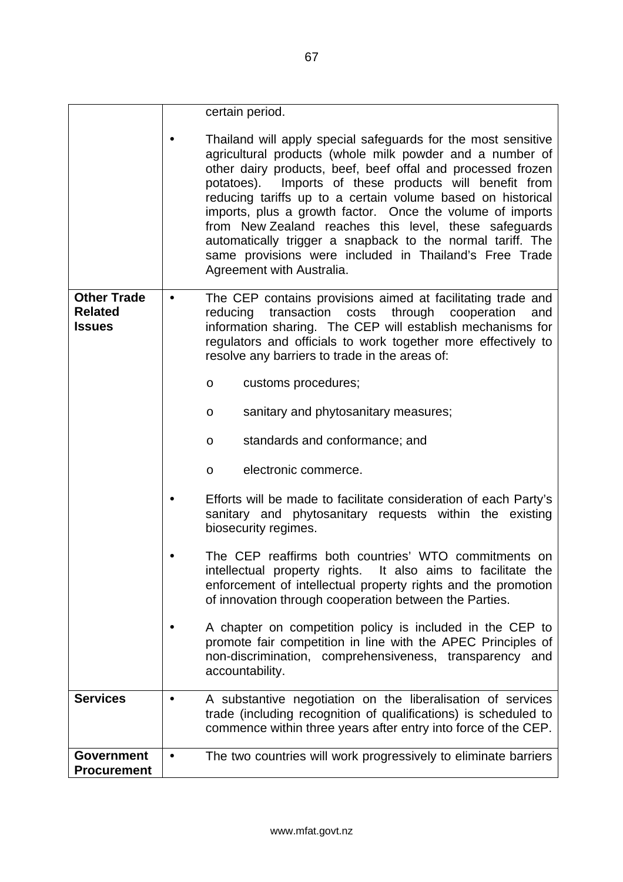| | |
|---|---|
| | certain period.<br><br>• Thailand will apply special safeguards for the most sensitive agricultural products (whole milk powder and a number of other dairy products, beef, beef offal and processed frozen potatoes). Imports of these products will benefit from reducing tariffs up to a certain volume based on historical imports, plus a growth factor. Once the volume of imports from New Zealand reaches this level, these safeguards automatically trigger a snapback to the normal tariff. The same provisions were included in Thailand's Free Trade Agreement with Australia. |
| **Other Trade Related Issues** | • The CEP contains provisions aimed at facilitating trade and reducing transaction costs through cooperation and information sharing. The CEP will establish mechanisms for regulators and officials to work together more effectively to resolve any barriers to trade in the areas of:<br><br>o customs procedures;<br><br>o sanitary and phytosanitary measures;<br><br>o standards and conformance; and<br><br>o electronic commerce.<br><br>• Efforts will be made to facilitate consideration of each Party's sanitary and phytosanitary requests within the existing biosecurity regimes.<br><br>• The CEP reaffirms both countries' WTO commitments on intellectual property rights. It also aims to facilitate the enforcement of intellectual property rights and the promotion of innovation through cooperation between the Parties.<br><br>• A chapter on competition policy is included in the CEP to promote fair competition in line with the APEC Principles of non-discrimination, comprehensiveness, transparency and accountability. |
| **Services** | • A substantive negotiation on the liberalisation of services trade (including recognition of qualifications) is scheduled to commence within three years after entry into force of the CEP. |
| **Government Procurement** | • The two countries will work progressively to eliminate barriers |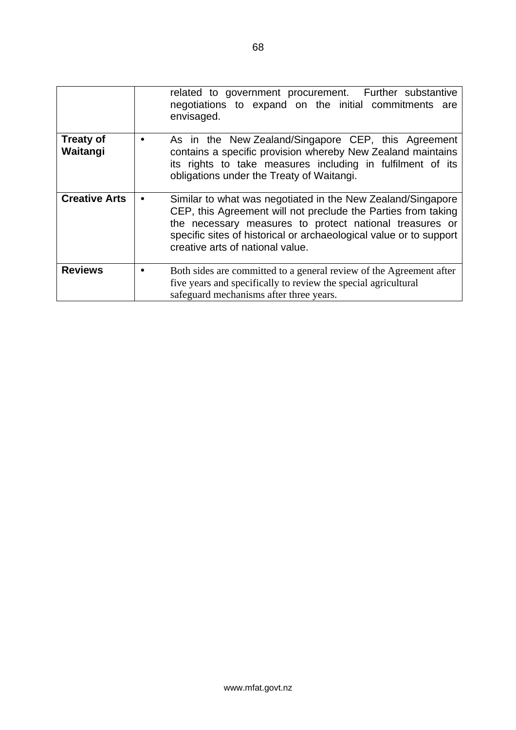| | | |
|---|---|---|
| | | related to government procurement. Further substantive negotiations to expand on the initial commitments are envisaged. |
| **Treaty of Waitangi** | • | As in the New Zealand/Singapore CEP, this Agreement contains a specific provision whereby New Zealand maintains its rights to take measures including in fulfilment of its obligations under the Treaty of Waitangi. |
| **Creative Arts** | • | Similar to what was negotiated in the New Zealand/Singapore CEP, this Agreement will not preclude the Parties from taking the necessary measures to protect national treasures or specific sites of historical or archaeological value or to support creative arts of national value. |
| **Reviews** | • | Both sides are committed to a general review of the Agreement after five years and specifically to review the special agricultural safeguard mechanisms after three years. |